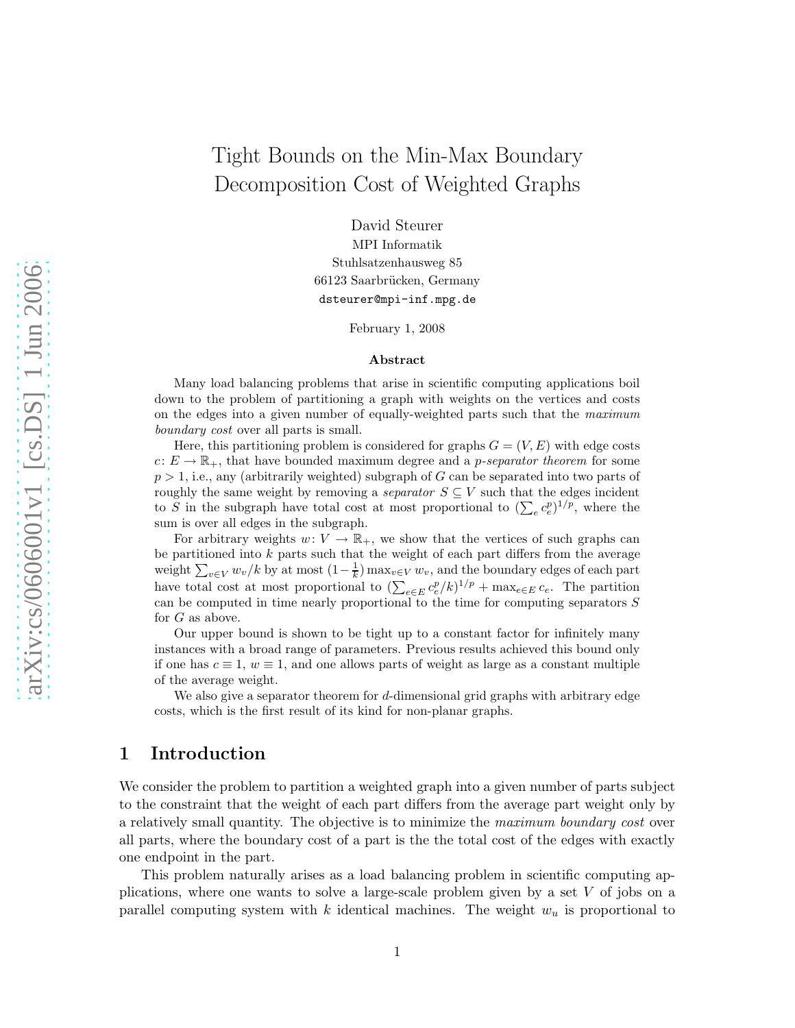# Tight Bounds on the Min-Max Boundary Decomposition Cost of Weighted Graphs

David Steurer
MPI Informatik
Stuhlsatzenhausweg 85
66123 Saarbrücken, Germany
dsteurer@mpi-inf.mpg.de

February 1, 2008

### Abstract

Many load balancing problems that arise in scientific computing applications boil down to the problem of partitioning a graph with weights on the vertices and costs on the edges into a given number of equally-weighted parts such that the *maximum boundary cost* over all parts is small.

Here, this partitioning problem is considered for graphs $G = (V, E)$ with edge costs $c\colon E \to \mathbb{R}_+$, that have bounded maximum degree and a *p-separator theorem* for some $p > 1$, i.e., any (arbitrarily weighted) subgraph of $G$ can be separated into two parts of roughly the same weight by removing a *separator* $S \subseteq V$ such that the edges incident to $S$ in the subgraph have total cost at most proportional to $(\sum_e c_e^p)^{1/p}$, where the sum is over all edges in the subgraph.

For arbitrary weights $w\colon V \to \mathbb{R}_+$, we show that the vertices of such graphs can be partitioned into $k$ parts such that the weight of each part differs from the average weight $\sum_{v\in V} w_v/k$ by at most $(1-\frac{1}{k})\max_{v\in V} w_v$, and the boundary edges of each part have total cost at most proportional to $(\sum_{e\in E} c_e^p/k)^{1/p} + \max_{e\in E} c_e$. The partition can be computed in time nearly proportional to the time for computing separators $S$ for $G$ as above.

Our upper bound is shown to be tight up to a constant factor for infinitely many instances with a broad range of parameters. Previous results achieved this bound only if one has $c \equiv 1$, $w \equiv 1$, and one allows parts of weight as large as a constant multiple of the average weight.

We also give a separator theorem for $d$-dimensional grid graphs with arbitrary edge costs, which is the first result of its kind for non-planar graphs.

## 1 Introduction

We consider the problem to partition a weighted graph into a given number of parts subject to the constraint that the weight of each part differs from the average part weight only by a relatively small quantity. The objective is to minimize the *maximum boundary cost* over all parts, where the boundary cost of a part is the the total cost of the edges with exactly one endpoint in the part.

This problem naturally arises as a load balancing problem in scientific computing applications, where one wants to solve a large-scale problem given by a set $V$ of jobs on a parallel computing system with $k$ identical machines. The weight $w_u$ is proportional to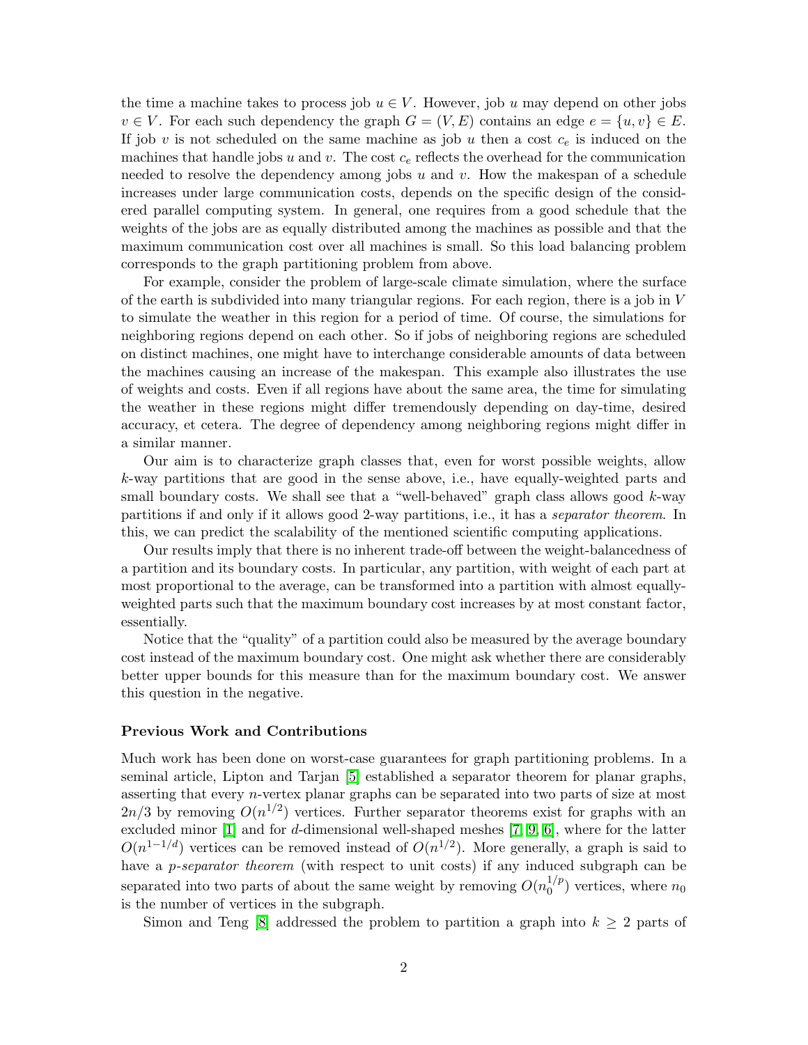the time a machine takes to process job $u \in V$. However, job $u$ may depend on other jobs $v \in V$. For each such dependency the graph $G = (V, E)$ contains an edge $e = \{u, v\} \in E$. If job $v$ is not scheduled on the same machine as job $u$ then a cost $c_e$ is induced on the machines that handle jobs $u$ and $v$. The cost $c_e$ reflects the overhead for the communication needed to resolve the dependency among jobs $u$ and $v$. How the makespan of a schedule increases under large communication costs, depends on the specific design of the considered parallel computing system. In general, one requires from a good schedule that the weights of the jobs are as equally distributed among the machines as possible and that the maximum communication cost over all machines is small. So this load balancing problem corresponds to the graph partitioning problem from above.

For example, consider the problem of large-scale climate simulation, where the surface of the earth is subdivided into many triangular regions. For each region, there is a job in $V$ to simulate the weather in this region for a period of time. Of course, the simulations for neighboring regions depend on each other. So if jobs of neighboring regions are scheduled on distinct machines, one might have to interchange considerable amounts of data between the machines causing an increase of the makespan. This example also illustrates the use of weights and costs. Even if all regions have about the same area, the time for simulating the weather in these regions might differ tremendously depending on day-time, desired accuracy, et cetera. The degree of dependency among neighboring regions might differ in a similar manner.

Our aim is to characterize graph classes that, even for worst possible weights, allow $k$-way partitions that are good in the sense above, i.e., have equally-weighted parts and small boundary costs. We shall see that a "well-behaved" graph class allows good $k$-way partitions if and only if it allows good 2-way partitions, i.e., it has a *separator theorem*. In this, we can predict the scalability of the mentioned scientific computing applications.

Our results imply that there is no inherent trade-off between the weight-balancedness of a partition and its boundary costs. In particular, any partition, with weight of each part at most proportional to the average, can be transformed into a partition with almost equally-weighted parts such that the maximum boundary cost increases by at most constant factor, essentially.

Notice that the "quality" of a partition could also be measured by the average boundary cost instead of the maximum boundary cost. One might ask whether there are considerably better upper bounds for this measure than for the maximum boundary cost. We answer this question in the negative.

### Previous Work and Contributions

Much work has been done on worst-case guarantees for graph partitioning problems. In a seminal article, Lipton and Tarjan [5] established a separator theorem for planar graphs, asserting that every $n$-vertex planar graphs can be separated into two parts of size at most $2n/3$ by removing $O(n^{1/2})$ vertices. Further separator theorems exist for graphs with an excluded minor [1] and for $d$-dimensional well-shaped meshes [7, 9, 6], where for the latter $O(n^{1-1/d})$ vertices can be removed instead of $O(n^{1/2})$. More generally, a graph is said to have a *p-separator theorem* (with respect to unit costs) if any induced subgraph can be separated into two parts of about the same weight by removing $O(n_0^{1/p})$ vertices, where $n_0$ is the number of vertices in the subgraph.

Simon and Teng [8] addressed the problem to partition a graph into $k \geq 2$ parts of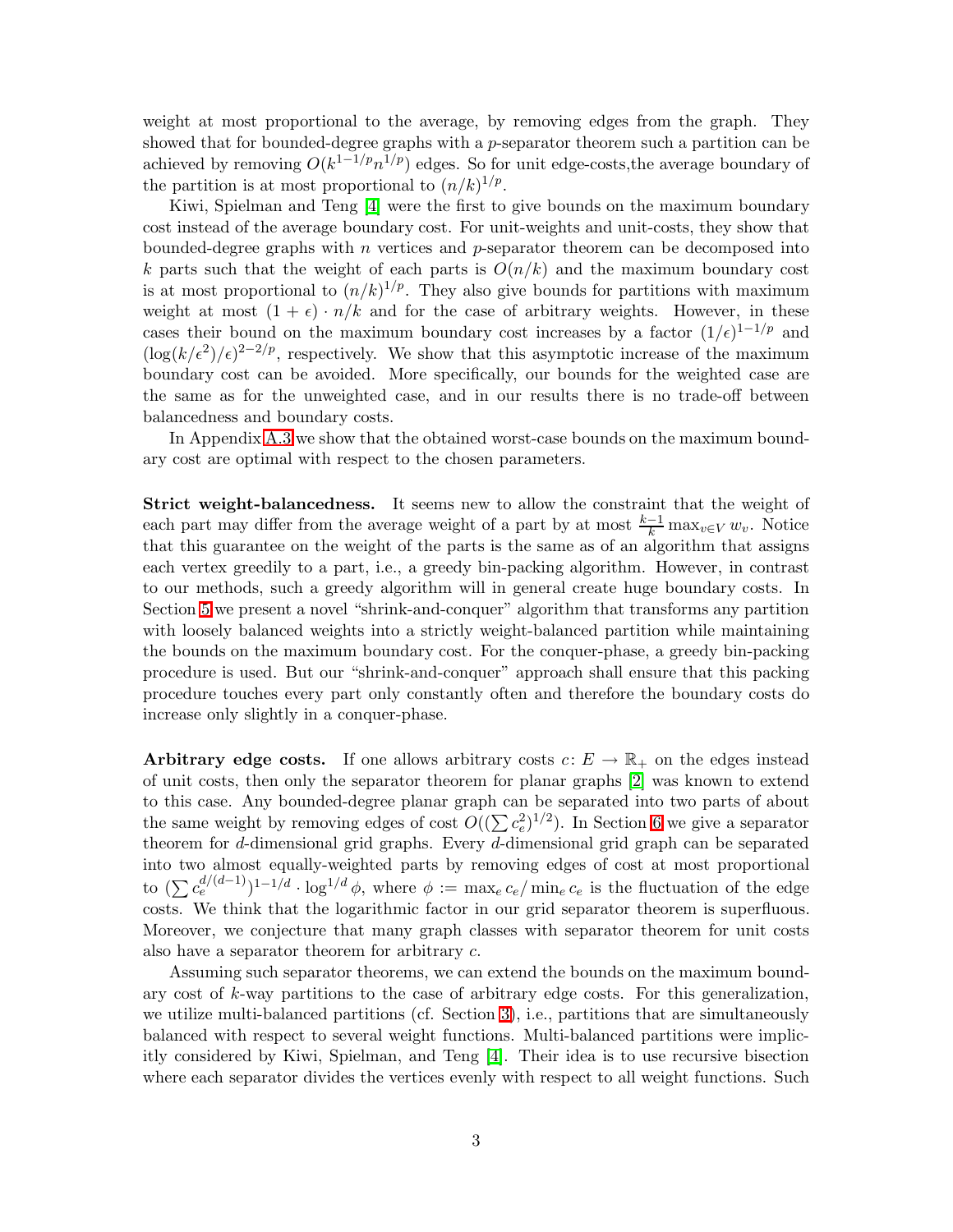weight at most proportional to the average, by removing edges from the graph. They showed that for bounded-degree graphs with a $p$-separator theorem such a partition can be achieved by removing $O(k^{1-1/p}n^{1/p})$ edges. So for unit edge-costs,the average boundary of the partition is at most proportional to $(n/k)^{1/p}$.

Kiwi, Spielman and Teng [4] were the first to give bounds on the maximum boundary cost instead of the average boundary cost. For unit-weights and unit-costs, they show that bounded-degree graphs with $n$ vertices and $p$-separator theorem can be decomposed into $k$ parts such that the weight of each parts is $O(n/k)$ and the maximum boundary cost is at most proportional to $(n/k)^{1/p}$. They also give bounds for partitions with maximum weight at most $(1+\epsilon)\cdot n/k$ and for the case of arbitrary weights. However, in these cases their bound on the maximum boundary cost increases by a factor $(1/\epsilon)^{1-1/p}$ and $(\log(k/\epsilon^2)/\epsilon)^{2-2/p}$, respectively. We show that this asymptotic increase of the maximum boundary cost can be avoided. More specifically, our bounds for the weighted case are the same as for the unweighted case, and in our results there is no trade-off between balancedness and boundary costs.

In Appendix A.3 we show that the obtained worst-case bounds on the maximum boundary cost are optimal with respect to the chosen parameters.

**Strict weight-balancedness.** It seems new to allow the constraint that the weight of each part may differ from the average weight of a part by at most $\frac{k-1}{k}\max_{v\in V} w_v$. Notice that this guarantee on the weight of the parts is the same as of an algorithm that assigns each vertex greedily to a part, i.e., a greedy bin-packing algorithm. However, in contrast to our methods, such a greedy algorithm will in general create huge boundary costs. In Section 5 we present a novel "shrink-and-conquer" algorithm that transforms any partition with loosely balanced weights into a strictly weight-balanced partition while maintaining the bounds on the maximum boundary cost. For the conquer-phase, a greedy bin-packing procedure is used. But our "shrink-and-conquer" approach shall ensure that this packing procedure touches every part only constantly often and therefore the boundary costs do increase only slightly in a conquer-phase.

**Arbitrary edge costs.** If one allows arbitrary costs $c\colon E\to\mathbb{R}_+$ on the edges instead of unit costs, then only the separator theorem for planar graphs [2] was known to extend to this case. Any bounded-degree planar graph can be separated into two parts of about the same weight by removing edges of cost $O((\sum c_e^2)^{1/2})$. In Section 6 we give a separator theorem for $d$-dimensional grid graphs. Every $d$-dimensional grid graph can be separated into two almost equally-weighted parts by removing edges of cost at most proportional to $(\sum c_e^{d/(d-1)})^{1-1/d}\cdot\log^{1/d}\phi$, where $\phi := \max_e c_e/\min_e c_e$ is the fluctuation of the edge costs. We think that the logarithmic factor in our grid separator theorem is superfluous. Moreover, we conjecture that many graph classes with separator theorem for unit costs also have a separator theorem for arbitrary $c$.

Assuming such separator theorems, we can extend the bounds on the maximum boundary cost of $k$-way partitions to the case of arbitrary edge costs. For this generalization, we utilize multi-balanced partitions (cf. Section 3), i.e., partitions that are simultaneously balanced with respect to several weight functions. Multi-balanced partitions were implicitly considered by Kiwi, Spielman, and Teng [4]. Their idea is to use recursive bisection where each separator divides the vertices evenly with respect to all weight functions. Such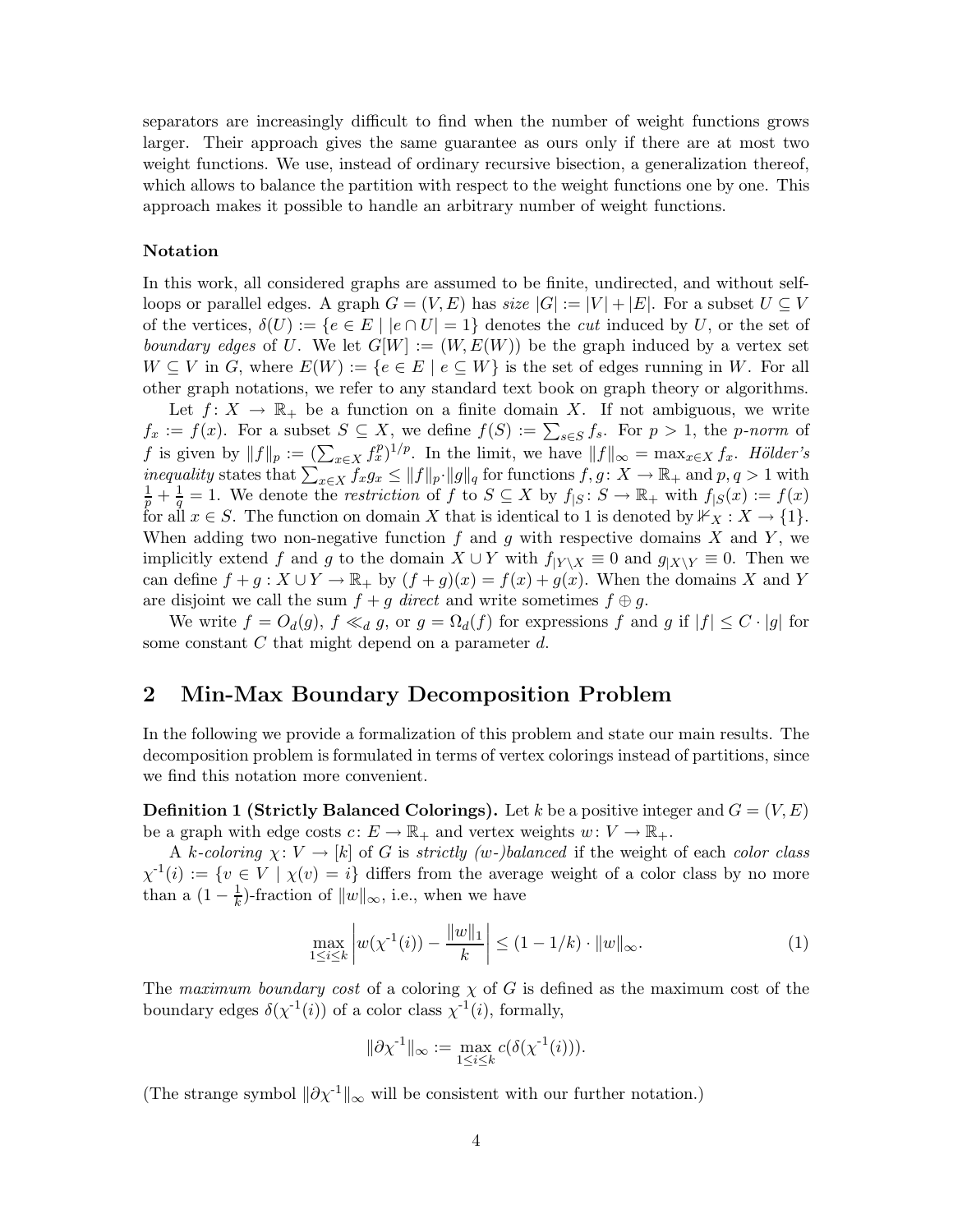separators are increasingly difficult to find when the number of weight functions grows larger. Their approach gives the same guarantee as ours only if there are at most two weight functions. We use, instead of ordinary recursive bisection, a generalization thereof, which allows to balance the partition with respect to the weight functions one by one. This approach makes it possible to handle an arbitrary number of weight functions.

### Notation

In this work, all considered graphs are assumed to be finite, undirected, and without self-loops or parallel edges. A graph $G = (V, E)$ has *size* $|G| := |V| + |E|$. For a subset $U \subseteq V$ of the vertices, $\delta(U) := \{e \in E \mid |e \cap U| = 1\}$ denotes the *cut* induced by $U$, or the set of *boundary edges* of $U$. We let $G[W] := (W, E(W))$ be the graph induced by a vertex set $W \subseteq V$ in $G$, where $E(W) := \{e \in E \mid e \subseteq W\}$ is the set of edges running in $W$. For all other graph notations, we refer to any standard text book on graph theory or algorithms.

Let $f\colon X \to \mathbb{R}_+$ be a function on a finite domain $X$. If not ambiguous, we write $f_x := f(x)$. For a subset $S \subseteq X$, we define $f(S) := \sum_{s \in S} f_s$. For $p > 1$, the *p-norm* of $f$ is given by $\|f\|_p := (\sum_{x \in X} f_x^p)^{1/p}$. In the limit, we have $\|f\|_\infty = \max_{x \in X} f_x$. *Hölder's inequality* states that $\sum_{x \in X} f_x g_x \leq \|f\|_p \cdot \|g\|_q$ for functions $f, g\colon X \to \mathbb{R}_+$ and $p, q > 1$ with $\frac{1}{p} + \frac{1}{q} = 1$. We denote the *restriction* of $f$ to $S \subseteq X$ by $f_{|S}\colon S \to \mathbb{R}_+$ with $f_{|S}(x) := f(x)$ for all $x \in S$. The function on domain $X$ that is identical to 1 is denoted by $\mathbb{1}_X : X \to \{1\}$. When adding two non-negative function $f$ and $g$ with respective domains $X$ and $Y$, we implicitly extend $f$ and $g$ to the domain $X \cup Y$ with $f_{|Y \setminus X} \equiv 0$ and $g_{|X \setminus Y} \equiv 0$. Then we can define $f + g : X \cup Y \to \mathbb{R}_+$ by $(f + g)(x) = f(x) + g(x)$. When the domains $X$ and $Y$ are disjoint we call the sum $f + g$ *direct* and write sometimes $f \oplus g$.

We write $f = O_d(g)$, $f \ll_d g$, or $g = \Omega_d(f)$ for expressions $f$ and $g$ if $|f| \leq C \cdot |g|$ for some constant $C$ that might depend on a parameter $d$.

## 2 Min-Max Boundary Decomposition Problem

In the following we provide a formalization of this problem and state our main results. The decomposition problem is formulated in terms of vertex colorings instead of partitions, since we find this notation more convenient.

**Definition 1 (Strictly Balanced Colorings).** Let $k$ be a positive integer and $G = (V, E)$ be a graph with edge costs $c\colon E \to \mathbb{R}_+$ and vertex weights $w\colon V \to \mathbb{R}_+$.

A *k-coloring* $\chi\colon V \to [k]$ of $G$ is *strictly (w-)balanced* if the weight of each *color class* $\chi^{-1}(i) := \{v \in V \mid \chi(v) = i\}$ differs from the average weight of a color class by no more than a $(1 - \frac{1}{k})$-fraction of $\|w\|_\infty$, i.e., when we have

$$\max_{1 \leq i \leq k} \left| w(\chi^{-1}(i)) - \frac{\|w\|_1}{k} \right| \leq (1 - 1/k) \cdot \|w\|_\infty. \tag{1}$$

The *maximum boundary cost* of a coloring $\chi$ of $G$ is defined as the maximum cost of the boundary edges $\delta(\chi^{-1}(i))$ of a color class $\chi^{-1}(i)$, formally,

$$\|\partial\chi^{-1}\|_\infty := \max_{1 \leq i \leq k} c(\delta(\chi^{-1}(i))).$$

(The strange symbol $\|\partial\chi^{-1}\|_\infty$ will be consistent with our further notation.)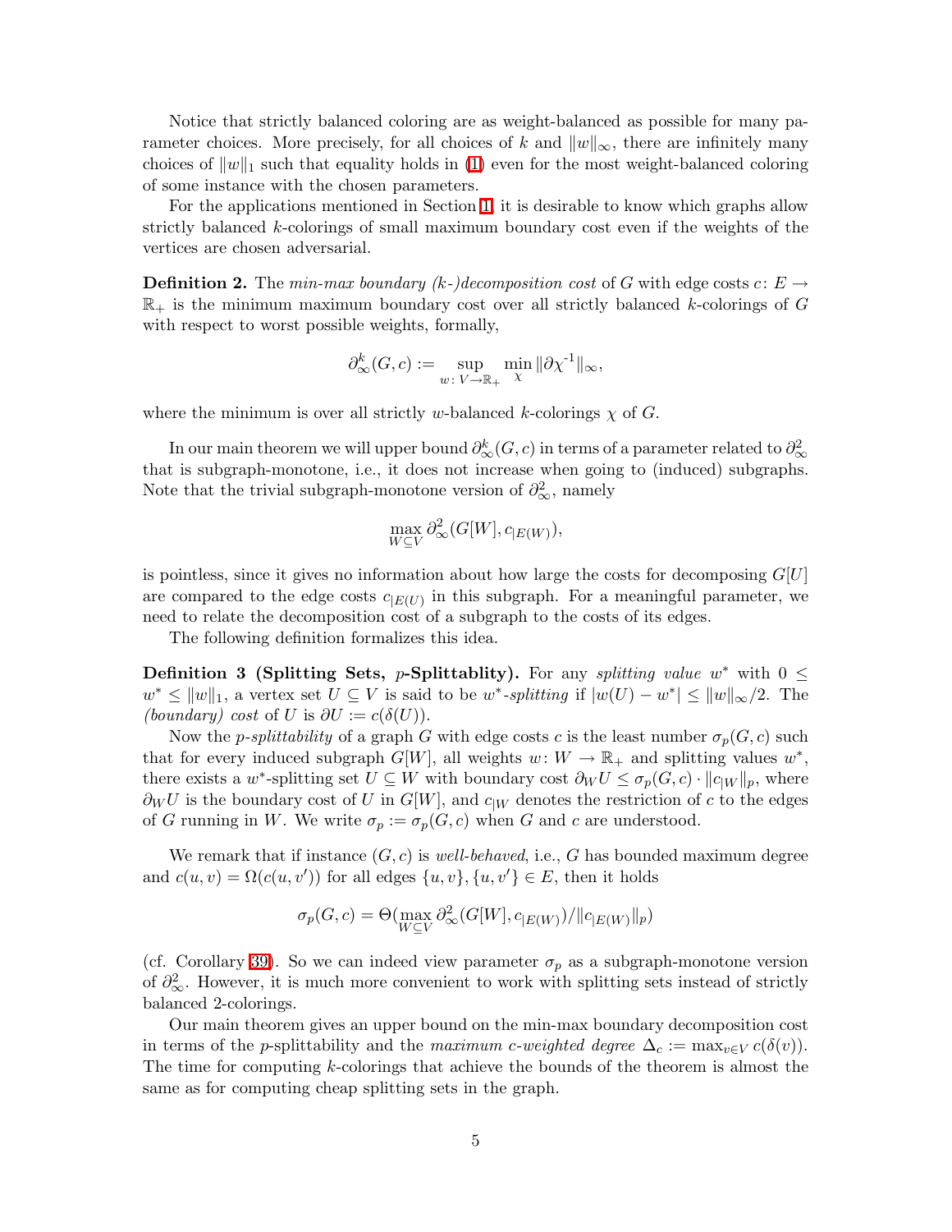Notice that strictly balanced coloring are as weight-balanced as possible for many parameter choices. More precisely, for all choices of $k$ and $\|w\|_\infty$, there are infinitely many choices of $\|w\|_1$ such that equality holds in (1) even for the most weight-balanced coloring of some instance with the chosen parameters.

For the applications mentioned in Section 1, it is desirable to know which graphs allow strictly balanced $k$-colorings of small maximum boundary cost even if the weights of the vertices are chosen adversarial.

**Definition 2.** The *min-max boundary (k-)decomposition cost* of $G$ with edge costs $c\colon E \to \mathbb{R}_+$ is the minimum maximum boundary cost over all strictly balanced $k$-colorings of $G$ with respect to worst possible weights, formally,

$$\partial^k_\infty(G, c) := \sup_{w\colon V \to \mathbb{R}_+} \min_\chi \|\partial\chi^{-1}\|_\infty,$$

where the minimum is over all strictly $w$-balanced $k$-colorings $\chi$ of $G$.

In our main theorem we will upper bound $\partial^k_\infty(G, c)$ in terms of a parameter related to $\partial^2_\infty$ that is subgraph-monotone, i.e., it does not increase when going to (induced) subgraphs. Note that the trivial subgraph-monotone version of $\partial^2_\infty$, namely

$$\max_{W \subseteq V} \partial^2_\infty(G[W], c_{|E(W)}),$$

is pointless, since it gives no information about how large the costs for decomposing $G[U]$ are compared to the edge costs $c_{|E(U)}$ in this subgraph. For a meaningful parameter, we need to relate the decomposition cost of a subgraph to the costs of its edges.

The following definition formalizes this idea.

**Definition 3 (Splitting Sets, $p$-Splittablity).** For any *splitting value* $w^*$ with $0 \le w^* \le \|w\|_1$, a vertex set $U \subseteq V$ is said to be *$w^*$-splitting* if $|w(U) - w^*| \le \|w\|_\infty/2$. The *(boundary) cost* of $U$ is $\partial U := c(\delta(U))$.

Now the *$p$-splittability* of a graph $G$ with edge costs $c$ is the least number $\sigma_p(G, c)$ such that for every induced subgraph $G[W]$, all weights $w\colon W \to \mathbb{R}_+$ and splitting values $w^*$, there exists a $w^*$-splitting set $U \subseteq W$ with boundary cost $\partial_W U \le \sigma_p(G, c) \cdot \|c_{|W}\|_p$, where $\partial_W U$ is the boundary cost of $U$ in $G[W]$, and $c_{|W}$ denotes the restriction of $c$ to the edges of $G$ running in $W$. We write $\sigma_p := \sigma_p(G, c)$ when $G$ and $c$ are understood.

We remark that if instance $(G, c)$ is *well-behaved*, i.e., $G$ has bounded maximum degree and $c(u, v) = \Omega(c(u, v'))$ for all edges $\{u, v\}, \{u, v'\} \in E$, then it holds

$$\sigma_p(G, c) = \Theta(\max_{W \subseteq V} \partial^2_\infty(G[W], c_{|E(W)})/\|c_{|E(W)}\|_p)$$

(cf. Corollary 39). So we can indeed view parameter $\sigma_p$ as a subgraph-monotone version of $\partial^2_\infty$. However, it is much more convenient to work with splitting sets instead of strictly balanced 2-colorings.

Our main theorem gives an upper bound on the min-max boundary decomposition cost in terms of the $p$-splittability and the *maximum $c$-weighted degree* $\Delta_c := \max_{v \in V} c(\delta(v))$. The time for computing $k$-colorings that achieve the bounds of the theorem is almost the same as for computing cheap splitting sets in the graph.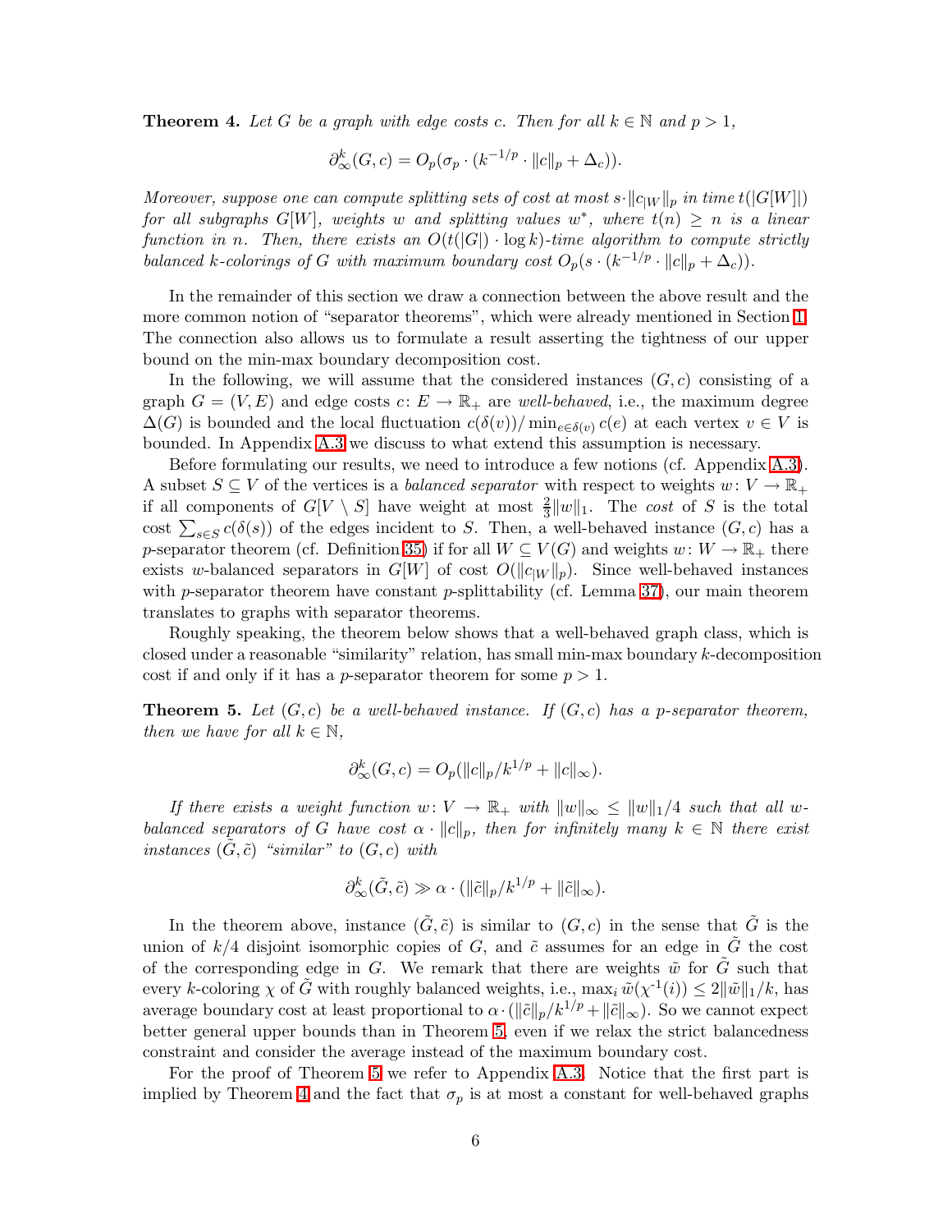**Theorem 4.** *Let $G$ be a graph with edge costs $c$. Then for all $k \in \mathbb{N}$ and $p > 1$,*

$$\partial_\infty^k(G, c) = O_p(\sigma_p \cdot (k^{-1/p} \cdot \|c\|_p + \Delta_c)).$$

*Moreover, suppose one can compute splitting sets of cost at most $s \cdot \|c_{|W}\|_p$ in time $t(|G[W]|)$ for all subgraphs $G[W]$, weights $w$ and splitting values $w^*$, where $t(n) \geq n$ is a linear function in $n$. Then, there exists an $O(t(|G|) \cdot \log k)$-time algorithm to compute strictly balanced $k$-colorings of $G$ with maximum boundary cost $O_p(s \cdot (k^{-1/p} \cdot \|c\|_p + \Delta_c))$.*

In the remainder of this section we draw a connection between the above result and the more common notion of "separator theorems", which were already mentioned in Section 1. The connection also allows us to formulate a result asserting the tightness of our upper bound on the min-max boundary decomposition cost.

In the following, we will assume that the considered instances $(G, c)$ consisting of a graph $G = (V, E)$ and edge costs $c \colon E \to \mathbb{R}_+$ are *well-behaved*, i.e., the maximum degree $\Delta(G)$ is bounded and the local fluctuation $c(\delta(v))/\min_{e \in \delta(v)} c(e)$ at each vertex $v \in V$ is bounded. In Appendix A.3 we discuss to what extend this assumption is necessary.

Before formulating our results, we need to introduce a few notions (cf. Appendix A.3). A subset $S \subseteq V$ of the vertices is a *balanced separator* with respect to weights $w \colon V \to \mathbb{R}_+$ if all components of $G[V \setminus S]$ have weight at most $\frac{2}{3}\|w\|_1$. The *cost* of $S$ is the total cost $\sum_{s \in S} c(\delta(s))$ of the edges incident to $S$. Then, a well-behaved instance $(G, c)$ has a $p$-separator theorem (cf. Definition 35) if for all $W \subseteq V(G)$ and weights $w \colon W \to \mathbb{R}_+$ there exists $w$-balanced separators in $G[W]$ of cost $O(\|c_{|W}\|_p)$. Since well-behaved instances with $p$-separator theorem have constant $p$-splittability (cf. Lemma 37), our main theorem translates to graphs with separator theorems.

Roughly speaking, the theorem below shows that a well-behaved graph class, which is closed under a reasonable "similarity" relation, has small min-max boundary $k$-decomposition cost if and only if it has a $p$-separator theorem for some $p > 1$.

**Theorem 5.** *Let $(G, c)$ be a well-behaved instance. If $(G, c)$ has a $p$-separator theorem, then we have for all $k \in \mathbb{N}$,*

$$\partial_\infty^k(G, c) = O_p(\|c\|_p / k^{1/p} + \|c\|_\infty).$$

*If there exists a weight function $w \colon V \to \mathbb{R}_+$ with $\|w\|_\infty \leq \|w\|_1/4$ such that all $w$-balanced separators of $G$ have cost $\alpha \cdot \|c\|_p$, then for infinitely many $k \in \mathbb{N}$ there exist instances $(\tilde{G}, \tilde{c})$ "similar" to $(G, c)$ with*

$$\partial_\infty^k(\tilde{G}, \tilde{c}) \gg \alpha \cdot (\|\tilde{c}\|_p / k^{1/p} + \|\tilde{c}\|_\infty).$$

In the theorem above, instance $(\tilde{G}, \tilde{c})$ is similar to $(G, c)$ in the sense that $\tilde{G}$ is the union of $k/4$ disjoint isomorphic copies of $G$, and $\tilde{c}$ assumes for an edge in $\tilde{G}$ the cost of the corresponding edge in $G$. We remark that there are weights $\tilde{w}$ for $\tilde{G}$ such that every $k$-coloring $\chi$ of $\tilde{G}$ with roughly balanced weights, i.e., $\max_i \tilde{w}(\chi^{-1}(i)) \leq 2\|\tilde{w}\|_1/k$, has average boundary cost at least proportional to $\alpha \cdot (\|\tilde{c}\|_p / k^{1/p} + \|\tilde{c}\|_\infty)$. So we cannot expect better general upper bounds than in Theorem 5, even if we relax the strict balancedness constraint and consider the average instead of the maximum boundary cost.

For the proof of Theorem 5 we refer to Appendix A.3. Notice that the first part is implied by Theorem 4 and the fact that $\sigma_p$ is at most a constant for well-behaved graphs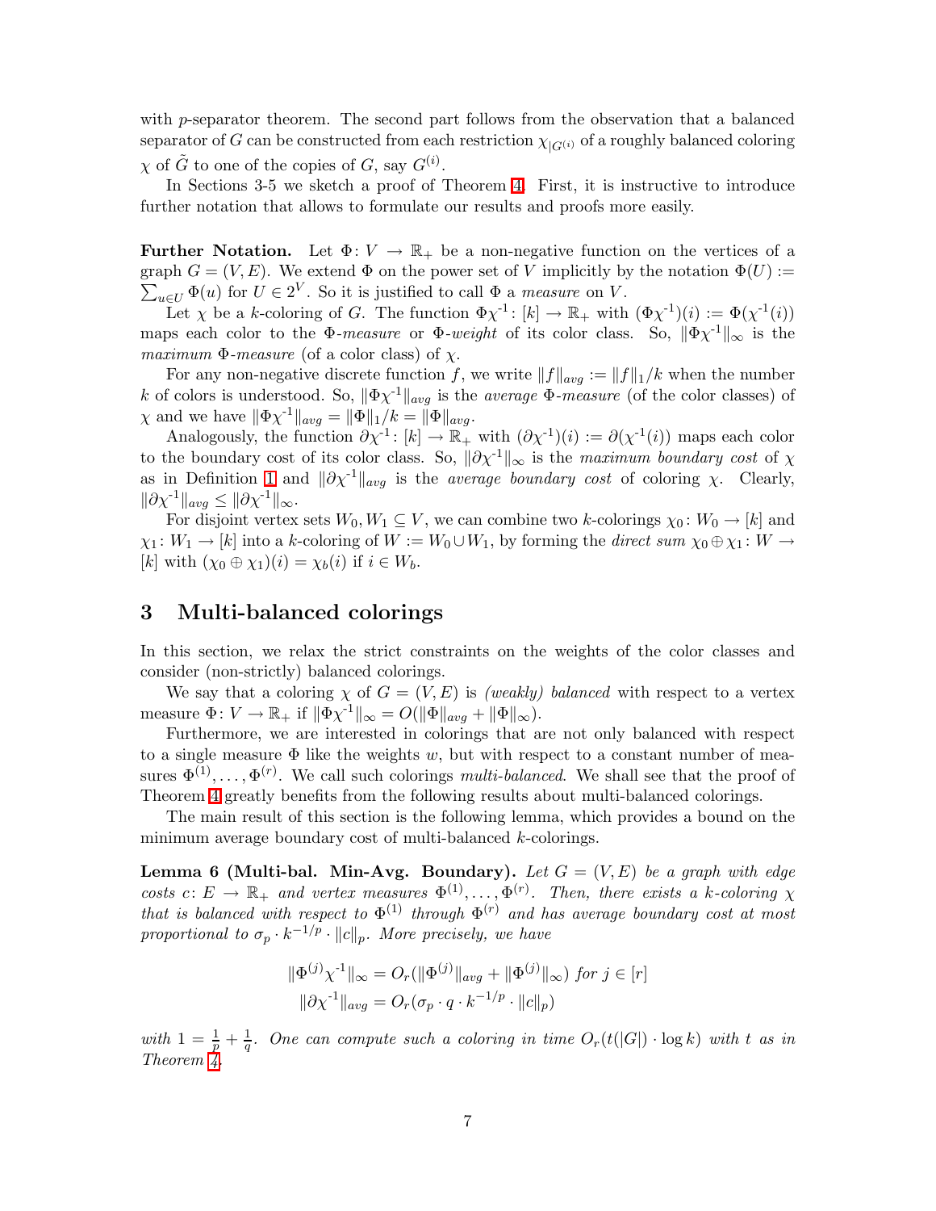with $p$-separator theorem. The second part follows from the observation that a balanced separator of $G$ can be constructed from each restriction $\chi_{|G^{(i)}}$ of a roughly balanced coloring $\chi$ of $\tilde{G}$ to one of the copies of $G$, say $G^{(i)}$.

In Sections 3-5 we sketch a proof of Theorem 4. First, it is instructive to introduce further notation that allows to formulate our results and proofs more easily.

**Further Notation.** Let $\Phi\colon V \to \mathbb{R}_+$ be a non-negative function on the vertices of a graph $G = (V, E)$. We extend $\Phi$ on the power set of $V$ implicitly by the notation $\Phi(U) := \sum_{u \in U} \Phi(u)$ for $U \in 2^V$. So it is justified to call $\Phi$ a *measure* on $V$.

Let $\chi$ be a $k$-coloring of $G$. The function $\Phi\chi^{-1}\colon [k] \to \mathbb{R}_+$ with $(\Phi\chi^{-1})(i) := \Phi(\chi^{-1}(i))$ maps each color to the *$\Phi$-measure* or *$\Phi$-weight* of its color class. So, $\|\Phi\chi^{-1}\|_\infty$ is the *maximum $\Phi$-measure* (of a color class) of $\chi$.

For any non-negative discrete function $f$, we write $\|f\|_{avg} := \|f\|_1/k$ when the number $k$ of colors is understood. So, $\|\Phi\chi^{-1}\|_{avg}$ is the *average $\Phi$-measure* (of the color classes) of $\chi$ and we have $\|\Phi\chi^{-1}\|_{avg} = \|\Phi\|_1/k = \|\Phi\|_{avg}$.

Analogously, the function $\partial\chi^{-1}\colon [k] \to \mathbb{R}_+$ with $(\partial\chi^{-1})(i) := \partial(\chi^{-1}(i))$ maps each color to the boundary cost of its color class. So, $\|\partial\chi^{-1}\|_\infty$ is the *maximum boundary cost* of $\chi$ as in Definition 1 and $\|\partial\chi^{-1}\|_{avg}$ is the *average boundary cost* of coloring $\chi$. Clearly, $\|\partial\chi^{-1}\|_{avg} \le \|\partial\chi^{-1}\|_\infty$.

For disjoint vertex sets $W_0, W_1 \subseteq V$, we can combine two $k$-colorings $\chi_0\colon W_0 \to [k]$ and $\chi_1\colon W_1 \to [k]$ into a $k$-coloring of $W := W_0 \cup W_1$, by forming the *direct sum* $\chi_0 \oplus \chi_1\colon W \to [k]$ with $(\chi_0 \oplus \chi_1)(i) = \chi_b(i)$ if $i \in W_b$.

## 3 Multi-balanced colorings

In this section, we relax the strict constraints on the weights of the color classes and consider (non-strictly) balanced colorings.

We say that a coloring $\chi$ of $G = (V, E)$ is *(weakly) balanced* with respect to a vertex measure $\Phi\colon V \to \mathbb{R}_+$ if $\|\Phi\chi^{-1}\|_\infty = O(\|\Phi\|_{avg} + \|\Phi\|_\infty)$.

Furthermore, we are interested in colorings that are not only balanced with respect to a single measure $\Phi$ like the weights $w$, but with respect to a constant number of measures $\Phi^{(1)}, \dots, \Phi^{(r)}$. We call such colorings *multi-balanced*. We shall see that the proof of Theorem 4 greatly benefits from the following results about multi-balanced colorings.

The main result of this section is the following lemma, which provides a bound on the minimum average boundary cost of multi-balanced $k$-colorings.

**Lemma 6 (Multi-bal. Min-Avg. Boundary).** *Let $G = (V, E)$ be a graph with edge costs $c\colon E \to \mathbb{R}_+$ and vertex measures $\Phi^{(1)}, \dots, \Phi^{(r)}$. Then, there exists a $k$-coloring $\chi$ that is balanced with respect to $\Phi^{(1)}$ through $\Phi^{(r)}$ and has average boundary cost at most proportional to $\sigma_p \cdot k^{-1/p} \cdot \|c\|_p$. More precisely, we have*

$$\|\Phi^{(j)}\chi^{-1}\|_\infty = O_r(\|\Phi^{(j)}\|_{avg} + \|\Phi^{(j)}\|_\infty) \text{ for } j \in [r]$$
$$\|\partial\chi^{-1}\|_{avg} = O_r(\sigma_p \cdot q \cdot k^{-1/p} \cdot \|c\|_p)$$

*with $1 = \frac{1}{p} + \frac{1}{q}$. One can compute such a coloring in time $O_r(t(|G|) \cdot \log k)$ with $t$ as in Theorem 4.*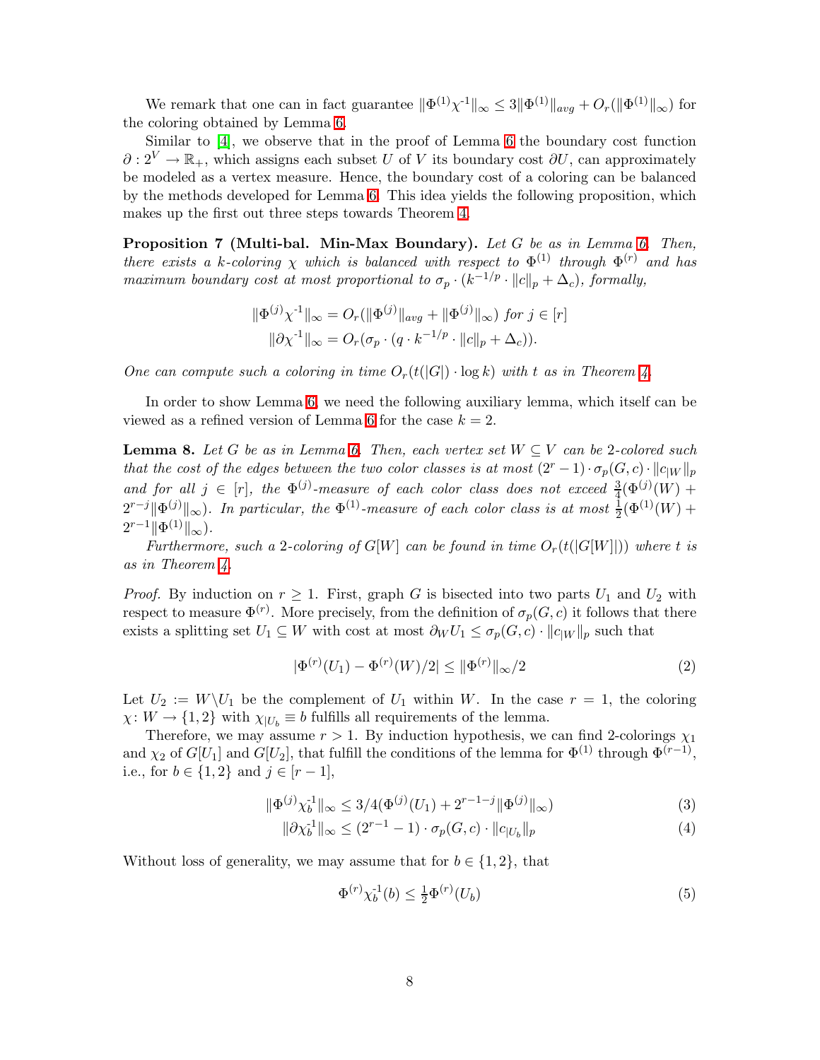We remark that one can in fact guarantee $\|\Phi^{(1)}\chi^{-1}\|_\infty \leq 3\|\Phi^{(1)}\|_{avg} + O_r(\|\Phi^{(1)}\|_\infty)$ for the coloring obtained by Lemma 6.

Similar to [4], we observe that in the proof of Lemma 6 the boundary cost function $\partial : 2^V \to \mathbb{R}_+$, which assigns each subset $U$ of $V$ its boundary cost $\partial U$, can approximately be modeled as a vertex measure. Hence, the boundary cost of a coloring can be balanced by the methods developed for Lemma 6. This idea yields the following proposition, which makes up the first out three steps towards Theorem 4.

**Proposition 7 (Multi-bal. Min-Max Boundary).** *Let $G$ be as in Lemma 6. Then, there exists a $k$-coloring $\chi$ which is balanced with respect to $\Phi^{(1)}$ through $\Phi^{(r)}$ and has maximum boundary cost at most proportional to $\sigma_p \cdot (k^{-1/p} \cdot \|c\|_p + \Delta_c)$, formally,*

$$\|\Phi^{(j)}\chi^{-1}\|_\infty = O_r(\|\Phi^{(j)}\|_{avg} + \|\Phi^{(j)}\|_\infty) \text{ for } j \in [r]$$
$$\|\partial\chi^{-1}\|_\infty = O_r(\sigma_p \cdot (q \cdot k^{-1/p} \cdot \|c\|_p + \Delta_c)).$$

*One can compute such a coloring in time $O_r(t(|G|) \cdot \log k)$ with $t$ as in Theorem 4.*

In order to show Lemma 6, we need the following auxiliary lemma, which itself can be viewed as a refined version of Lemma 6 for the case $k = 2$.

**Lemma 8.** *Let $G$ be as in Lemma 6. Then, each vertex set $W \subseteq V$ can be 2-colored such that the cost of the edges between the two color classes is at most $(2^r - 1) \cdot \sigma_p(G, c) \cdot \|c_{|W}\|_p$ and for all $j \in [r]$, the $\Phi^{(j)}$-measure of each color class does not exceed $\frac{3}{4}(\Phi^{(j)}(W) + 2^{r-j}\|\Phi^{(j)}\|_\infty)$. In particular, the $\Phi^{(1)}$-measure of each color class is at most $\frac{1}{2}(\Phi^{(1)}(W) + 2^{r-1}\|\Phi^{(1)}\|_\infty)$.*

*Furthermore, such a 2-coloring of $G[W]$ can be found in time $O_r(t(|G[W]|))$ where $t$ is as in Theorem 4.*

*Proof.* By induction on $r \geq 1$. First, graph $G$ is bisected into two parts $U_1$ and $U_2$ with respect to measure $\Phi^{(r)}$. More precisely, from the definition of $\sigma_p(G, c)$ it follows that there exists a splitting set $U_1 \subseteq W$ with cost at most $\partial_W U_1 \leq \sigma_p(G, c) \cdot \|c_{|W}\|_p$ such that

$$|\Phi^{(r)}(U_1) - \Phi^{(r)}(W)/2| \leq \|\Phi^{(r)}\|_\infty/2 \tag{2}$$

Let $U_2 := W \backslash U_1$ be the complement of $U_1$ within $W$. In the case $r = 1$, the coloring $\chi \colon W \to \{1, 2\}$ with $\chi_{|U_b} \equiv b$ fulfills all requirements of the lemma.

Therefore, we may assume $r > 1$. By induction hypothesis, we can find 2-colorings $\chi_1$ and $\chi_2$ of $G[U_1]$ and $G[U_2]$, that fulfill the conditions of the lemma for $\Phi^{(1)}$ through $\Phi^{(r-1)}$, i.e., for $b \in \{1, 2\}$ and $j \in [r-1]$,

$$\|\Phi^{(j)}\chi_b^{-1}\|_\infty \leq 3/4(\Phi^{(j)}(U_1) + 2^{r-1-j}\|\Phi^{(j)}\|_\infty) \tag{3}$$
$$\|\partial\chi_b^{-1}\|_\infty \leq (2^{r-1} - 1) \cdot \sigma_p(G, c) \cdot \|c_{|U_b}\|_p \tag{4}$$

Without loss of generality, we may assume that for $b \in \{1, 2\}$, that

$$\Phi^{(r)}\chi_b^{-1}(b) \leq \tfrac{1}{2}\Phi^{(r)}(U_b) \tag{5}$$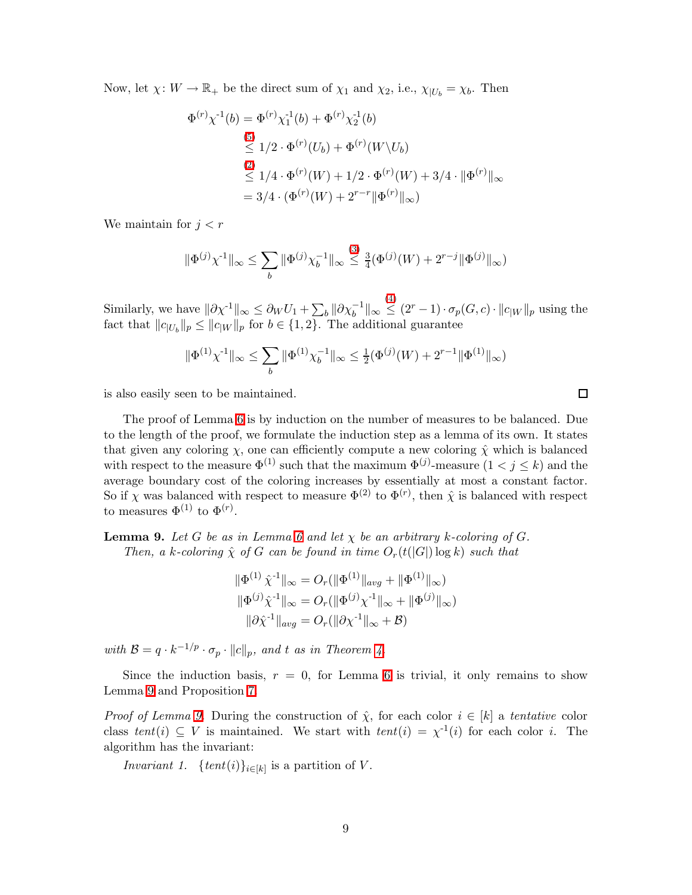Now, let $\chi\colon W \to \mathbb{R}_+$ be the direct sum of $\chi_1$ and $\chi_2$, i.e., $\chi_{|U_b} = \chi_b$. Then

$$
\begin{aligned}
\Phi^{(r)}\chi^{-1}(b) &= \Phi^{(r)}\chi_1^{-1}(b) + \Phi^{(r)}\chi_2^{-1}(b) \\
&\overset{(5)}{\leq} 1/2 \cdot \Phi^{(r)}(U_b) + \Phi^{(r)}(W \backslash U_b) \\
&\overset{(2)}{\leq} 1/4 \cdot \Phi^{(r)}(W) + 1/2 \cdot \Phi^{(r)}(W) + 3/4 \cdot \|\Phi^{(r)}\|_\infty \\
&= 3/4 \cdot (\Phi^{(r)}(W) + 2^{r-r}\|\Phi^{(r)}\|_\infty)
\end{aligned}
$$

We maintain for $j < r$

$$
\|\Phi^{(j)}\chi^{-1}\|_\infty \leq \sum_b \|\Phi^{(j)}\chi_b^{-1}\|_\infty \overset{(3)}{\leq} \tfrac{3}{4}(\Phi^{(j)}(W) + 2^{r-j}\|\Phi^{(j)}\|_\infty)
$$

Similarly, we have $\|\partial\chi^{-1}\|_\infty \leq \partial_W U_1 + \sum_b \|\partial\chi_b^{-1}\|_\infty \overset{(4)}{\leq} (2^r - 1) \cdot \sigma_p(G, c) \cdot \|c_{|W}\|_p$ using the fact that $\|c_{|U_b}\|_p \leq \|c_{|W}\|_p$ for $b \in \{1, 2\}$. The additional guarantee

$$
\|\Phi^{(1)}\chi^{-1}\|_\infty \leq \sum_b \|\Phi^{(1)}\chi_b^{-1}\|_\infty \leq \tfrac{1}{2}(\Phi^{(j)}(W) + 2^{r-1}\|\Phi^{(1)}\|_\infty)
$$

is also easily seen to be maintained. □

The proof of Lemma 6 is by induction on the number of measures to be balanced. Due to the length of the proof, we formulate the induction step as a lemma of its own. It states that given any coloring $\chi$, one can efficiently compute a new coloring $\hat{\chi}$ which is balanced with respect to the measure $\Phi^{(1)}$ such that the maximum $\Phi^{(j)}$-measure $(1 < j \leq k)$ and the average boundary cost of the coloring increases by essentially at most a constant factor. So if $\chi$ was balanced with respect to measure $\Phi^{(2)}$ to $\Phi^{(r)}$, then $\hat{\chi}$ is balanced with respect to measures $\Phi^{(1)}$ to $\Phi^{(r)}$.

**Lemma 9.** *Let $G$ be as in Lemma 6 and let $\chi$ be an arbitrary $k$-coloring of $G$. Then, a $k$-coloring $\hat{\chi}$ of $G$ can be found in time $O_r(t(|G|)\log k)$ such that*

$$
\begin{aligned}
\|\Phi^{(1)}\,\hat{\chi}^{-1}\|_\infty &= O_r(\|\Phi^{(1)}\|_{avg} + \|\Phi^{(1)}\|_\infty) \\
\|\Phi^{(j)}\hat{\chi}^{-1}\|_\infty &= O_r(\|\Phi^{(j)}\chi^{-1}\|_\infty + \|\Phi^{(j)}\|_\infty) \\
\|\partial\hat{\chi}^{-1}\|_{avg} &= O_r(\|\partial\chi^{-1}\|_\infty + \mathcal{B})
\end{aligned}
$$

*with $\mathcal{B} = q \cdot k^{-1/p} \cdot \sigma_p \cdot \|c\|_p$, and $t$ as in Theorem 4.*

Since the induction basis, $r = 0$, for Lemma 6 is trivial, it only remains to show Lemma 9 and Proposition 7.

*Proof of Lemma 9.* During the construction of $\hat{\chi}$, for each color $i \in [k]$ a *tentative* color class $tent(i) \subseteq V$ is maintained. We start with $tent(i) = \chi^{-1}(i)$ for each color $i$. The algorithm has the invariant:

*Invariant 1.* $\{tent(i)\}_{i\in[k]}$ is a partition of $V$.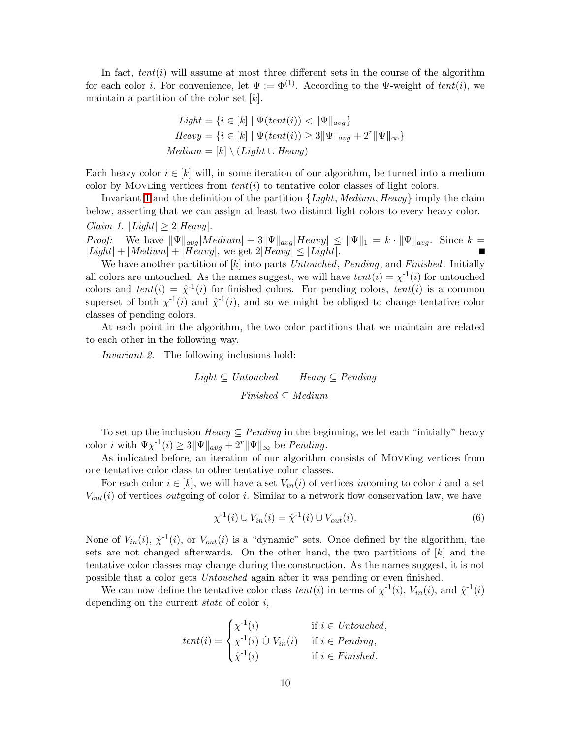In fact, $tent(i)$ will assume at most three different sets in the course of the algorithm for each color $i$. For convenience, let $\Psi := \Phi^{(1)}$. According to the $\Psi$-weight of $tent(i)$, we maintain a partition of the color set $[k]$.

$$\begin{aligned}
\mathit{Light} &= \{i \in [k] \mid \Psi(tent(i)) < \|\Psi\|_{avg}\} \\
\mathit{Heavy} &= \{i \in [k] \mid \Psi(tent(i)) \geq 3\|\Psi\|_{avg} + 2^r \|\Psi\|_\infty\} \\
\mathit{Medium} &= [k] \setminus (\mathit{Light} \cup \mathit{Heavy})
\end{aligned}$$

Each heavy color $i \in [k]$ will, in some iteration of our algorithm, be turned into a medium color by MOVEing vertices from $tent(i)$ to tentative color classes of light colors.

Invariant 1 and the definition of the partition $\{\mathit{Light}, \mathit{Medium}, \mathit{Heavy}\}$ imply the claim below, asserting that we can assign at least two distinct light colors to every heavy color.

*Claim 1.* $|\mathit{Light}| \geq 2|\mathit{Heavy}|$.

*Proof:* We have $\|\Psi\|_{avg}|\mathit{Medium}| + 3\|\Psi\|_{avg}|\mathit{Heavy}| \leq \|\Psi\|_1 = k \cdot \|\Psi\|_{avg}$. Since $k = |\mathit{Light}| + |\mathit{Medium}| + |\mathit{Heavy}|$, we get $2|\mathit{Heavy}| \leq |\mathit{Light}|$. ■

We have another partition of $[k]$ into parts *Untouched*, *Pending*, and *Finished*. Initially all colors are untouched. As the names suggest, we will have $tent(i) = \chi^{-1}(i)$ for untouched colors and $tent(i) = \hat{\chi}^{-1}(i)$ for finished colors. For pending colors, $tent(i)$ is a common superset of both $\chi^{-1}(i)$ and $\hat{\chi}^{-1}(i)$, and so we might be obliged to change tentative color classes of pending colors.

At each point in the algorithm, the two color partitions that we maintain are related to each other in the following way.

*Invariant 2.* The following inclusions hold:

$$\mathit{Light} \subseteq \mathit{Untouched} \qquad \mathit{Heavy} \subseteq \mathit{Pending}$$
$$\mathit{Finished} \subseteq \mathit{Medium}$$

To set up the inclusion $\mathit{Heavy} \subseteq \mathit{Pending}$ in the beginning, we let each "initially" heavy color $i$ with $\Psi\chi^{-1}(i) \geq 3\|\Psi\|_{avg} + 2^r\|\Psi\|_\infty$ be *Pending*.

As indicated before, an iteration of our algorithm consists of MOVEing vertices from one tentative color class to other tentative color classes.

For each color $i \in [k]$, we will have a set $V_{in}(i)$ of vertices *in*coming to color $i$ and a set $V_{out}(i)$ of vertices *out*going of color $i$. Similar to a network flow conservation law, we have

$$\chi^{-1}(i) \cup V_{in}(i) = \hat{\chi}^{-1}(i) \cup V_{out}(i). \tag{6}$$

None of $V_{in}(i)$, $\hat{\chi}^{-1}(i)$, or $V_{out}(i)$ is a "dynamic" sets. Once defined by the algorithm, the sets are not changed afterwards. On the other hand, the two partitions of $[k]$ and the tentative color classes may change during the construction. As the names suggest, it is not possible that a color gets *Untouched* again after it was pending or even finished.

We can now define the tentative color class $tent(i)$ in terms of $\chi^{-1}(i)$, $V_{in}(i)$, and $\hat{\chi}^{-1}(i)$ depending on the current *state* of color $i$,

$$tent(i) = \begin{cases} \chi^{-1}(i) & \text{if } i \in \mathit{Untouched}, \\ \chi^{-1}(i) \mathbin{\dot\cup} V_{in}(i) & \text{if } i \in \mathit{Pending}, \\ \hat{\chi}^{-1}(i) & \text{if } i \in \mathit{Finished}. \end{cases}$$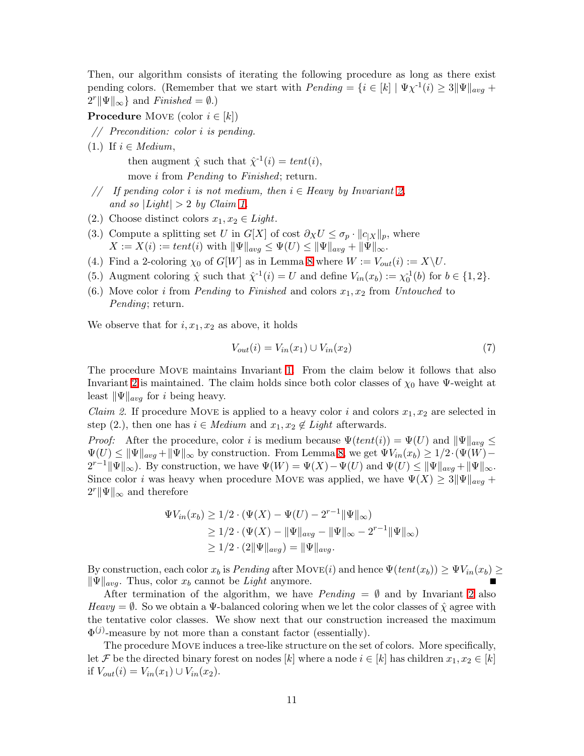Then, our algorithm consists of iterating the following procedure as long as there exist pending colors. (Remember that we start with $Pending = \{i \in [k] \mid \Psi\chi^{-1}(i) \geq 3\|\Psi\|_{avg} + 2^r\|\Psi\|_\infty\}$ and $Finished = \emptyset$.)

**Procedure** Move (color $i \in [k]$)

// *Precondition: color i is pending.*

(1.) If $i \in Medium$,

then augment $\hat{\chi}$ such that $\hat{\chi}^{-1}(i) = tent(i)$,

move $i$ from *Pending* to *Finished*; return.

// *If pending color i is not medium, then $i \in Heavy$ by Invariant 2, and so $|Light| > 2$ by Claim 1.*

(2.) Choose distinct colors $x_1, x_2 \in Light$.

(3.) Compute a splitting set $U$ in $G[X]$ of cost $\partial_X U \leq \sigma_p \cdot \|c_{|X}\|_p$, where $X := X(i) := tent(i)$ with $\|\Psi\|_{avg} \leq \Psi(U) \leq \|\Psi\|_{avg} + \|\Psi\|_\infty$.

(4.) Find a 2-coloring $\chi_0$ of $G[W]$ as in Lemma 8 where $W := V_{out}(i) := X \backslash U$.

(5.) Augment coloring $\hat{\chi}$ such that $\hat{\chi}^{-1}(i) = U$ and define $V_{in}(x_b) := \chi_0^{-1}(b)$ for $b \in \{1, 2\}$.

(6.) Move color $i$ from *Pending* to *Finished* and colors $x_1, x_2$ from *Untouched* to *Pending*; return.

We observe that for $i, x_1, x_2$ as above, it holds

$$V_{out}(i) = V_{in}(x_1) \cup V_{in}(x_2) \tag{7}$$

The procedure Move maintains Invariant 1. From the claim below it follows that also Invariant 2 is maintained. The claim holds since both color classes of $\chi_0$ have $\Psi$-weight at least $\|\Psi\|_{avg}$ for $i$ being heavy.

*Claim 2.* If procedure Move is applied to a heavy color $i$ and colors $x_1, x_2$ are selected in step (2.), then one has $i \in Medium$ and $x_1, x_2 \notin Light$ afterwards.

*Proof:* After the procedure, color $i$ is medium because $\Psi(tent(i)) = \Psi(U)$ and $\|\Psi\|_{avg} \leq \Psi(U) \leq \|\Psi\|_{avg} + \|\Psi\|_\infty$ by construction. From Lemma 8, we get $\Psi V_{in}(x_b) \geq 1/2 \cdot (\Psi(W) - 2^{r-1}\|\Psi\|_\infty)$. By construction, we have $\Psi(W) = \Psi(X) - \Psi(U)$ and $\Psi(U) \leq \|\Psi\|_{avg} + \|\Psi\|_\infty$. Since color $i$ was heavy when procedure Move was applied, we have $\Psi(X) \geq 3\|\Psi\|_{avg} + 2^r\|\Psi\|_\infty$ and therefore

$$\begin{aligned}
\Psi V_{in}(x_b) &\geq 1/2 \cdot (\Psi(X) - \Psi(U) - 2^{r-1}\|\Psi\|_\infty) \\
&\geq 1/2 \cdot (\Psi(X) - \|\Psi\|_{avg} - \|\Psi\|_\infty - 2^{r-1}\|\Psi\|_\infty) \\
&\geq 1/2 \cdot (2\|\Psi\|_{avg}) = \|\Psi\|_{avg}.
\end{aligned}$$

By construction, each color $x_b$ is *Pending* after Move$(i)$ and hence $\Psi(tent(x_b)) \geq \Psi V_{in}(x_b) \geq \|\Psi\|_{avg}$. Thus, color $x_b$ cannot be *Light* anymore. ∎

After termination of the algorithm, we have $Pending = \emptyset$ and by Invariant 2 also $Heavy = \emptyset$. So we obtain a $\Psi$-balanced coloring when we let the color classes of $\hat{\chi}$ agree with the tentative color classes. We show next that our construction increased the maximum $\Phi^{(j)}$-measure by not more than a constant factor (essentially).

The procedure Move induces a tree-like structure on the set of colors. More specifically, let $\mathcal{F}$ be the directed binary forest on nodes $[k]$ where a node $i \in [k]$ has children $x_1, x_2 \in [k]$ if $V_{out}(i) = V_{in}(x_1) \cup V_{in}(x_2)$.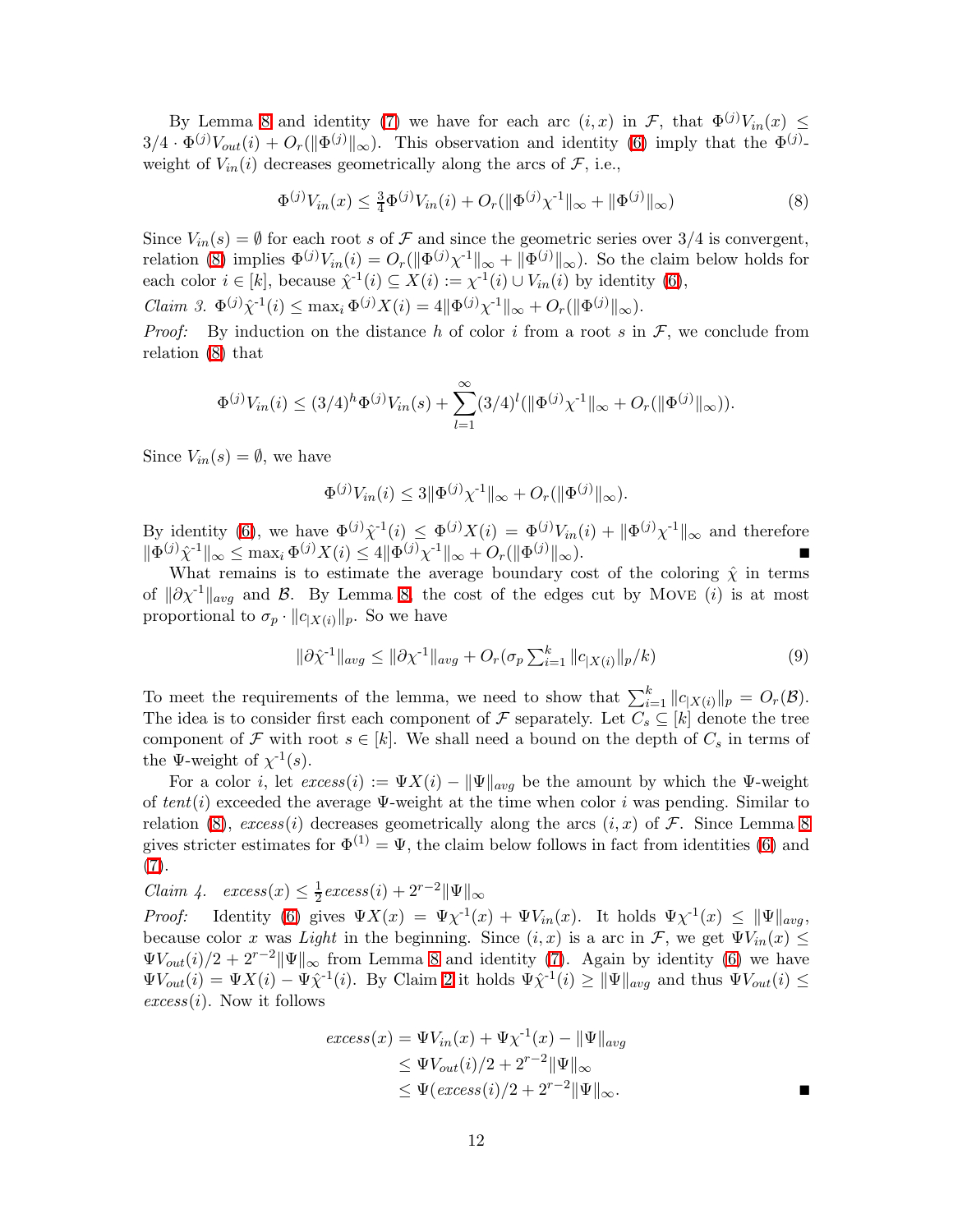By Lemma 8 and identity (7) we have for each arc $(i,x)$ in $\mathcal{F}$, that $\Phi^{(j)}V_{in}(x) \leq 3/4 \cdot \Phi^{(j)}V_{out}(i) + O_r(\|\Phi^{(j)}\|_\infty)$. This observation and identity (6) imply that the $\Phi^{(j)}$-weight of $V_{in}(i)$ decreases geometrically along the arcs of $\mathcal{F}$, i.e.,

$$\Phi^{(j)}V_{in}(x) \leq \tfrac{3}{4}\Phi^{(j)}V_{in}(i) + O_r(\|\Phi^{(j)}\chi^{-1}\|_\infty + \|\Phi^{(j)}\|_\infty) \tag{8}$$

Since $V_{in}(s) = \emptyset$ for each root $s$ of $\mathcal{F}$ and since the geometric series over $3/4$ is convergent, relation (8) implies $\Phi^{(j)}V_{in}(i) = O_r(\|\Phi^{(j)}\chi^{-1}\|_\infty + \|\Phi^{(j)}\|_\infty)$. So the claim below holds for each color $i \in [k]$, because $\hat{\chi}^{-1}(i) \subseteq X(i) := \chi^{-1}(i) \cup V_{in}(i)$ by identity (6),

*Claim 3.* $\Phi^{(j)}\hat{\chi}^{-1}(i) \leq \max_i \Phi^{(j)}X(i) = 4\|\Phi^{(j)}\chi^{-1}\|_\infty + O_r(\|\Phi^{(j)}\|_\infty)$.

*Proof:* By induction on the distance $h$ of color $i$ from a root $s$ in $\mathcal{F}$, we conclude from relation (8) that

$$\Phi^{(j)}V_{in}(i) \leq (3/4)^h \Phi^{(j)}V_{in}(s) + \sum_{l=1}^{\infty}(3/4)^l(\|\Phi^{(j)}\chi^{-1}\|_\infty + O_r(\|\Phi^{(j)}\|_\infty)).$$

Since $V_{in}(s) = \emptyset$, we have

$$\Phi^{(j)}V_{in}(i) \leq 3\|\Phi^{(j)}\chi^{-1}\|_\infty + O_r(\|\Phi^{(j)}\|_\infty).$$

By identity (6), we have $\Phi^{(j)}\hat{\chi}^{-1}(i) \leq \Phi^{(j)}X(i) = \Phi^{(j)}V_{in}(i) + \|\Phi^{(j)}\chi^{-1}\|_\infty$ and therefore $\|\Phi^{(j)}\hat{\chi}^{-1}\|_\infty \leq \max_i \Phi^{(j)}X(i) \leq 4\|\Phi^{(j)}\chi^{-1}\|_\infty + O_r(\|\Phi^{(j)}\|_\infty)$. ∎

What remains is to estimate the average boundary cost of the coloring $\hat{\chi}$ in terms of $\|\partial\chi^{-1}\|_{avg}$ and $\mathcal{B}$. By Lemma 8, the cost of the edges cut by Move $(i)$ is at most proportional to $\sigma_p \cdot \|c_{|X(i)}\|_p$. So we have

$$\|\partial\hat{\chi}^{-1}\|_{avg} \leq \|\partial\chi^{-1}\|_{avg} + O_r(\sigma_p \textstyle\sum_{i=1}^{k} \|c_{|X(i)}\|_p / k) \tag{9}$$

To meet the requirements of the lemma, we need to show that $\sum_{i=1}^{k} \|c_{|X(i)}\|_p = O_r(\mathcal{B})$. The idea is to consider first each component of $\mathcal{F}$ separately. Let $C_s \subseteq [k]$ denote the tree component of $\mathcal{F}$ with root $s \in [k]$. We shall need a bound on the depth of $C_s$ in terms of the $\Psi$-weight of $\chi^{-1}(s)$.

For a color $i$, let $excess(i) := \Psi X(i) - \|\Psi\|_{avg}$ be the amount by which the $\Psi$-weight of $tent(i)$ exceeded the average $\Psi$-weight at the time when color $i$ was pending. Similar to relation (8), $excess(i)$ decreases geometrically along the arcs $(i,x)$ of $\mathcal{F}$. Since Lemma 8 gives stricter estimates for $\Phi^{(1)} = \Psi$, the claim below follows in fact from identities (6) and (7).

*Claim 4.* $excess(x) \leq \frac{1}{2}excess(i) + 2^{r-2}\|\Psi\|_\infty$

*Proof:* Identity (6) gives $\Psi X(x) = \Psi\chi^{-1}(x) + \Psi V_{in}(x)$. It holds $\Psi\chi^{-1}(x) \leq \|\Psi\|_{avg}$, because color $x$ was *Light* in the beginning. Since $(i,x)$ is a arc in $\mathcal{F}$, we get $\Psi V_{in}(x) \leq \Psi V_{out}(i)/2 + 2^{r-2}\|\Psi\|_\infty$ from Lemma 8 and identity (7). Again by identity (6) we have $\Psi V_{out}(i) = \Psi X(i) - \Psi\hat{\chi}^{-1}(i)$. By Claim 2 it holds $\Psi\hat{\chi}^{-1}(i) \geq \|\Psi\|_{avg}$ and thus $\Psi V_{out}(i) \leq excess(i)$. Now it follows

$$\begin{aligned}
excess(x) &= \Psi V_{in}(x) + \Psi\chi^{-1}(x) - \|\Psi\|_{avg} \\
&\leq \Psi V_{out}(i)/2 + 2^{r-2}\|\Psi\|_\infty \\
&\leq \Psi(excess(i)/2 + 2^{r-2}\|\Psi\|_\infty.
\end{aligned}$$

∎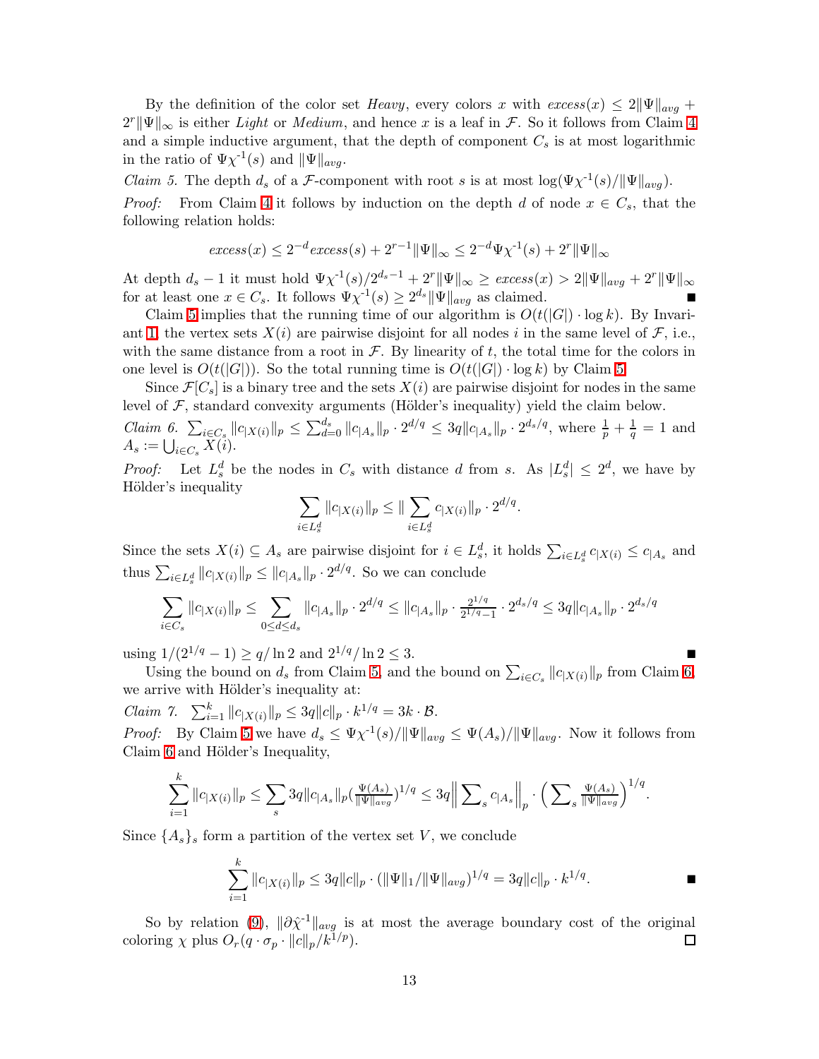By the definition of the color set *Heavy*, every colors $x$ with $excess(x) \leq 2\|\Psi\|_{avg} + 2^r\|\Psi\|_\infty$ is either *Light* or *Medium*, and hence $x$ is a leaf in $\mathcal{F}$. So it follows from Claim 4 and a simple inductive argument, that the depth of component $C_s$ is at most logarithmic in the ratio of $\Psi\chi^{-1}(s)$ and $\|\Psi\|_{avg}$.

*Claim 5.* The depth $d_s$ of a $\mathcal{F}$-component with root $s$ is at most $\log(\Psi\chi^{-1}(s)/\|\Psi\|_{avg})$.

*Proof:* From Claim 4 it follows by induction on the depth $d$ of node $x \in C_s$, that the following relation holds:

$$excess(x) \leq 2^{-d} excess(s) + 2^{r-1}\|\Psi\|_\infty \leq 2^{-d}\Psi\chi^{-1}(s) + 2^r\|\Psi\|_\infty$$

At depth $d_s - 1$ it must hold $\Psi\chi^{-1}(s)/2^{d_s-1} + 2^r\|\Psi\|_\infty \geq excess(x) > 2\|\Psi\|_{avg} + 2^r\|\Psi\|_\infty$ for at least one $x \in C_s$. It follows $\Psi\chi^{-1}(s) \geq 2^{d_s}\|\Psi\|_{avg}$ as claimed. ∎

Claim 5 implies that the running time of our algorithm is $O(t(|G|) \cdot \log k)$. By Invariant 1, the vertex sets $X(i)$ are pairwise disjoint for all nodes $i$ in the same level of $\mathcal{F}$, i.e., with the same distance from a root in $\mathcal{F}$. By linearity of $t$, the total time for the colors in one level is $O(t(|G|))$. So the total running time is $O(t(|G|) \cdot \log k)$ by Claim 5.

Since $\mathcal{F}[C_s]$ is a binary tree and the sets $X(i)$ are pairwise disjoint for nodes in the same level of $\mathcal{F}$, standard convexity arguments (Hölder's inequality) yield the claim below.

*Claim 6.* $\sum_{i \in C_s} \|c_{|X(i)}\|_p \leq \sum_{d=0}^{d_s} \|c_{|A_s}\|_p \cdot 2^{d/q} \leq 3q\|c_{|A_s}\|_p \cdot 2^{d_s/q}$, where $\frac{1}{p} + \frac{1}{q} = 1$ and $A_s := \bigcup_{i \in C_s} X(i)$.

*Proof:* Let $L_s^d$ be the nodes in $C_s$ with distance $d$ from $s$. As $|L_s^d| \leq 2^d$, we have by Hölder's inequality

$$\sum_{i \in L_s^d} \|c_{|X(i)}\|_p \leq \| \sum_{i \in L_s^d} c_{|X(i)}\|_p \cdot 2^{d/q}.$$

Since the sets $X(i) \subseteq A_s$ are pairwise disjoint for $i \in L_s^d$, it holds $\sum_{i \in L_s^d} c_{|X(i)} \leq c_{|A_s}$ and thus $\sum_{i \in L_s^d} \|c_{|X(i)}\|_p \leq \|c_{|A_s}\|_p \cdot 2^{d/q}$. So we can conclude

$$\sum_{i \in C_s} \|c_{|X(i)}\|_p \leq \sum_{0 \leq d \leq d_s} \|c_{|A_s}\|_p \cdot 2^{d/q} \leq \|c_{|A_s}\|_p \cdot \tfrac{2^{1/q}}{2^{1/q}-1} \cdot 2^{d_s/q} \leq 3q\|c_{|A_s}\|_p \cdot 2^{d_s/q}$$

using $1/(2^{1/q} - 1) \geq q/\ln 2$ and $2^{1/q}/\ln 2 \leq 3$. ∎

Using the bound on $d_s$ from Claim 5, and the bound on $\sum_{i \in C_s} \|c_{|X(i)}\|_p$ from Claim 6, we arrive with Hölder's inequality at:

*Claim 7.* $\sum_{i=1}^{k} \|c_{|X(i)}\|_p \leq 3q\|c\|_p \cdot k^{1/q} = 3k \cdot \mathcal{B}$.

*Proof:* By Claim 5 we have $d_s \leq \Psi\chi^{-1}(s)/\|\Psi\|_{avg} \leq \Psi(A_s)/\|\Psi\|_{avg}$. Now it follows from Claim 6 and Hölder's Inequality,

$$\sum_{i=1}^{k} \|c_{|X(i)}\|_p \leq \sum_s 3q\|c_{|A_s}\|_p (\tfrac{\Psi(A_s)}{\|\Psi\|_{avg}})^{1/q} \leq 3q\Big\| \sum\nolimits_s c_{|A_s}\Big\|_p \cdot \Big(\sum\nolimits_s \tfrac{\Psi(A_s)}{\|\Psi\|_{avg}}\Big)^{1/q}.$$

Since $\{A_s\}_s$ form a partition of the vertex set $V$, we conclude

$$\sum_{i=1}^{k} \|c_{|X(i)}\|_p \leq 3q\|c\|_p \cdot (\|\Psi\|_1/\|\Psi\|_{avg})^{1/q} = 3q\|c\|_p \cdot k^{1/q}.$$ ∎

So by relation (9), $\|\partial\hat{\chi}^{-1}\|_{avg}$ is at most the average boundary cost of the original coloring $\chi$ plus $O_r(q \cdot \sigma_p \cdot \|c\|_p/k^{1/p})$. □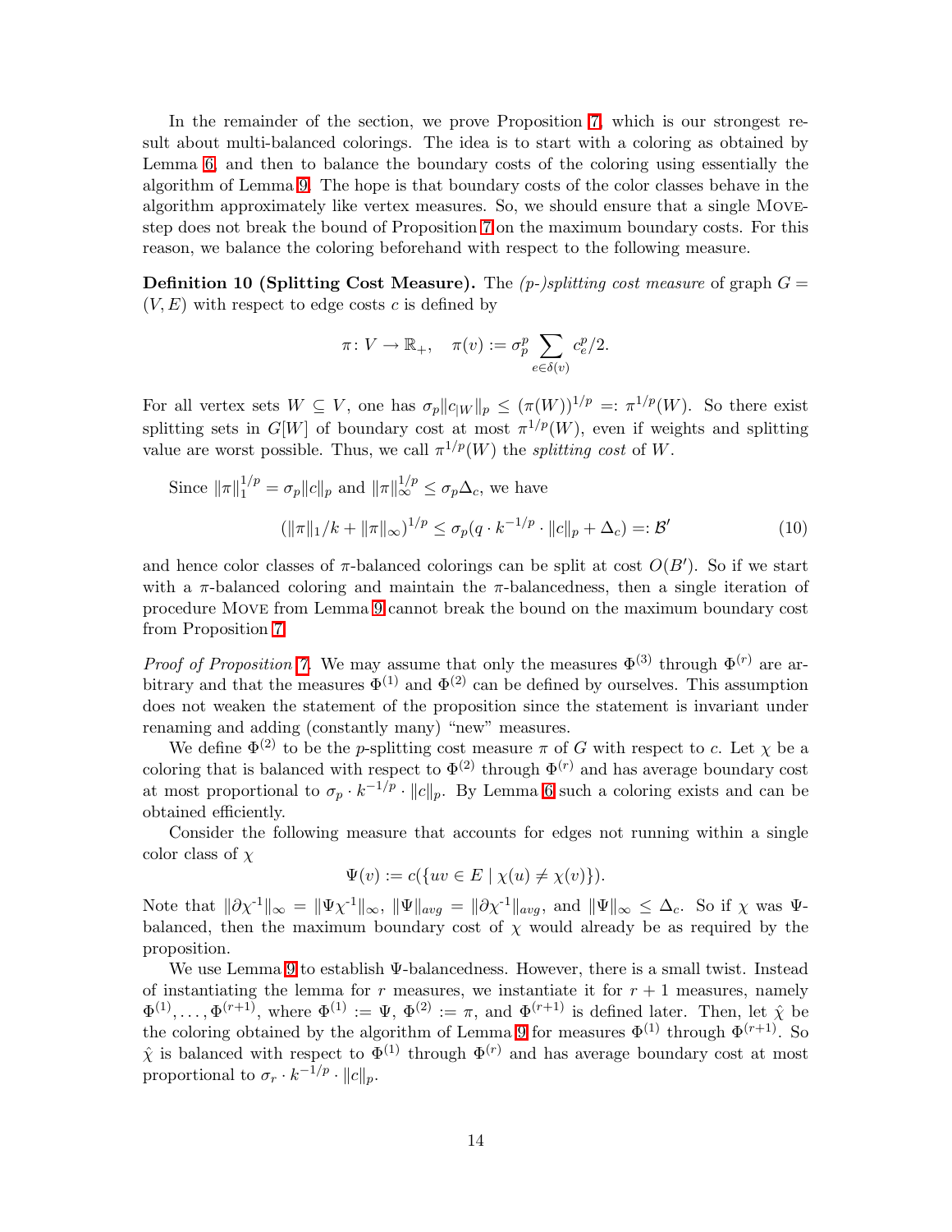In the remainder of the section, we prove Proposition 7, which is our strongest result about multi-balanced colorings. The idea is to start with a coloring as obtained by Lemma 6, and then to balance the boundary costs of the coloring using essentially the algorithm of Lemma 9. The hope is that boundary costs of the color classes behave in the algorithm approximately like vertex measures. So, we should ensure that a single Move-step does not break the bound of Proposition 7 on the maximum boundary costs. For this reason, we balance the coloring beforehand with respect to the following measure.

**Definition 10 (Splitting Cost Measure).** The *(p-)splitting cost measure* of graph $G = (V, E)$ with respect to edge costs $c$ is defined by

$$\pi\colon V \to \mathbb{R}_+, \quad \pi(v) := \sigma_p^p \sum_{e \in \delta(v)} c_e^p/2.$$

For all vertex sets $W \subseteq V$, one has $\sigma_p \|c_{|W}\|_p \leq (\pi(W))^{1/p} =: \pi^{1/p}(W)$. So there exist splitting sets in $G[W]$ of boundary cost at most $\pi^{1/p}(W)$, even if weights and splitting value are worst possible. Thus, we call $\pi^{1/p}(W)$ the *splitting cost* of $W$.

Since $\|\pi\|_1^{1/p} = \sigma_p \|c\|_p$ and $\|\pi\|_\infty^{1/p} \leq \sigma_p \Delta_c$, we have

$$(\|\pi\|_1/k + \|\pi\|_\infty)^{1/p} \leq \sigma_p(q \cdot k^{-1/p} \cdot \|c\|_p + \Delta_c) =: \mathcal{B}' \tag{10}$$

and hence color classes of $\pi$-balanced colorings can be split at cost $O(B')$. So if we start with a $\pi$-balanced coloring and maintain the $\pi$-balancedness, then a single iteration of procedure Move from Lemma 9 cannot break the bound on the maximum boundary cost from Proposition 7.

*Proof of Proposition 7.* We may assume that only the measures $\Phi^{(3)}$ through $\Phi^{(r)}$ are arbitrary and that the measures $\Phi^{(1)}$ and $\Phi^{(2)}$ can be defined by ourselves. This assumption does not weaken the statement of the proposition since the statement is invariant under renaming and adding (constantly many) "new" measures.

We define $\Phi^{(2)}$ to be the $p$-splitting cost measure $\pi$ of $G$ with respect to $c$. Let $\chi$ be a coloring that is balanced with respect to $\Phi^{(2)}$ through $\Phi^{(r)}$ and has average boundary cost at most proportional to $\sigma_p \cdot k^{-1/p} \cdot \|c\|_p$. By Lemma 6 such a coloring exists and can be obtained efficiently.

Consider the following measure that accounts for edges not running within a single color class of $\chi$

$$\Psi(v) := c(\{uv \in E \mid \chi(u) \neq \chi(v)\}).$$

Note that $\|\partial\chi^{-1}\|_\infty = \|\Psi\chi^{-1}\|_\infty$, $\|\Psi\|_{avg} = \|\partial\chi^{-1}\|_{avg}$, and $\|\Psi\|_\infty \leq \Delta_c$. So if $\chi$ was $\Psi$-balanced, then the maximum boundary cost of $\chi$ would already be as required by the proposition.

We use Lemma 9 to establish $\Psi$-balancedness. However, there is a small twist. Instead of instantiating the lemma for $r$ measures, we instantiate it for $r+1$ measures, namely $\Phi^{(1)}, \ldots, \Phi^{(r+1)}$, where $\Phi^{(1)} := \Psi$, $\Phi^{(2)} := \pi$, and $\Phi^{(r+1)}$ is defined later. Then, let $\hat{\chi}$ be the coloring obtained by the algorithm of Lemma 9 for measures $\Phi^{(1)}$ through $\Phi^{(r+1)}$. So $\hat{\chi}$ is balanced with respect to $\Phi^{(1)}$ through $\Phi^{(r)}$ and has average boundary cost at most proportional to $\sigma_r \cdot k^{-1/p} \cdot \|c\|_p$.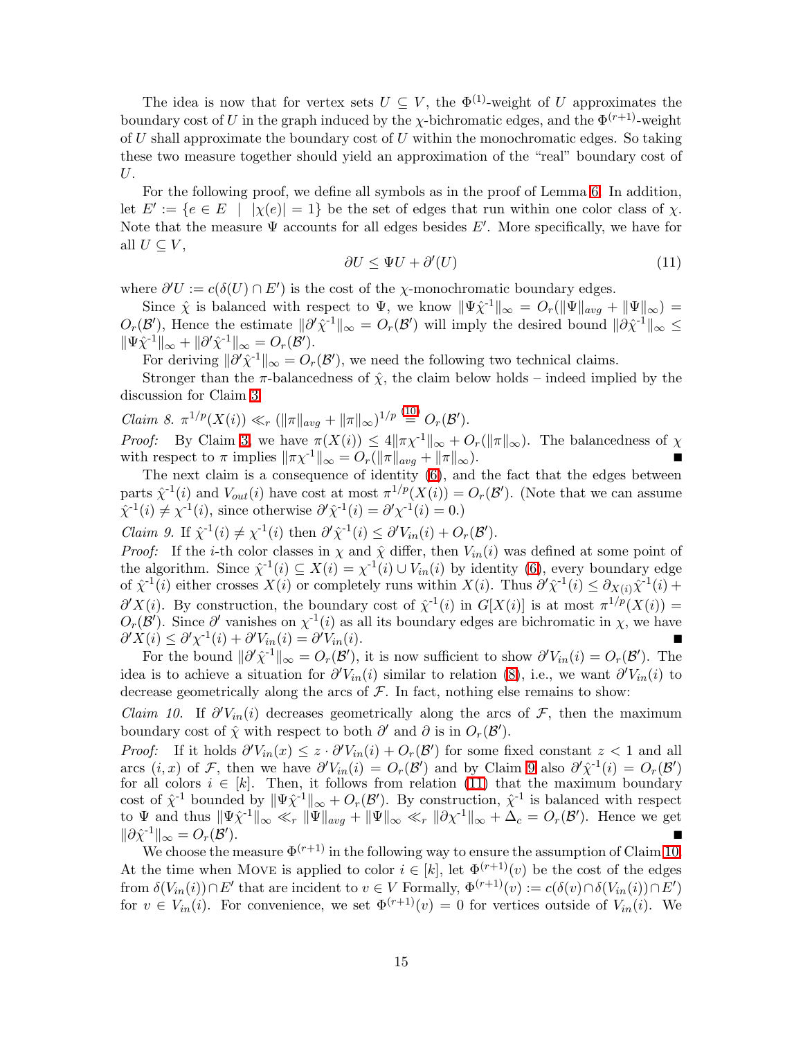The idea is now that for vertex sets $U \subseteq V$, the $\Phi^{(1)}$-weight of $U$ approximates the boundary cost of $U$ in the graph induced by the $\chi$-bichromatic edges, and the $\Phi^{(r+1)}$-weight of $U$ shall approximate the boundary cost of $U$ within the monochromatic edges. So taking these two measure together should yield an approximation of the "real" boundary cost of $U$.

For the following proof, we define all symbols as in the proof of Lemma 6. In addition, let $E' := \{e \in E \mid |\chi(e)| = 1\}$ be the set of edges that run within one color class of $\chi$. Note that the measure $\Psi$ accounts for all edges besides $E'$. More specifically, we have for all $U \subseteq V$,

$$\partial U \leq \Psi U + \partial'(U) \tag{11}$$

where $\partial' U := c(\delta(U) \cap E')$ is the cost of the $\chi$-monochromatic boundary edges.

Since $\hat{\chi}$ is balanced with respect to $\Psi$, we know $\|\Psi\hat{\chi}^{-1}\|_\infty = O_r(\|\Psi\|_{avg} + \|\Psi\|_\infty) = O_r(\mathcal{B}')$, Hence the estimate $\|\partial'\hat{\chi}^{-1}\|_\infty = O_r(\mathcal{B}')$ will imply the desired bound $\|\partial\hat{\chi}^{-1}\|_\infty \leq \|\Psi\hat{\chi}^{-1}\|_\infty + \|\partial'\hat{\chi}^{-1}\|_\infty = O_r(\mathcal{B}')$.

For deriving $\|\partial'\hat{\chi}^{-1}\|_\infty = O_r(\mathcal{B}')$, we need the following two technical claims.

Stronger than the $\pi$-balancedness of $\hat{\chi}$, the claim below holds – indeed implied by the discussion for Claim 3.

*Claim 8.* $\pi^{1/p}(X(i)) \ll_r (\|\pi\|_{avg} + \|\pi\|_\infty)^{1/p} \stackrel{(10)}{=} O_r(\mathcal{B}')$.

*Proof:* By Claim 3, we have $\pi(X(i)) \leq 4\|\pi\chi^{-1}\|_\infty + O_r(\|\pi\|_\infty)$. The balancedness of $\chi$ with respect to $\pi$ implies $\|\pi\chi^{-1}\|_\infty = O_r(\|\pi\|_{avg} + \|\pi\|_\infty)$. ∎

The next claim is a consequence of identity (6), and the fact that the edges between parts $\hat{\chi}^{-1}(i)$ and $V_{out}(i)$ have cost at most $\pi^{1/p}(X(i)) = O_r(\mathcal{B}')$. (Note that we can assume $\hat{\chi}^{-1}(i) \neq \chi^{-1}(i)$, since otherwise $\partial'\hat{\chi}^{-1}(i) = \partial'\chi^{-1}(i) = 0$.)

*Claim 9.* If $\hat{\chi}^{-1}(i) \neq \chi^{-1}(i)$ then $\partial'\hat{\chi}^{-1}(i) \leq \partial' V_{in}(i) + O_r(\mathcal{B}')$.

*Proof:* If the $i$-th color classes in $\chi$ and $\hat{\chi}$ differ, then $V_{in}(i)$ was defined at some point of the algorithm. Since $\hat{\chi}^{-1}(i) \subseteq X(i) = \chi^{-1}(i) \cup V_{in}(i)$ by identity (6), every boundary edge of $\hat{\chi}^{-1}(i)$ either crosses $X(i)$ or completely runs within $X(i)$. Thus $\partial'\hat{\chi}^{-1}(i) \leq \partial_{X(i)}\hat{\chi}^{-1}(i) + \partial' X(i)$. By construction, the boundary cost of $\hat{\chi}^{-1}(i)$ in $G[X(i)]$ is at most $\pi^{1/p}(X(i)) = O_r(\mathcal{B}')$. Since $\partial'$ vanishes on $\chi^{-1}(i)$ as all its boundary edges are bichromatic in $\chi$, we have $\partial' X(i) \leq \partial'\chi^{-1}(i) + \partial' V_{in}(i) = \partial' V_{in}(i)$. ∎

For the bound $\|\partial'\hat{\chi}^{-1}\|_\infty = O_r(\mathcal{B}')$, it is now sufficient to show $\partial' V_{in}(i) = O_r(\mathcal{B}')$. The idea is to achieve a situation for $\partial' V_{in}(i)$ similar to relation (8), i.e., we want $\partial' V_{in}(i)$ to decrease geometrically along the arcs of $\mathcal{F}$. In fact, nothing else remains to show:

*Claim 10.* If $\partial' V_{in}(i)$ decreases geometrically along the arcs of $\mathcal{F}$, then the maximum boundary cost of $\hat{\chi}$ with respect to both $\partial'$ and $\partial$ is in $O_r(\mathcal{B}')$.

*Proof:* If it holds $\partial' V_{in}(x) \leq z \cdot \partial' V_{in}(i) + O_r(\mathcal{B}')$ for some fixed constant $z < 1$ and all arcs $(i, x)$ of $\mathcal{F}$, then we have $\partial' V_{in}(i) = O_r(\mathcal{B}')$ and by Claim 9 also $\partial'\hat{\chi}^{-1}(i) = O_r(\mathcal{B}')$ for all colors $i \in [k]$. Then, it follows from relation (11) that the maximum boundary cost of $\hat{\chi}^{-1}$ bounded by $\|\Psi\hat{\chi}^{-1}\|_\infty + O_r(\mathcal{B}')$. By construction, $\hat{\chi}^{-1}$ is balanced with respect to $\Psi$ and thus $\|\Psi\hat{\chi}^{-1}\|_\infty \ll_r \|\Psi\|_{avg} + \|\Psi\|_\infty \ll_r \|\partial\chi^{-1}\|_\infty + \Delta_c = O_r(\mathcal{B}')$. Hence we get $\|\partial\hat{\chi}^{-1}\|_\infty = O_r(\mathcal{B}')$. ∎

We choose the measure $\Phi^{(r+1)}$ in the following way to ensure the assumption of Claim 10. At the time when Move is applied to color $i \in [k]$, let $\Phi^{(r+1)}(v)$ be the cost of the edges from $\delta(V_{in}(i)) \cap E'$ that are incident to $v \in V$ Formally, $\Phi^{(r+1)}(v) := c(\delta(v) \cap \delta(V_{in}(i)) \cap E')$ for $v \in V_{in}(i)$. For convenience, we set $\Phi^{(r+1)}(v) = 0$ for vertices outside of $V_{in}(i)$. We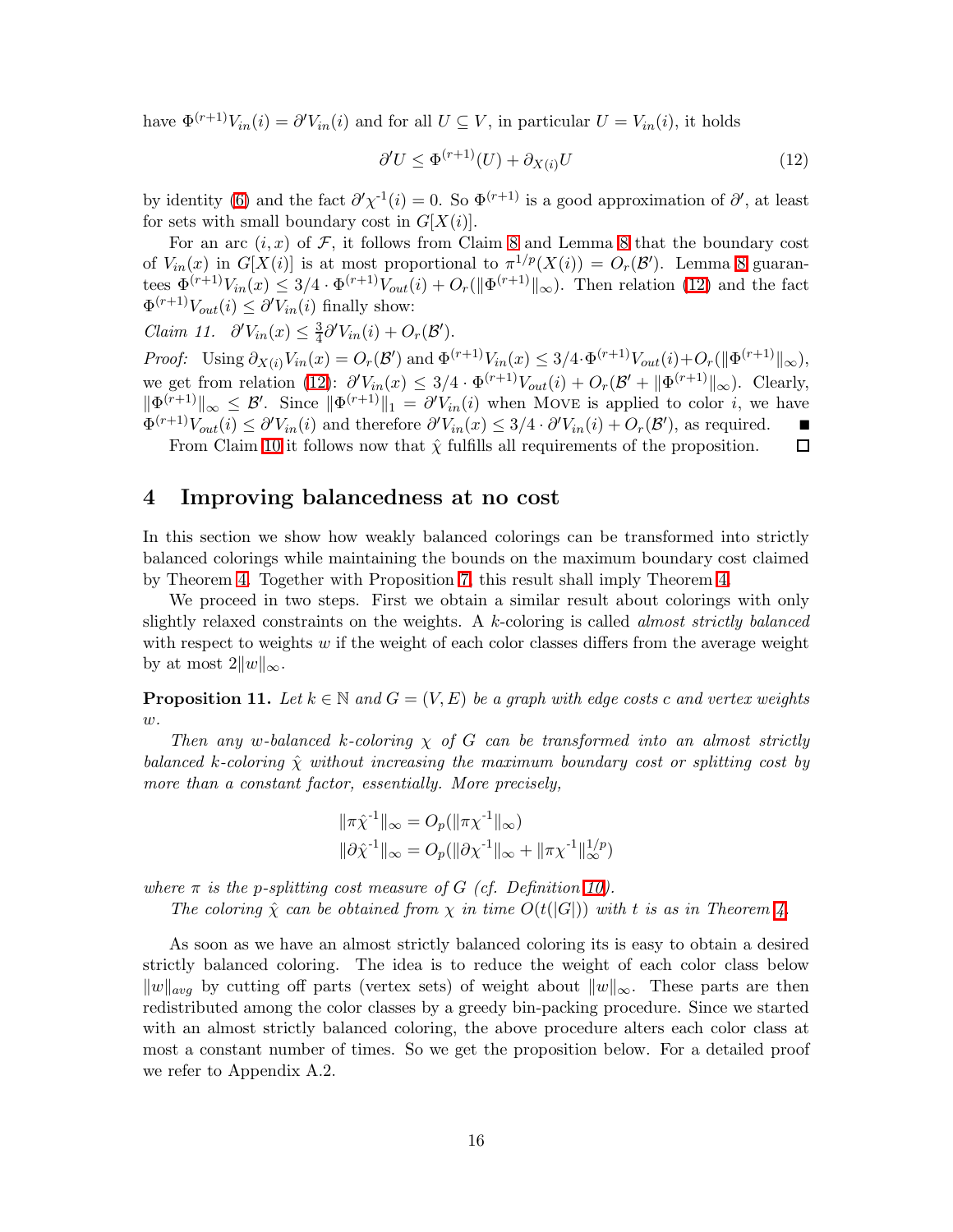have $\Phi^{(r+1)} V_{in}(i) = \partial' V_{in}(i)$ and for all $U \subseteq V$, in particular $U = V_{in}(i)$, it holds

$$\partial' U \leq \Phi^{(r+1)}(U) + \partial_{X(i)} U \tag{12}$$

by identity (6) and the fact $\partial' \chi^{-1}(i) = 0$. So $\Phi^{(r+1)}$ is a good approximation of $\partial'$, at least for sets with small boundary cost in $G[X(i)]$.

For an arc $(i, x)$ of $\mathcal{F}$, it follows from Claim 8 and Lemma 8 that the boundary cost of $V_{in}(x)$ in $G[X(i)]$ is at most proportional to $\pi^{1/p}(X(i)) = O_r(\mathcal{B}')$. Lemma 8 guarantees $\Phi^{(r+1)} V_{in}(x) \leq 3/4 \cdot \Phi^{(r+1)} V_{out}(i) + O_r(\|\Phi^{(r+1)}\|_\infty)$. Then relation (12) and the fact $\Phi^{(r+1)} V_{out}(i) \leq \partial' V_{in}(i)$ finally show:

*Claim 11.* $\partial' V_{in}(x) \leq \frac{3}{4} \partial' V_{in}(i) + O_r(\mathcal{B}')$.

*Proof:* Using $\partial_{X(i)} V_{in}(x) = O_r(\mathcal{B}')$ and $\Phi^{(r+1)} V_{in}(x) \leq 3/4 \cdot \Phi^{(r+1)} V_{out}(i) + O_r(\|\Phi^{(r+1)}\|_\infty)$, we get from relation (12): $\partial' V_{in}(x) \leq 3/4 \cdot \Phi^{(r+1)} V_{out}(i) + O_r(\mathcal{B}' + \|\Phi^{(r+1)}\|_\infty)$. Clearly, $\|\Phi^{(r+1)}\|_\infty \leq \mathcal{B}'$. Since $\|\Phi^{(r+1)}\|_1 = \partial' V_{in}(i)$ when Move is applied to color $i$, we have $\Phi^{(r+1)} V_{out}(i) \leq \partial' V_{in}(i)$ and therefore $\partial' V_{in}(x) \leq 3/4 \cdot \partial' V_{in}(i) + O_r(\mathcal{B}')$, as required. ∎

From Claim 10 it follows now that $\hat{\chi}$ fulfills all requirements of the proposition. □

# 4 Improving balancedness at no cost

In this section we show how weakly balanced colorings can be transformed into strictly balanced colorings while maintaining the bounds on the maximum boundary cost claimed by Theorem 4. Together with Proposition 7, this result shall imply Theorem 4.

We proceed in two steps. First we obtain a similar result about colorings with only slightly relaxed constraints on the weights. A $k$-coloring is called *almost strictly balanced* with respect to weights $w$ if the weight of each color classes differs from the average weight by at most $2\|w\|_\infty$.

**Proposition 11.** *Let $k \in \mathbb{N}$ and $G = (V, E)$ be a graph with edge costs $c$ and vertex weights $w$.*

*Then any $w$-balanced $k$-coloring $\chi$ of $G$ can be transformed into an almost strictly balanced $k$-coloring $\hat{\chi}$ without increasing the maximum boundary cost or splitting cost by more than a constant factor, essentially. More precisely,*

$$\|\pi \hat{\chi}^{-1}\|_\infty = O_p(\|\pi \chi^{-1}\|_\infty)$$
$$\|\partial \hat{\chi}^{-1}\|_\infty = O_p(\|\partial \chi^{-1}\|_\infty + \|\pi \chi^{-1}\|_\infty^{1/p})$$

*where $\pi$ is the $p$-splitting cost measure of $G$ (cf. Definition 10).*

*The coloring $\hat{\chi}$ can be obtained from $\chi$ in time $O(t(|G|))$ with $t$ is as in Theorem 4.*

As soon as we have an almost strictly balanced coloring its is easy to obtain a desired strictly balanced coloring. The idea is to reduce the weight of each color class below $\|w\|_{avg}$ by cutting off parts (vertex sets) of weight about $\|w\|_\infty$. These parts are then redistributed among the color classes by a greedy bin-packing procedure. Since we started with an almost strictly balanced coloring, the above procedure alters each color class at most a constant number of times. So we get the proposition below. For a detailed proof we refer to Appendix A.2.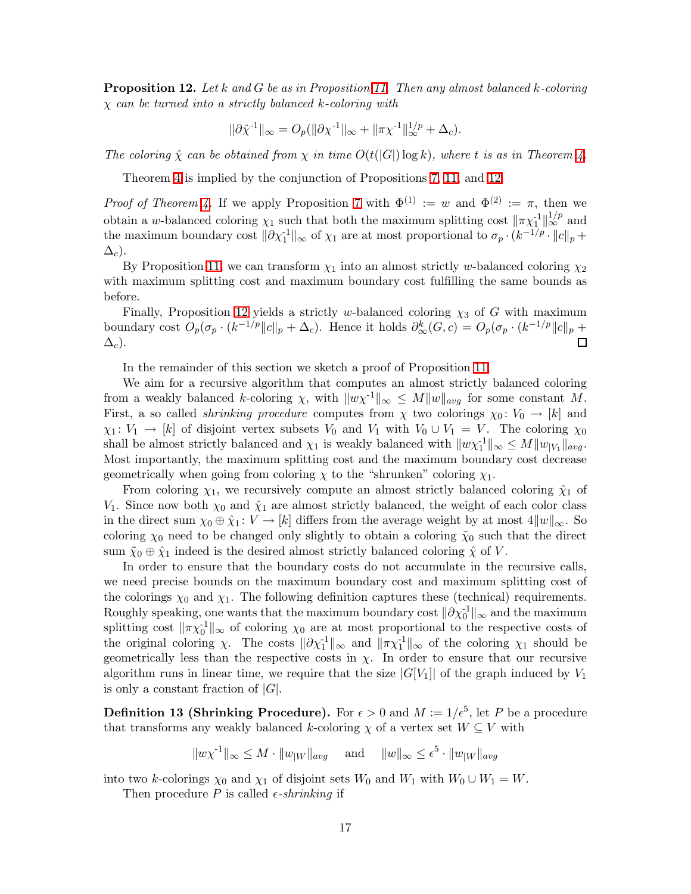**Proposition 12.** *Let $k$ and $G$ be as in Proposition 11. Then any almost balanced $k$-coloring $\chi$ can be turned into a strictly balanced $k$-coloring with*

$$\|\partial\hat{\chi}^{-1}\|_\infty = O_p(\|\partial\chi^{-1}\|_\infty + \|\pi\chi^{-1}\|_\infty^{1/p} + \Delta_c).$$

*The coloring $\hat{\chi}$ can be obtained from $\chi$ in time $O(t(|G|)\log k)$, where $t$ is as in Theorem 4.*

Theorem 4 is implied by the conjunction of Propositions 7, 11, and 12.

*Proof of Theorem 4.* If we apply Proposition 7 with $\Phi^{(1)} := w$ and $\Phi^{(2)} := \pi$, then we obtain a $w$-balanced coloring $\chi_1$ such that both the maximum splitting cost $\|\pi\chi_1^{-1}\|_\infty^{1/p}$ and the maximum boundary cost $\|\partial\chi_1^{-1}\|_\infty$ of $\chi_1$ are at most proportional to $\sigma_p \cdot (k^{-1/p} \cdot \|c\|_p + \Delta_c)$.

By Proposition 11, we can transform $\chi_1$ into an almost strictly $w$-balanced coloring $\chi_2$ with maximum splitting cost and maximum boundary cost fulfilling the same bounds as before.

Finally, Proposition 12 yields a strictly $w$-balanced coloring $\chi_3$ of $G$ with maximum boundary cost $O_p(\sigma_p \cdot (k^{-1/p}\|c\|_p + \Delta_c)$. Hence it holds $\partial_\infty^k(G,c) = O_p(\sigma_p \cdot (k^{-1/p}\|c\|_p + \Delta_c)$. □

In the remainder of this section we sketch a proof of Proposition 11.

We aim for a recursive algorithm that computes an almost strictly balanced coloring from a weakly balanced $k$-coloring $\chi$, with $\|w\chi^{-1}\|_\infty \leq M\|w\|_{avg}$ for some constant $M$. First, a so called *shrinking procedure* computes from $\chi$ two colorings $\chi_0 \colon V_0 \to [k]$ and $\chi_1 \colon V_1 \to [k]$ of disjoint vertex subsets $V_0$ and $V_1$ with $V_0 \cup V_1 = V$. The coloring $\chi_0$ shall be almost strictly balanced and $\chi_1$ is weakly balanced with $\|w\chi_1^{-1}\|_\infty \leq M\|w_{|V_1}\|_{avg}$. Most importantly, the maximum splitting cost and the maximum boundary cost decrease geometrically when going from coloring $\chi$ to the "shrunken" coloring $\chi_1$.

From coloring $\chi_1$, we recursively compute an almost strictly balanced coloring $\hat{\chi}_1$ of $V_1$. Since now both $\chi_0$ and $\hat{\chi}_1$ are almost strictly balanced, the weight of each color class in the direct sum $\chi_0 \oplus \hat{\chi}_1 \colon V \to [k]$ differs from the average weight by at most $4\|w\|_\infty$. So coloring $\chi_0$ need to be changed only slightly to obtain a coloring $\tilde{\chi}_0$ such that the direct sum $\tilde{\chi}_0 \oplus \hat{\chi}_1$ indeed is the desired almost strictly balanced coloring $\hat{\chi}$ of $V$.

In order to ensure that the boundary costs do not accumulate in the recursive calls, we need precise bounds on the maximum boundary cost and maximum splitting cost of the colorings $\chi_0$ and $\chi_1$. The following definition captures these (technical) requirements. Roughly speaking, one wants that the maximum boundary cost $\|\partial\chi_0^{-1}\|_\infty$ and the maximum splitting cost $\|\pi\chi_0^{-1}\|_\infty$ of coloring $\chi_0$ are at most proportional to the respective costs of the original coloring $\chi$. The costs $\|\partial\chi_1^{-1}\|_\infty$ and $\|\pi\chi_1^{-1}\|_\infty$ of the coloring $\chi_1$ should be geometrically less than the respective costs in $\chi$. In order to ensure that our recursive algorithm runs in linear time, we require that the size $|G[V_1]|$ of the graph induced by $V_1$ is only a constant fraction of $|G|$.

**Definition 13 (Shrinking Procedure).** For $\epsilon > 0$ and $M := 1/\epsilon^5$, let $P$ be a procedure that transforms any weakly balanced $k$-coloring $\chi$ of a vertex set $W \subseteq V$ with

$$\|w\chi^{-1}\|_\infty \leq M \cdot \|w_{|W}\|_{avg} \quad \text{and} \quad \|w\|_\infty \leq \epsilon^5 \cdot \|w_{|W}\|_{avg}$$

into two $k$-colorings $\chi_0$ and $\chi_1$ of disjoint sets $W_0$ and $W_1$ with $W_0 \cup W_1 = W$.

Then procedure $P$ is called *$\epsilon$-shrinking* if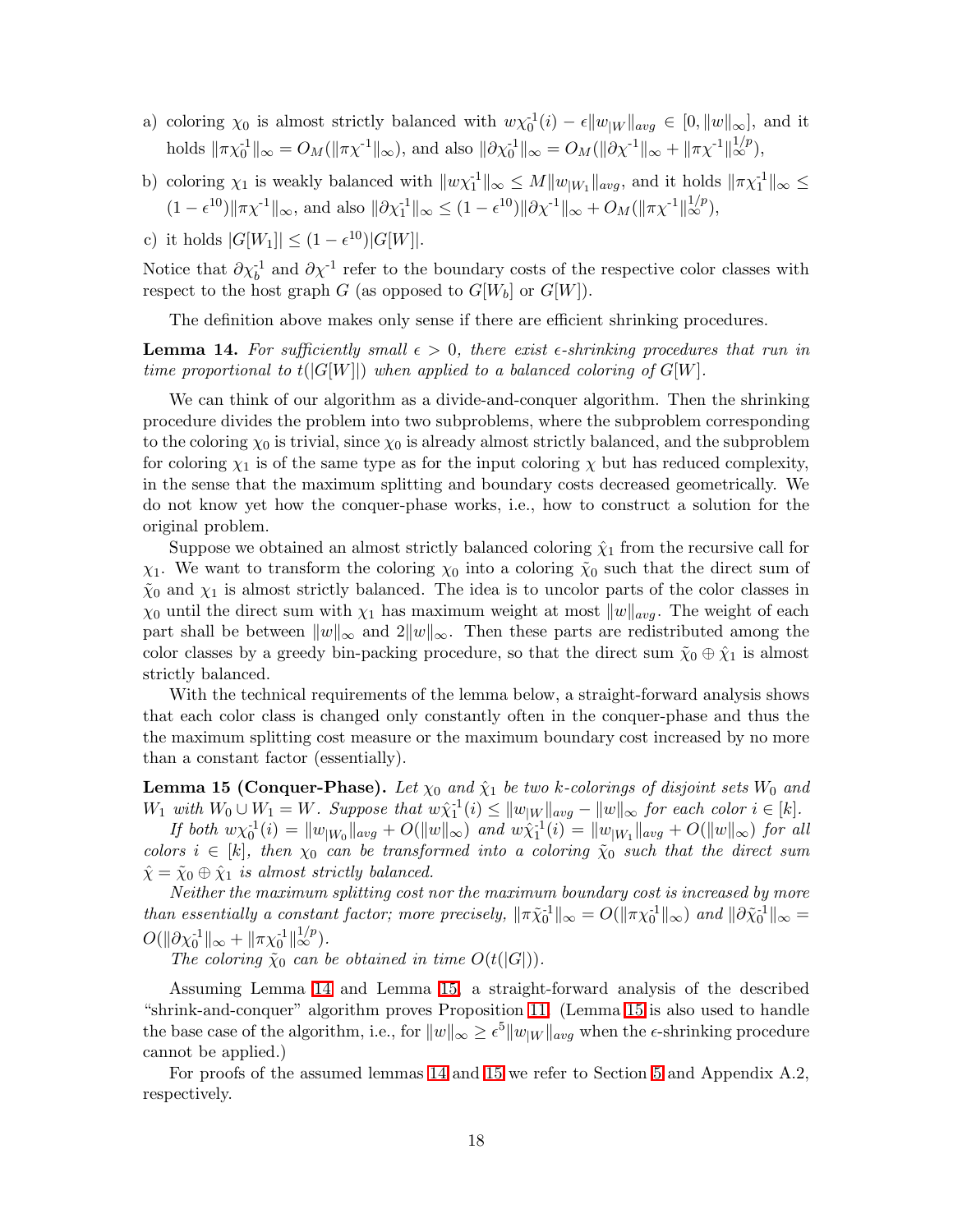a) coloring $\chi_0$ is almost strictly balanced with $w\chi_0^{-1}(i) - \epsilon\|w_{|W}\|_{avg} \in [0, \|w\|_\infty]$, and it holds $\|\pi\chi_0^{-1}\|_\infty = O_M(\|\pi\chi^{-1}\|_\infty)$, and also $\|\partial\chi_0^{-1}\|_\infty = O_M(\|\partial\chi^{-1}\|_\infty + \|\pi\chi^{-1}\|_\infty^{1/p})$,

b) coloring $\chi_1$ is weakly balanced with $\|w\chi_1^{-1}\|_\infty \leq M\|w_{|W_1}\|_{avg}$, and it holds $\|\pi\chi_1^{-1}\|_\infty \leq (1-\epsilon^{10})\|\pi\chi^{-1}\|_\infty$, and also $\|\partial\chi_1^{-1}\|_\infty \leq (1-\epsilon^{10})\|\partial\chi^{-1}\|_\infty + O_M(\|\pi\chi^{-1}\|_\infty^{1/p})$,

c) it holds $|G[W_1]| \leq (1-\epsilon^{10})|G[W]|$.

Notice that $\partial\chi_b^{-1}$ and $\partial\chi^{-1}$ refer to the boundary costs of the respective color classes with respect to the host graph $G$ (as opposed to $G[W_b]$ or $G[W]$).

The definition above makes only sense if there are efficient shrinking procedures.

**Lemma 14.** *For sufficiently small $\epsilon > 0$, there exist $\epsilon$-shrinking procedures that run in time proportional to $t(|G[W]|)$ when applied to a balanced coloring of $G[W]$.*

We can think of our algorithm as a divide-and-conquer algorithm. Then the shrinking procedure divides the problem into two subproblems, where the subproblem corresponding to the coloring $\chi_0$ is trivial, since $\chi_0$ is already almost strictly balanced, and the subproblem for coloring $\chi_1$ is of the same type as for the input coloring $\chi$ but has reduced complexity, in the sense that the maximum splitting and boundary costs decreased geometrically. We do not know yet how the conquer-phase works, i.e., how to construct a solution for the original problem.

Suppose we obtained an almost strictly balanced coloring $\hat{\chi}_1$ from the recursive call for $\chi_1$. We want to transform the coloring $\chi_0$ into a coloring $\tilde{\chi}_0$ such that the direct sum of $\tilde{\chi}_0$ and $\chi_1$ is almost strictly balanced. The idea is to uncolor parts of the color classes in $\chi_0$ until the direct sum with $\chi_1$ has maximum weight at most $\|w\|_{avg}$. The weight of each part shall be between $\|w\|_\infty$ and $2\|w\|_\infty$. Then these parts are redistributed among the color classes by a greedy bin-packing procedure, so that the direct sum $\tilde{\chi}_0 \oplus \hat{\chi}_1$ is almost strictly balanced.

With the technical requirements of the lemma below, a straight-forward analysis shows that each color class is changed only constantly often in the conquer-phase and thus the the maximum splitting cost measure or the maximum boundary cost increased by no more than a constant factor (essentially).

**Lemma 15 (Conquer-Phase).** *Let $\chi_0$ and $\hat{\chi}_1$ be two $k$-colorings of disjoint sets $W_0$ and $W_1$ with $W_0 \cup W_1 = W$. Suppose that $w\hat{\chi}_1^{-1}(i) \leq \|w_{|W}\|_{avg} - \|w\|_\infty$ for each color $i \in [k]$.*

*If both $w\chi_0^{-1}(i) = \|w_{|W_0}\|_{avg} + O(\|w\|_\infty)$ and $w\hat{\chi}_1^{-1}(i) = \|w_{|W_1}\|_{avg} + O(\|w\|_\infty)$ for all colors $i \in [k]$, then $\chi_0$ can be transformed into a coloring $\tilde{\chi}_0$ such that the direct sum $\hat{\chi} = \tilde{\chi}_0 \oplus \hat{\chi}_1$ is almost strictly balanced.*

*Neither the maximum splitting cost nor the maximum boundary cost is increased by more than essentially a constant factor; more precisely, $\|\pi\tilde{\chi}_0^{-1}\|_\infty = O(\|\pi\chi_0^{-1}\|_\infty)$ and $\|\partial\tilde{\chi}_0^{-1}\|_\infty = O(\|\partial\chi_0^{-1}\|_\infty + \|\pi\chi_0^{-1}\|_\infty^{1/p})$.*

*The coloring $\tilde{\chi}_0$ can be obtained in time $O(t(|G|))$.*

Assuming Lemma 14 and Lemma 15, a straight-forward analysis of the described "shrink-and-conquer" algorithm proves Proposition 11. (Lemma 15 is also used to handle the base case of the algorithm, i.e., for $\|w\|_\infty \geq \epsilon^5\|w_{|W}\|_{avg}$ when the $\epsilon$-shrinking procedure cannot be applied.)

For proofs of the assumed lemmas 14 and 15 we refer to Section 5 and Appendix A.2, respectively.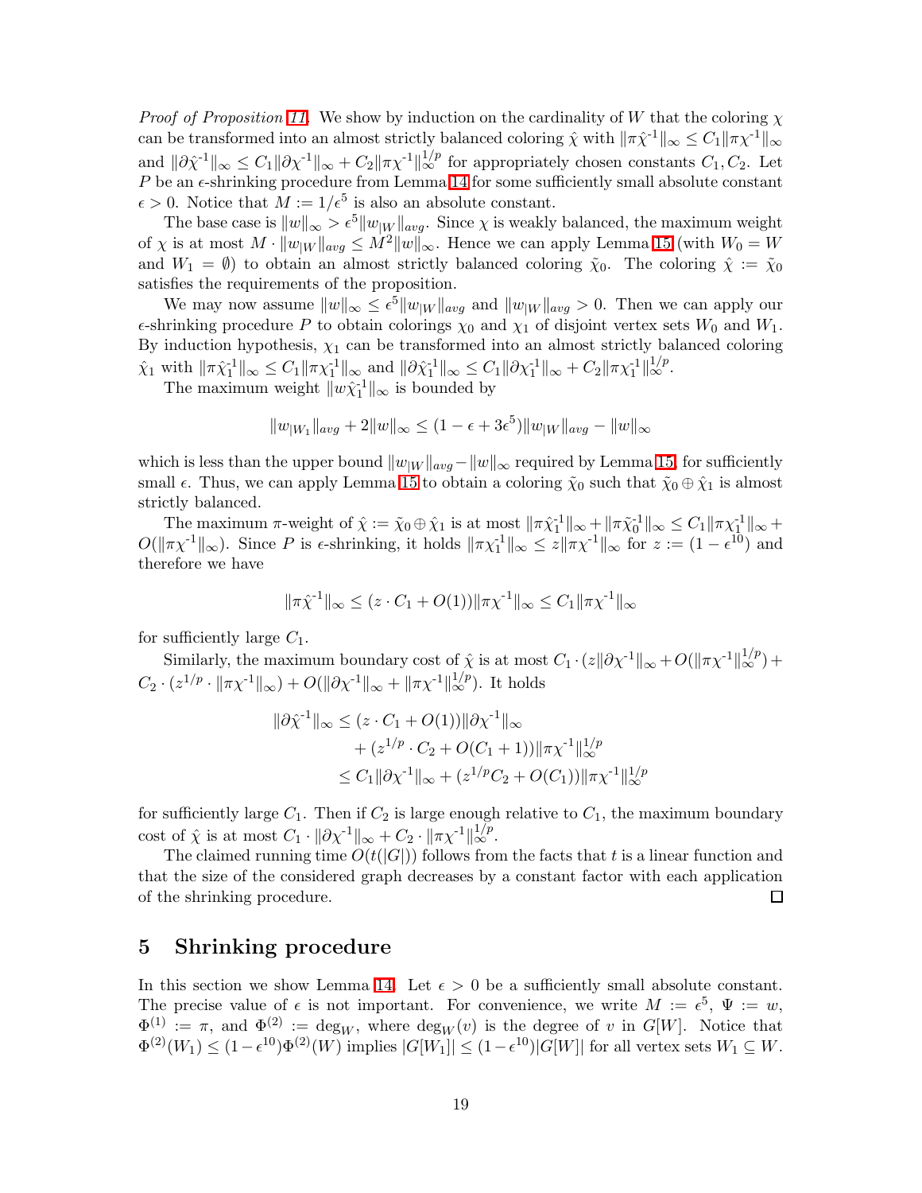*Proof of Proposition 11.* We show by induction on the cardinality of $W$ that the coloring $\chi$ can be transformed into an almost strictly balanced coloring $\hat{\chi}$ with $\|\pi\hat{\chi}^{-1}\|_\infty \leq C_1\|\pi\chi^{-1}\|_\infty$ and $\|\partial\hat{\chi}^{-1}\|_\infty \leq C_1\|\partial\chi^{-1}\|_\infty + C_2\|\pi\chi^{-1}\|_\infty^{1/p}$ for appropriately chosen constants $C_1, C_2$. Let $P$ be an $\epsilon$-shrinking procedure from Lemma 14 for some sufficiently small absolute constant $\epsilon > 0$. Notice that $M := 1/\epsilon^5$ is also an absolute constant.

The base case is $\|w\|_\infty > \epsilon^5\|w_{|W}\|_{avg}$. Since $\chi$ is weakly balanced, the maximum weight of $\chi$ is at most $M \cdot \|w_{|W}\|_{avg} \leq M^2\|w\|_\infty$. Hence we can apply Lemma 15 (with $W_0 = W$ and $W_1 = \emptyset$) to obtain an almost strictly balanced coloring $\tilde{\chi}_0$. The coloring $\hat{\chi} := \tilde{\chi}_0$ satisfies the requirements of the proposition.

We may now assume $\|w\|_\infty \leq \epsilon^5\|w_{|W}\|_{avg}$ and $\|w_{|W}\|_{avg} > 0$. Then we can apply our $\epsilon$-shrinking procedure $P$ to obtain colorings $\chi_0$ and $\chi_1$ of disjoint vertex sets $W_0$ and $W_1$. By induction hypothesis, $\chi_1$ can be transformed into an almost strictly balanced coloring $\hat{\chi}_1$ with $\|\pi\hat{\chi}_1^{-1}\|_\infty \leq C_1\|\pi\chi_1^{-1}\|_\infty$ and $\|\partial\hat{\chi}_1^{-1}\|_\infty \leq C_1\|\partial\chi_1^{-1}\|_\infty + C_2\|\pi\chi_1^{-1}\|_\infty^{1/p}$.

The maximum weight $\|w\hat{\chi}_1^{-1}\|_\infty$ is bounded by

$$\|w_{|W_1}\|_{avg} + 2\|w\|_\infty \leq (1 - \epsilon + 3\epsilon^5)\|w_{|W}\|_{avg} - \|w\|_\infty$$

which is less than the upper bound $\|w_{|W}\|_{avg} - \|w\|_\infty$ required by Lemma 15, for sufficiently small $\epsilon$. Thus, we can apply Lemma 15 to obtain a coloring $\tilde{\chi}_0$ such that $\tilde{\chi}_0 \oplus \hat{\chi}_1$ is almost strictly balanced.

The maximum $\pi$-weight of $\hat{\chi} := \tilde{\chi}_0 \oplus \hat{\chi}_1$ is at most $\|\pi\hat{\chi}_1^{-1}\|_\infty + \|\pi\tilde{\chi}_0^{-1}\|_\infty \leq C_1\|\pi\chi_1^{-1}\|_\infty + O(\|\pi\chi^{-1}\|_\infty)$. Since $P$ is $\epsilon$-shrinking, it holds $\|\pi\chi_1^{-1}\|_\infty \leq z\|\pi\chi^{-1}\|_\infty$ for $z := (1 - \epsilon^{10})$ and therefore we have

$$\|\pi\hat{\chi}^{-1}\|_\infty \leq (z \cdot C_1 + O(1))\|\pi\chi^{-1}\|_\infty \leq C_1\|\pi\chi^{-1}\|_\infty$$

for sufficiently large $C_1$.

Similarly, the maximum boundary cost of $\hat{\chi}$ is at most $C_1 \cdot (z\|\partial\chi^{-1}\|_\infty + O(\|\pi\chi^{-1}\|_\infty^{1/p}) + C_2 \cdot (z^{1/p} \cdot \|\pi\chi^{-1}\|_\infty) + O(\|\partial\chi^{-1}\|_\infty + \|\pi\chi^{-1}\|_\infty^{1/p})$. It holds

$$\begin{aligned}
\|\partial\hat{\chi}^{-1}\|_\infty &\leq (z \cdot C_1 + O(1))\|\partial\chi^{-1}\|_\infty \\
&\quad + (z^{1/p} \cdot C_2 + O(C_1 + 1))\|\pi\chi^{-1}\|_\infty^{1/p} \\
&\leq C_1\|\partial\chi^{-1}\|_\infty + (z^{1/p}C_2 + O(C_1))\|\pi\chi^{-1}\|_\infty^{1/p}
\end{aligned}$$

for sufficiently large $C_1$. Then if $C_2$ is large enough relative to $C_1$, the maximum boundary cost of $\hat{\chi}$ is at most $C_1 \cdot \|\partial\chi^{-1}\|_\infty + C_2 \cdot \|\pi\chi^{-1}\|_\infty^{1/p}$.

The claimed running time $O(t(|G|))$ follows from the facts that $t$ is a linear function and that the size of the considered graph decreases by a constant factor with each application of the shrinking procedure. ☐

## 5 Shrinking procedure

In this section we show Lemma 14. Let $\epsilon > 0$ be a sufficiently small absolute constant. The precise value of $\epsilon$ is not important. For convenience, we write $M := \epsilon^5$, $\Psi := w$, $\Phi^{(1)} := \pi$, and $\Phi^{(2)} := \deg_W$, where $\deg_W(v)$ is the degree of $v$ in $G[W]$. Notice that $\Phi^{(2)}(W_1) \leq (1 - \epsilon^{10})\Phi^{(2)}(W)$ implies $|G[W_1]| \leq (1 - \epsilon^{10})|G[W]|$ for all vertex sets $W_1 \subseteq W$.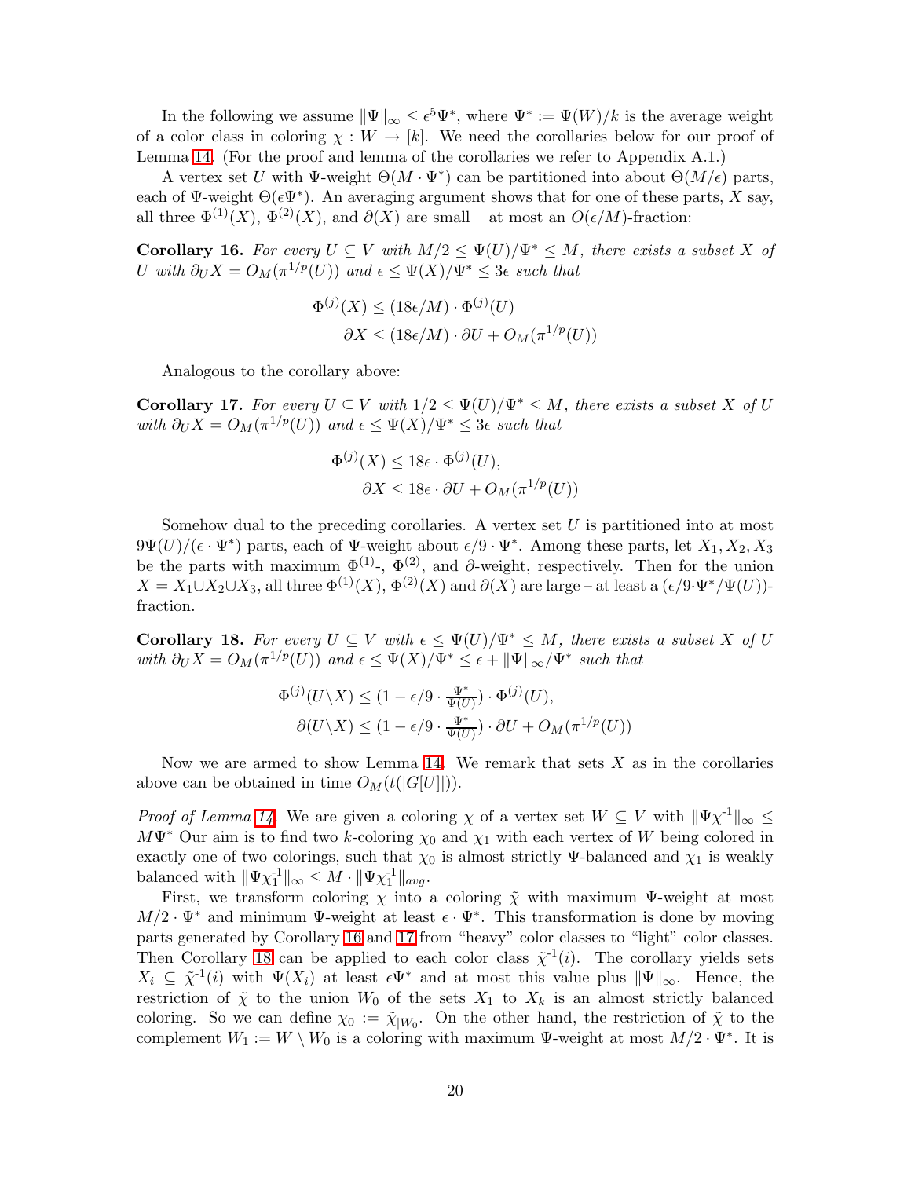In the following we assume $\|\Psi\|_\infty \leq \epsilon^5 \Psi^*$, where $\Psi^* := \Psi(W)/k$ is the average weight of a color class in coloring $\chi : W \to [k]$. We need the corollaries below for our proof of Lemma 14. (For the proof and lemma of the corollaries we refer to Appendix A.1.)

A vertex set $U$ with $\Psi$-weight $\Theta(M \cdot \Psi^*)$ can be partitioned into about $\Theta(M/\epsilon)$ parts, each of $\Psi$-weight $\Theta(\epsilon\Psi^*)$. An averaging argument shows that for one of these parts, $X$ say, all three $\Phi^{(1)}(X)$, $\Phi^{(2)}(X)$, and $\partial(X)$ are small – at most an $O(\epsilon/M)$-fraction:

**Corollary 16.** *For every $U \subseteq V$ with $M/2 \leq \Psi(U)/\Psi^* \leq M$, there exists a subset $X$ of $U$ with $\partial_U X = O_M(\pi^{1/p}(U))$ and $\epsilon \leq \Psi(X)/\Psi^* \leq 3\epsilon$ such that*

$$\Phi^{(j)}(X) \leq (18\epsilon/M) \cdot \Phi^{(j)}(U)$$
$$\partial X \leq (18\epsilon/M) \cdot \partial U + O_M(\pi^{1/p}(U))$$

Analogous to the corollary above:

**Corollary 17.** *For every $U \subseteq V$ with $1/2 \leq \Psi(U)/\Psi^* \leq M$, there exists a subset $X$ of $U$ with $\partial_U X = O_M(\pi^{1/p}(U))$ and $\epsilon \leq \Psi(X)/\Psi^* \leq 3\epsilon$ such that*

$$\Phi^{(j)}(X) \leq 18\epsilon \cdot \Phi^{(j)}(U),$$
$$\partial X \leq 18\epsilon \cdot \partial U + O_M(\pi^{1/p}(U))$$

Somehow dual to the preceding corollaries. A vertex set $U$ is partitioned into at most $9\Psi(U)/(\epsilon \cdot \Psi^*)$ parts, each of $\Psi$-weight about $\epsilon/9 \cdot \Psi^*$. Among these parts, let $X_1, X_2, X_3$ be the parts with maximum $\Phi^{(1)}$-, $\Phi^{(2)}$, and $\partial$-weight, respectively. Then for the union $X = X_1 \cup X_2 \cup X_3$, all three $\Phi^{(1)}(X)$, $\Phi^{(2)}(X)$ and $\partial(X)$ are large – at least a $(\epsilon/9 \cdot \Psi^*/\Psi(U))$-fraction.

**Corollary 18.** *For every $U \subseteq V$ with $\epsilon \leq \Psi(U)/\Psi^* \leq M$, there exists a subset $X$ of $U$ with $\partial_U X = O_M(\pi^{1/p}(U))$ and $\epsilon \leq \Psi(X)/\Psi^* \leq \epsilon + \|\Psi\|_\infty/\Psi^*$ such that*

$$\Phi^{(j)}(U \backslash X) \leq (1 - \epsilon/9 \cdot \tfrac{\Psi^*}{\Psi(U)}) \cdot \Phi^{(j)}(U),$$
$$\partial(U \backslash X) \leq (1 - \epsilon/9 \cdot \tfrac{\Psi^*}{\Psi(U)}) \cdot \partial U + O_M(\pi^{1/p}(U))$$

Now we are armed to show Lemma 14. We remark that sets $X$ as in the corollaries above can be obtained in time $O_M(t(|G[U]|))$.

*Proof of Lemma 14.* We are given a coloring $\chi$ of a vertex set $W \subseteq V$ with $\|\Psi\chi^{-1}\|_\infty \leq M\Psi^*$ Our aim is to find two $k$-coloring $\chi_0$ and $\chi_1$ with each vertex of $W$ being colored in exactly one of two colorings, such that $\chi_0$ is almost strictly $\Psi$-balanced and $\chi_1$ is weakly balanced with $\|\Psi\chi_1^{-1}\|_\infty \leq M \cdot \|\Psi\chi_1^{-1}\|_{avg}$.

First, we transform coloring $\chi$ into a coloring $\tilde{\chi}$ with maximum $\Psi$-weight at most $M/2 \cdot \Psi^*$ and minimum $\Psi$-weight at least $\epsilon \cdot \Psi^*$. This transformation is done by moving parts generated by Corollary 16 and 17 from "heavy" color classes to "light" color classes. Then Corollary 18 can be applied to each color class $\tilde{\chi}^{-1}(i)$. The corollary yields sets $X_i \subseteq \tilde{\chi}^{-1}(i)$ with $\Psi(X_i)$ at least $\epsilon\Psi^*$ and at most this value plus $\|\Psi\|_\infty$. Hence, the restriction of $\tilde{\chi}$ to the union $W_0$ of the sets $X_1$ to $X_k$ is an almost strictly balanced coloring. So we can define $\chi_0 := \tilde{\chi}_{|W_0}$. On the other hand, the restriction of $\tilde{\chi}$ to the complement $W_1 := W \setminus W_0$ is a coloring with maximum $\Psi$-weight at most $M/2 \cdot \Psi^*$. It is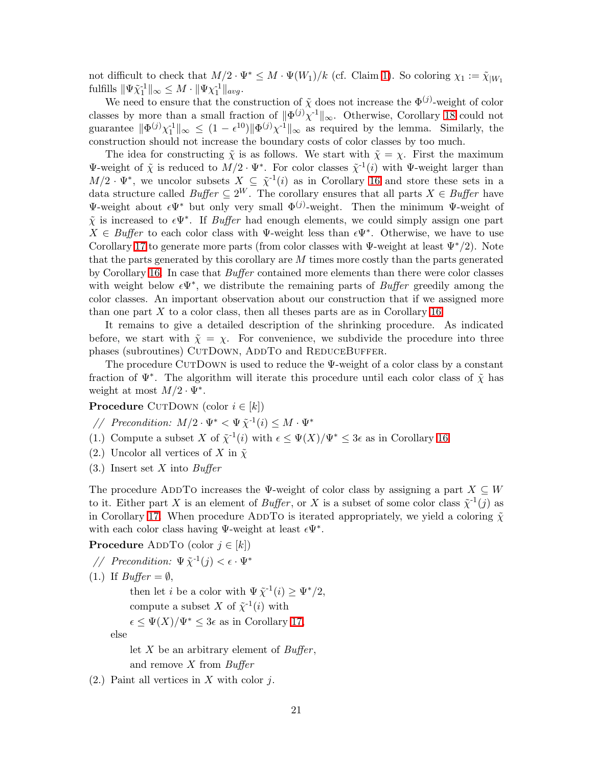not difficult to check that $M/2 \cdot \Psi^* \leq M \cdot \Psi(W_1)/k$ (cf. Claim 1). So coloring $\chi_1 := \tilde{\chi}_{|W_1}$ fulfills $\|\Psi\tilde{\chi}_1^{-1}\|_\infty \leq M \cdot \|\Psi\chi_1^{-1}\|_{avg}$.

We need to ensure that the construction of $\tilde{\chi}$ does not increase the $\Phi^{(j)}$-weight of color classes by more than a small fraction of $\|\Phi^{(j)}\chi^{-1}\|_\infty$. Otherwise, Corollary 18 could not guarantee $\|\Phi^{(j)}\chi_1^{-1}\|_\infty \leq (1-\epsilon^{10})\|\Phi^{(j)}\chi^{-1}\|_\infty$ as required by the lemma. Similarly, the construction should not increase the boundary costs of color classes by too much.

The idea for constructing $\tilde{\chi}$ is as follows. We start with $\tilde{\chi} = \chi$. First the maximum $\Psi$-weight of $\tilde{\chi}$ is reduced to $M/2 \cdot \Psi^*$. For color classes $\tilde{\chi}^{-1}(i)$ with $\Psi$-weight larger than $M/2 \cdot \Psi^*$, we uncolor subsets $X \subseteq \tilde{\chi}^{-1}(i)$ as in Corollary 16 and store these sets in a data structure called *Buffer* $\subseteq 2^W$. The corollary ensures that all parts $X \in$ *Buffer* have $\Psi$-weight about $\epsilon\Psi^*$ but only very small $\Phi^{(j)}$-weight. Then the minimum $\Psi$-weight of $\tilde{\chi}$ is increased to $\epsilon\Psi^*$. If *Buffer* had enough elements, we could simply assign one part $X \in$ *Buffer* to each color class with $\Psi$-weight less than $\epsilon\Psi^*$. Otherwise, we have to use Corollary 17 to generate more parts (from color classes with $\Psi$-weight at least $\Psi^*/2$). Note that the parts generated by this corollary are $M$ times more costly than the parts generated by Corollary 16. In case that *Buffer* contained more elements than there were color classes with weight below $\epsilon\Psi^*$, we distribute the remaining parts of *Buffer* greedily among the color classes. An important observation about our construction that if we assigned more than one part $X$ to a color class, then all theses parts are as in Corollary 16.

It remains to give a detailed description of the shrinking procedure. As indicated before, we start with $\tilde{\chi} = \chi$. For convenience, we subdivide the procedure into three phases (subroutines) CutDown, AddTo and ReduceBuffer.

The procedure CutDown is used to reduce the $\Psi$-weight of a color class by a constant fraction of $\Psi^*$. The algorithm will iterate this procedure until each color class of $\tilde{\chi}$ has weight at most $M/2 \cdot \Psi^*$.

**Procedure** CutDown (color $i \in [k]$)

// *Precondition:* $M/2 \cdot \Psi^* < \Psi\,\tilde{\chi}^{-1}(i) \leq M \cdot \Psi^*$

(1.) Compute a subset $X$ of $\tilde{\chi}^{-1}(i)$ with $\epsilon \leq \Psi(X)/\Psi^* \leq 3\epsilon$ as in Corollary 16

(2.) Uncolor all vertices of $X$ in $\tilde{\chi}$

(3.) Insert set $X$ into *Buffer*

The procedure AddTo increases the $\Psi$-weight of color class by assigning a part $X \subseteq W$ to it. Either part $X$ is an element of *Buffer*, or $X$ is a subset of some color class $\tilde{\chi}^{-1}(j)$ as in Corollary 17. When procedure AddTo is iterated appropriately, we yield a coloring $\tilde{\chi}$ with each color class having $\Psi$-weight at least $\epsilon\Psi^*$.

**Procedure** AddTo (color $j \in [k]$)

// *Precondition:* $\Psi\,\tilde{\chi}^{-1}(j) < \epsilon \cdot \Psi^*$

(1.) If *Buffer* $= \emptyset$,

  then let $i$ be a color with $\Psi\,\tilde{\chi}^{-1}(i) \geq \Psi^*/2$,

  compute a subset $X$ of $\tilde{\chi}^{-1}(i)$ with

  $\epsilon \leq \Psi(X)/\Psi^* \leq 3\epsilon$ as in Corollary 17,

 else

  let $X$ be an arbitrary element of *Buffer*,

  and remove $X$ from *Buffer*

(2.) Paint all vertices in $X$ with color $j$.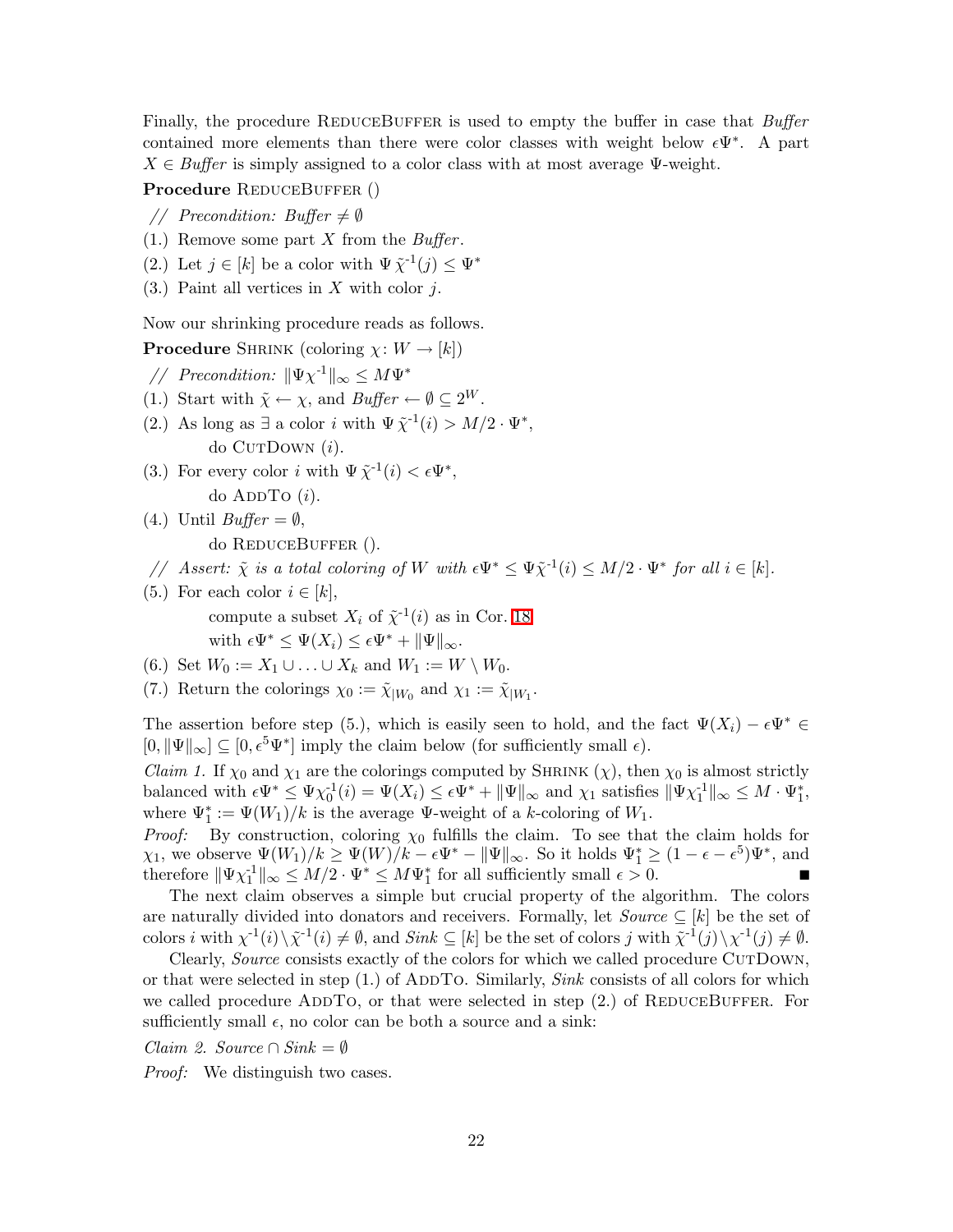Finally, the procedure ReduceBuffer is used to empty the buffer in case that *Buffer* contained more elements than there were color classes with weight below $\epsilon\Psi^*$. A part $X \in$ *Buffer* is simply assigned to a color class with at most average $\Psi$-weight.

**Procedure** ReduceBuffer ()

// *Precondition: Buffer* $\neq \emptyset$

(1.) Remove some part $X$ from the *Buffer*.

(2.) Let $j \in [k]$ be a color with $\Psi\,\tilde{\chi}^{-1}(j) \leq \Psi^*$

(3.) Paint all vertices in $X$ with color $j$.

Now our shrinking procedure reads as follows.

**Procedure** Shrink (coloring $\chi\colon W \to [k]$)

// *Precondition:* $\|\Psi\chi^{-1}\|_\infty \leq M\Psi^*$

(1.) Start with $\tilde{\chi} \leftarrow \chi$, and *Buffer* $\leftarrow \emptyset \subseteq 2^W$.

(2.) As long as $\exists$ a color $i$ with $\Psi\,\tilde{\chi}^{-1}(i) > M/2 \cdot \Psi^*$,
do CutDown ($i$).

(3.) For every color $i$ with $\Psi\,\tilde{\chi}^{-1}(i) < \epsilon\Psi^*$,
do AddTo ($i$).

(4.) Until *Buffer* $= \emptyset$,
do ReduceBuffer ().

// *Assert:* $\tilde{\chi}$ *is a total coloring of* $W$ *with* $\epsilon\Psi^* \leq \Psi\tilde{\chi}^{-1}(i) \leq M/2 \cdot \Psi^*$ *for all* $i \in [k]$.

(5.) For each color $i \in [k]$,
compute a subset $X_i$ of $\tilde{\chi}^{-1}(i)$ as in Cor. 18
with $\epsilon\Psi^* \leq \Psi(X_i) \leq \epsilon\Psi^* + \|\Psi\|_\infty$.

(6.) Set $W_0 := X_1 \cup \ldots \cup X_k$ and $W_1 := W \setminus W_0$.

(7.) Return the colorings $\chi_0 := \tilde{\chi}_{|W_0}$ and $\chi_1 := \tilde{\chi}_{|W_1}$.

The assertion before step (5.), which is easily seen to hold, and the fact $\Psi(X_i) - \epsilon\Psi^* \in [0, \|\Psi\|_\infty] \subseteq [0, \epsilon^5\Psi^*]$ imply the claim below (for sufficiently small $\epsilon$).

*Claim 1.* If $\chi_0$ and $\chi_1$ are the colorings computed by Shrink ($\chi$), then $\chi_0$ is almost strictly balanced with $\epsilon\Psi^* \leq \Psi\chi_0^{-1}(i) = \Psi(X_i) \leq \epsilon\Psi^* + \|\Psi\|_\infty$ and $\chi_1$ satisfies $\|\Psi\chi_1^{-1}\|_\infty \leq M \cdot \Psi_1^*$, where $\Psi_1^* := \Psi(W_1)/k$ is the average $\Psi$-weight of a $k$-coloring of $W_1$.

*Proof:* By construction, coloring $\chi_0$ fulfills the claim. To see that the claim holds for $\chi_1$, we observe $\Psi(W_1)/k \geq \Psi(W)/k - \epsilon\Psi^* - \|\Psi\|_\infty$. So it holds $\Psi_1^* \geq (1 - \epsilon - \epsilon^5)\Psi^*$, and therefore $\|\Psi\chi_1^{-1}\|_\infty \leq M/2 \cdot \Psi^* \leq M\Psi_1^*$ for all sufficiently small $\epsilon > 0$. ■

The next claim observes a simple but crucial property of the algorithm. The colors are naturally divided into donators and receivers. Formally, let *Source* $\subseteq [k]$ be the set of colors $i$ with $\chi^{-1}(i) \setminus \tilde{\chi}^{-1}(i) \neq \emptyset$, and *Sink* $\subseteq [k]$ be the set of colors $j$ with $\tilde{\chi}^{-1}(j) \setminus \chi^{-1}(j) \neq \emptyset$.

Clearly, *Source* consists exactly of the colors for which we called procedure CutDown, or that were selected in step (1.) of AddTo. Similarly, *Sink* consists of all colors for which we called procedure AddTo, or that were selected in step (2.) of ReduceBuffer. For sufficiently small $\epsilon$, no color can be both a source and a sink:

*Claim 2.* *Source* $\cap$ *Sink* $= \emptyset$

*Proof:* We distinguish two cases.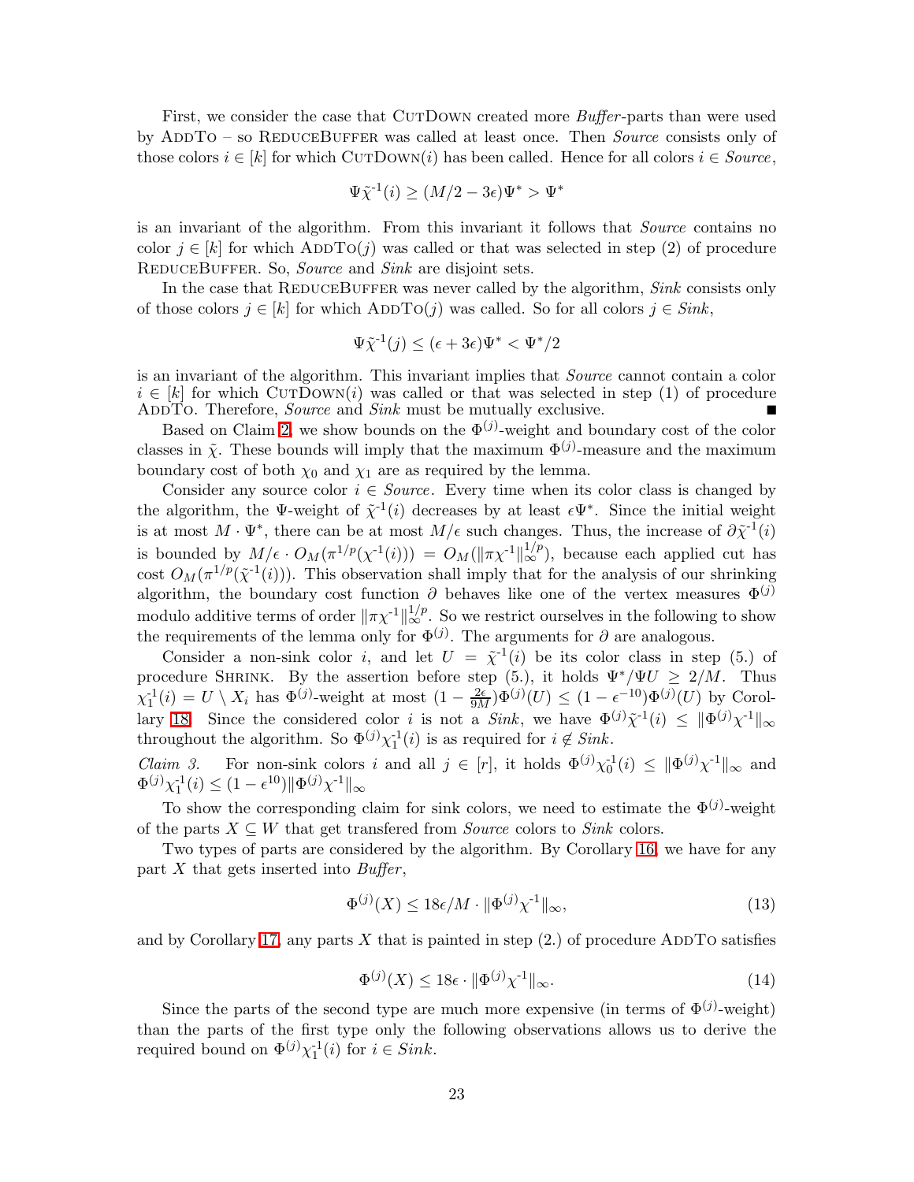First, we consider the case that CutDown created more *Buffer*-parts than were used by AddTo – so ReduceBuffer was called at least once. Then *Source* consists only of those colors $i \in [k]$ for which CutDown$(i)$ has been called. Hence for all colors $i \in$ *Source*,

$$\Psi\tilde{\chi}^{-1}(i) \geq (M/2 - 3\epsilon)\Psi^* > \Psi^*$$

is an invariant of the algorithm. From this invariant it follows that *Source* contains no color $j \in [k]$ for which AddTo$(j)$ was called or that was selected in step (2) of procedure ReduceBuffer. So, *Source* and *Sink* are disjoint sets.

In the case that ReduceBuffer was never called by the algorithm, *Sink* consists only of those colors $j \in [k]$ for which AddTo$(j)$ was called. So for all colors $j \in$ *Sink*,

$$\Psi\tilde{\chi}^{-1}(j) \leq (\epsilon + 3\epsilon)\Psi^* < \Psi^*/2$$

is an invariant of the algorithm. This invariant implies that *Source* cannot contain a color $i \in [k]$ for which CutDown$(i)$ was called or that was selected in step (1) of procedure AddTo. Therefore, *Source* and *Sink* must be mutually exclusive. ■

Based on Claim 2, we show bounds on the $\Phi^{(j)}$-weight and boundary cost of the color classes in $\tilde{\chi}$. These bounds will imply that the maximum $\Phi^{(j)}$-measure and the maximum boundary cost of both $\chi_0$ and $\chi_1$ are as required by the lemma.

Consider any source color $i \in$ *Source*. Every time when its color class is changed by the algorithm, the $\Psi$-weight of $\tilde{\chi}^{-1}(i)$ decreases by at least $\epsilon\Psi^*$. Since the initial weight is at most $M \cdot \Psi^*$, there can be at most $M/\epsilon$ such changes. Thus, the increase of $\partial\tilde{\chi}^{-1}(i)$ is bounded by $M/\epsilon \cdot O_M(\pi^{1/p}(\chi^{-1}(i))) = O_M(\|\pi\chi^{-1}\|_\infty^{1/p})$, because each applied cut has cost $O_M(\pi^{1/p}(\tilde{\chi}^{-1}(i)))$. This observation shall imply that for the analysis of our shrinking algorithm, the boundary cost function $\partial$ behaves like one of the vertex measures $\Phi^{(j)}$ modulo additive terms of order $\|\pi\chi^{-1}\|_\infty^{1/p}$. So we restrict ourselves in the following to show the requirements of the lemma only for $\Phi^{(j)}$. The arguments for $\partial$ are analogous.

Consider a non-sink color $i$, and let $U = \tilde{\chi}^{-1}(i)$ be its color class in step (5.) of procedure Shrink. By the assertion before step (5.), it holds $\Psi^*/\Psi U \geq 2/M$. Thus $\chi_1^{-1}(i) = U \setminus X_i$ has $\Phi^{(j)}$-weight at most $(1 - \frac{2\epsilon}{9M})\Phi^{(j)}(U) \leq (1 - \epsilon^{-10})\Phi^{(j)}(U)$ by Corollary 18. Since the considered color $i$ is not a *Sink*, we have $\Phi^{(j)}\tilde{\chi}^{-1}(i) \leq \|\Phi^{(j)}\chi^{-1}\|_\infty$ throughout the algorithm. So $\Phi^{(j)}\chi_1^{-1}(i)$ is as required for $i \notin$ *Sink*.

*Claim 3.* For non-sink colors $i$ and all $j \in [r]$, it holds $\Phi^{(j)}\chi_0^{-1}(i) \leq \|\Phi^{(j)}\chi^{-1}\|_\infty$ and $\Phi^{(j)}\chi_1^{-1}(i) \leq (1 - \epsilon^{10})\|\Phi^{(j)}\chi^{-1}\|_\infty$

To show the corresponding claim for sink colors, we need to estimate the $\Phi^{(j)}$-weight of the parts $X \subseteq W$ that get transfered from *Source* colors to *Sink* colors.

Two types of parts are considered by the algorithm. By Corollary 16, we have for any part $X$ that gets inserted into *Buffer*,

$$\Phi^{(j)}(X) \leq 18\epsilon/M \cdot \|\Phi^{(j)}\chi^{-1}\|_\infty, \tag{13}$$

and by Corollary 17, any parts $X$ that is painted in step (2.) of procedure AddTo satisfies

$$\Phi^{(j)}(X) \leq 18\epsilon \cdot \|\Phi^{(j)}\chi^{-1}\|_\infty. \tag{14}$$

Since the parts of the second type are much more expensive (in terms of $\Phi^{(j)}$-weight) than the parts of the first type only the following observations allows us to derive the required bound on $\Phi^{(j)}\chi_1^{-1}(i)$ for $i \in$ *Sink*.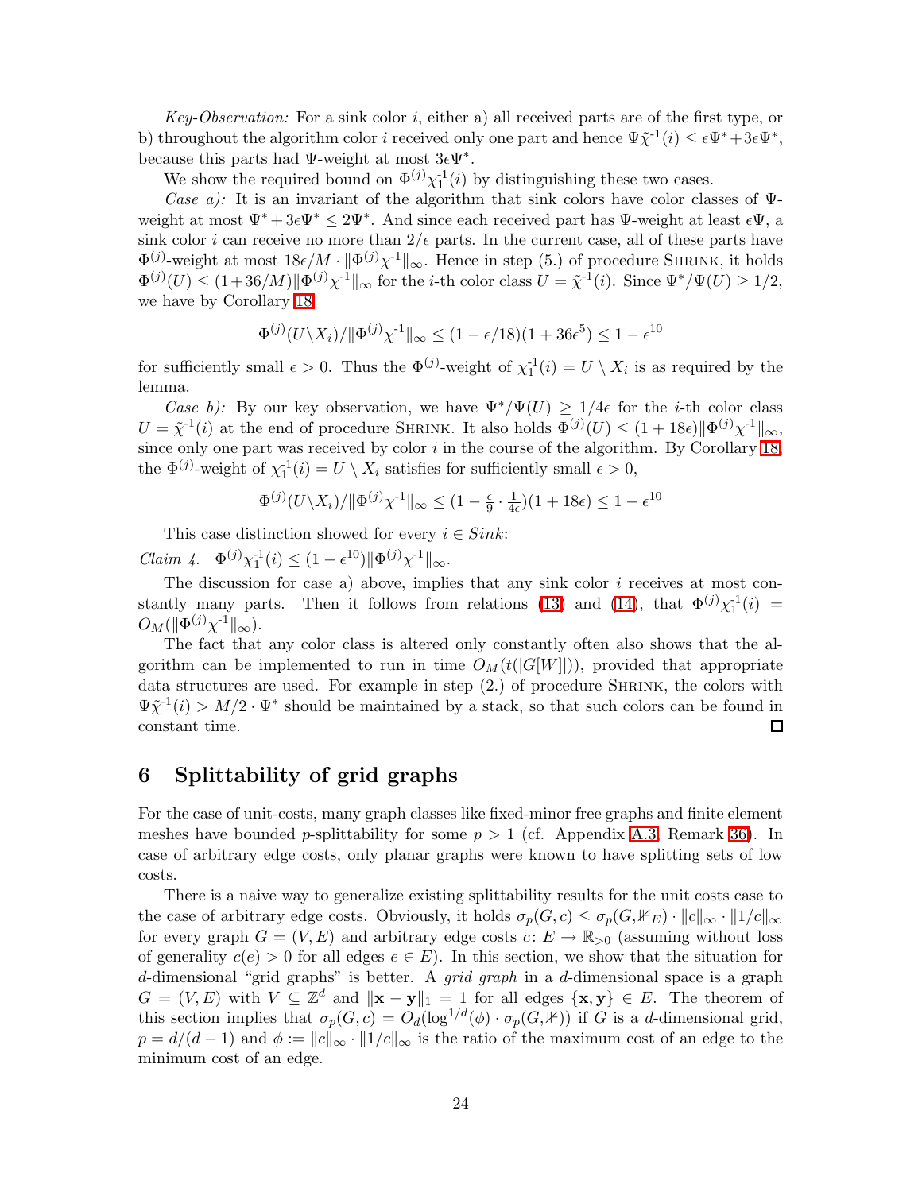*Key-Observation:* For a sink color $i$, either a) all received parts are of the first type, or b) throughout the algorithm color $i$ received only one part and hence $\Psi\tilde{\chi}^{-1}(i) \leq \epsilon\Psi^* + 3\epsilon\Psi^*$, because this parts had $\Psi$-weight at most $3\epsilon\Psi^*$.

We show the required bound on $\Phi^{(j)}\chi_1^{-1}(i)$ by distinguishing these two cases.

*Case a):* It is an invariant of the algorithm that sink colors have color classes of $\Psi$-weight at most $\Psi^* + 3\epsilon\Psi^* \leq 2\Psi^*$. And since each received part has $\Psi$-weight at least $\epsilon\Psi$, a sink color $i$ can receive no more than $2/\epsilon$ parts. In the current case, all of these parts have $\Phi^{(j)}$-weight at most $18\epsilon/M \cdot \|\Phi^{(j)}\chi^{-1}\|_\infty$. Hence in step (5.) of procedure Shrink, it holds $\Phi^{(j)}(U) \leq (1+36/M)\|\Phi^{(j)}\chi^{-1}\|_\infty$ for the $i$-th color class $U = \tilde{\chi}^{-1}(i)$. Since $\Psi^*/\Psi(U) \geq 1/2$, we have by Corollary 18

$$\Phi^{(j)}(U \backslash X_i)/\|\Phi^{(j)}\chi^{-1}\|_\infty \leq (1 - \epsilon/18)(1 + 36\epsilon^5) \leq 1 - \epsilon^{10}$$

for sufficiently small $\epsilon > 0$. Thus the $\Phi^{(j)}$-weight of $\chi_1^{-1}(i) = U \setminus X_i$ is as required by the lemma.

*Case b):* By our key observation, we have $\Psi^*/\Psi(U) \geq 1/4\epsilon$ for the $i$-th color class $U = \tilde{\chi}^{-1}(i)$ at the end of procedure Shrink. It also holds $\Phi^{(j)}(U) \leq (1 + 18\epsilon)\|\Phi^{(j)}\chi^{-1}\|_\infty$, since only one part was received by color $i$ in the course of the algorithm. By Corollary 18, the $\Phi^{(j)}$-weight of $\chi_1^{-1}(i) = U \setminus X_i$ satisfies for sufficiently small $\epsilon > 0$,

$$\Phi^{(j)}(U \backslash X_i)/\|\Phi^{(j)}\chi^{-1}\|_\infty \leq (1 - \tfrac{\epsilon}{9} \cdot \tfrac{1}{4\epsilon})(1 + 18\epsilon) \leq 1 - \epsilon^{10}$$

This case distinction showed for every $i \in Sink$:

*Claim 4.* $\Phi^{(j)}\chi_1^{-1}(i) \leq (1 - \epsilon^{10})\|\Phi^{(j)}\chi^{-1}\|_\infty$.

The discussion for case a) above, implies that any sink color $i$ receives at most constantly many parts. Then it follows from relations (13) and (14), that $\Phi^{(j)}\chi_1^{-1}(i) = O_M(\|\Phi^{(j)}\chi^{-1}\|_\infty)$.

The fact that any color class is altered only constantly often also shows that the algorithm can be implemented to run in time $O_M(t(|G[W]|))$, provided that appropriate data structures are used. For example in step (2.) of procedure Shrink, the colors with $\Psi\tilde{\chi}^{-1}(i) > M/2 \cdot \Psi^*$ should be maintained by a stack, so that such colors can be found in constant time. □

# 6 Splittability of grid graphs

For the case of unit-costs, many graph classes like fixed-minor free graphs and finite element meshes have bounded $p$-splittability for some $p > 1$ (cf. Appendix A.3, Remark 36). In case of arbitrary edge costs, only planar graphs were known to have splitting sets of low costs.

There is a naive way to generalize existing splittability results for the unit costs case to the case of arbitrary edge costs. Obviously, it holds $\sigma_p(G, c) \leq \sigma_p(G, \mathbb{1}_E) \cdot \|c\|_\infty \cdot \|1/c\|_\infty$ for every graph $G = (V, E)$ and arbitrary edge costs $c \colon E \to \mathbb{R}_{>0}$ (assuming without loss of generality $c(e) > 0$ for all edges $e \in E$). In this section, we show that the situation for $d$-dimensional "grid graphs" is better. A *grid graph* in a $d$-dimensional space is a graph $G = (V, E)$ with $V \subseteq \mathbb{Z}^d$ and $\|\mathbf{x} - \mathbf{y}\|_1 = 1$ for all edges $\{\mathbf{x}, \mathbf{y}\} \in E$. The theorem of this section implies that $\sigma_p(G, c) = O_d(\log^{1/d}(\phi) \cdot \sigma_p(G, \mathbb{1}))$ if $G$ is a $d$-dimensional grid, $p = d/(d-1)$ and $\phi := \|c\|_\infty \cdot \|1/c\|_\infty$ is the ratio of the maximum cost of an edge to the minimum cost of an edge.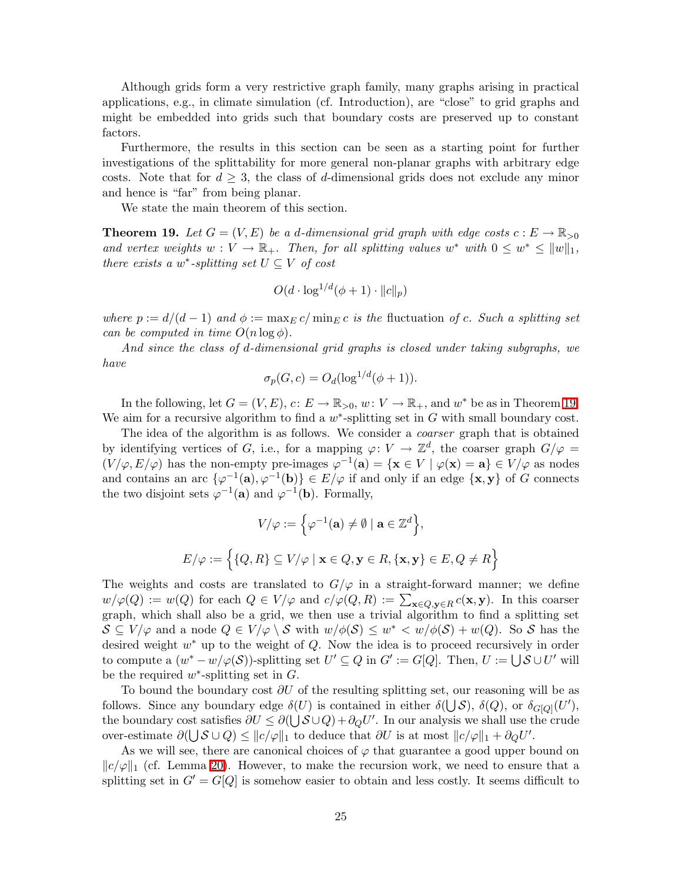Although grids form a very restrictive graph family, many graphs arising in practical applications, e.g., in climate simulation (cf. Introduction), are "close" to grid graphs and might be embedded into grids such that boundary costs are preserved up to constant factors.

Furthermore, the results in this section can be seen as a starting point for further investigations of the splittability for more general non-planar graphs with arbitrary edge costs. Note that for $d \geq 3$, the class of $d$-dimensional grids does not exclude any minor and hence is "far" from being planar.

We state the main theorem of this section.

**Theorem 19.** *Let $G = (V, E)$ be a $d$-dimensional grid graph with edge costs $c : E \to \mathbb{R}_{>0}$ and vertex weights $w : V \to \mathbb{R}_+$. Then, for all splitting values $w^*$ with $0 \leq w^* \leq \|w\|_1$, there exists a $w^*$-splitting set $U \subseteq V$ of cost*

$$O(d \cdot \log^{1/d}(\phi + 1) \cdot \|c\|_p)$$

*where $p := d/(d-1)$ and $\phi := \max_E c / \min_E c$ is the* fluctuation *of $c$. Such a splitting set can be computed in time $O(n \log \phi)$.*

*And since the class of $d$-dimensional grid graphs is closed under taking subgraphs, we have*

$$\sigma_p(G, c) = O_d(\log^{1/d}(\phi + 1)).$$

In the following, let $G = (V, E)$, $c\colon E \to \mathbb{R}_{>0}$, $w\colon V \to \mathbb{R}_+$, and $w^*$ be as in Theorem 19. We aim for a recursive algorithm to find a $w^*$-splitting set in $G$ with small boundary cost.

The idea of the algorithm is as follows. We consider a *coarser* graph that is obtained by identifying vertices of $G$, i.e., for a mapping $\varphi\colon V \to \mathbb{Z}^d$, the coarser graph $G/\varphi = (V/\varphi, E/\varphi)$ has the non-empty pre-images $\varphi^{-1}(\mathbf{a}) = \{\mathbf{x} \in V \mid \varphi(\mathbf{x}) = \mathbf{a}\} \in V/\varphi$ as nodes and contains an arc $\{\varphi^{-1}(\mathbf{a}), \varphi^{-1}(\mathbf{b})\} \in E/\varphi$ if and only if an edge $\{\mathbf{x}, \mathbf{y}\}$ of $G$ connects the two disjoint sets $\varphi^{-1}(\mathbf{a})$ and $\varphi^{-1}(\mathbf{b})$. Formally,

$$V/\varphi := \Big\{\varphi^{-1}(\mathbf{a}) \neq \emptyset \mid \mathbf{a} \in \mathbb{Z}^d\Big\},$$

$$E/\varphi := \Big\{\{Q, R\} \subseteq V/\varphi \mid \mathbf{x} \in Q, \mathbf{y} \in R, \{\mathbf{x}, \mathbf{y}\} \in E, Q \neq R\Big\}$$

The weights and costs are translated to $G/\varphi$ in a straight-forward manner; we define $w/\varphi(Q) := w(Q)$ for each $Q \in V/\varphi$ and $c/\varphi(Q, R) := \sum_{\mathbf{x} \in Q, \mathbf{y} \in R} c(\mathbf{x}, \mathbf{y})$. In this coarser graph, which shall also be a grid, we then use a trivial algorithm to find a splitting set $\mathcal{S} \subseteq V/\varphi$ and a node $Q \in V/\varphi \setminus \mathcal{S}$ with $w/\phi(\mathcal{S}) \leq w^* < w/\phi(\mathcal{S}) + w(Q)$. So $\mathcal{S}$ has the desired weight $w^*$ up to the weight of $Q$. Now the idea is to proceed recursively in order to compute a $(w^* - w/\varphi(\mathcal{S}))$-splitting set $U' \subseteq Q$ in $G' := G[Q]$. Then, $U := \bigcup \mathcal{S} \cup U'$ will be the required $w^*$-splitting set in $G$.

To bound the boundary cost $\partial U$ of the resulting splitting set, our reasoning will be as follows. Since any boundary edge $\delta(U)$ is contained in either $\delta(\bigcup \mathcal{S})$, $\delta(Q)$, or $\delta_{G[Q]}(U')$, the boundary cost satisfies $\partial U \leq \partial(\bigcup \mathcal{S} \cup Q) + \partial_Q U'$. In our analysis we shall use the crude over-estimate $\partial(\bigcup \mathcal{S} \cup Q) \leq \|c/\varphi\|_1$ to deduce that $\partial U$ is at most $\|c/\varphi\|_1 + \partial_Q U'$.

As we will see, there are canonical choices of $\varphi$ that guarantee a good upper bound on $\|c/\varphi\|_1$ (cf. Lemma 20). However, to make the recursion work, we need to ensure that a splitting set in $G' = G[Q]$ is somehow easier to obtain and less costly. It seems difficult to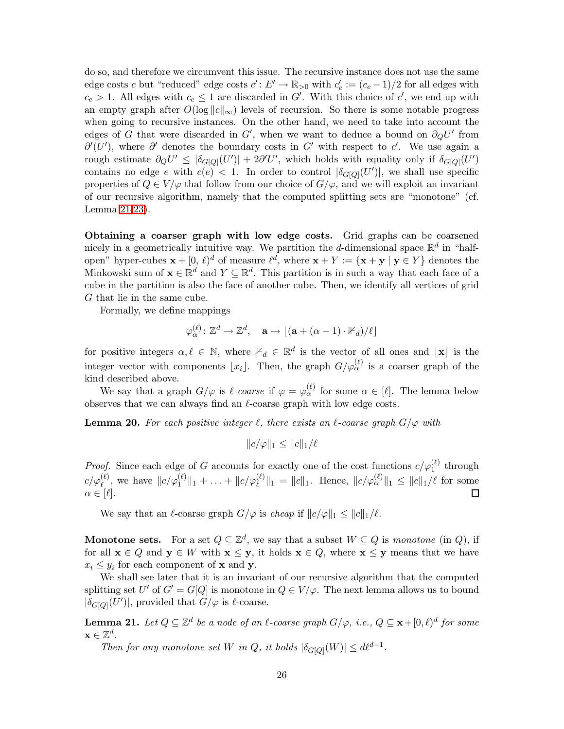do so, and therefore we circumvent this issue. The recursive instance does not use the same edge costs $c$ but "reduced" edge costs $c' \colon E' \to \mathbb{R}_{>0}$ with $c'_e := (c_e - 1)/2$ for all edges with $c_e > 1$. All edges with $c_e \leq 1$ are discarded in $G'$. With this choice of $c'$, we end up with an empty graph after $O(\log \|c\|_\infty)$ levels of recursion. So there is some notable progress when going to recursive instances. On the other hand, we need to take into account the edges of $G$ that were discarded in $G'$, when we want to deduce a bound on $\partial_Q U'$ from $\partial'(U')$, where $\partial'$ denotes the boundary costs in $G'$ with respect to $c'$. We use again a rough estimate $\partial_Q U' \leq |\delta_{G[Q]}(U')| + 2\partial' U'$, which holds with equality only if $\delta_{G[Q]}(U')$ contains no edge $e$ with $c(e) < 1$. In order to control $|\delta_{G[Q]}(U')|$, we shall use specific properties of $Q \in V/\varphi$ that follow from our choice of $G/\varphi$, and we will exploit an invariant of our recursive algorithm, namely that the computed splitting sets are "monotone" (cf. Lemma 21-23).

**Obtaining a coarser graph with low edge costs.** Grid graphs can be coarsened nicely in a geometrically intuitive way. We partition the $d$-dimensional space $\mathbb{R}^d$ in "half-open" hyper-cubes $\mathbf{x} + [0, \ell)^d$ of measure $\ell^d$, where $\mathbf{x} + Y := \{\mathbf{x} + \mathbf{y} \mid \mathbf{y} \in Y\}$ denotes the Minkowski sum of $\mathbf{x} \in \mathbb{R}^d$ and $Y \subseteq \mathbb{R}^d$. This partition is in such a way that each face of a cube in the partition is also the face of another cube. Then, we identify all vertices of grid $G$ that lie in the same cube.

Formally, we define mappings

$$\varphi_\alpha^{(\ell)} \colon \mathbb{Z}^d \to \mathbb{Z}^d, \quad \mathbf{a} \mapsto \lfloor (\mathbf{a} + (\alpha - 1) \cdot \mathbb{1}_d)/\ell \rfloor$$

for positive integers $\alpha, \ell \in \mathbb{N}$, where $\mathbb{1}_d \in \mathbb{R}^d$ is the vector of all ones and $\lfloor \mathbf{x} \rfloor$ is the integer vector with components $\lfloor x_i \rfloor$. Then, the graph $G/\varphi_\alpha^{(\ell)}$ is a coarser graph of the kind described above.

We say that a graph $G/\varphi$ is *$\ell$-coarse* if $\varphi = \varphi_\alpha^{(\ell)}$ for some $\alpha \in [\ell]$. The lemma below observes that we can always find an $\ell$-coarse graph with low edge costs.

**Lemma 20.** *For each positive integer $\ell$, there exists an $\ell$-coarse graph $G/\varphi$ with*

$$\|c/\varphi\|_1 \leq \|c\|_1/\ell$$

*Proof.* Since each edge of $G$ accounts for exactly one of the cost functions $c/\varphi_1^{(\ell)}$ through $c/\varphi_\ell^{(\ell)}$, we have $\|c/\varphi_1^{(\ell)}\|_1 + \ldots + \|c/\varphi_\ell^{(\ell)}\|_1 = \|c\|_1$. Hence, $\|c/\varphi_\alpha^{(\ell)}\|_1 \leq \|c\|_1/\ell$ for some $\alpha \in [\ell]$. $\square$

We say that an $\ell$-coarse graph $G/\varphi$ is *cheap* if $\|c/\varphi\|_1 \leq \|c\|_1/\ell$.

**Monotone sets.** For a set $Q \subseteq \mathbb{Z}^d$, we say that a subset $W \subseteq Q$ is *monotone* (in $Q$), if for all $\mathbf{x} \in Q$ and $\mathbf{y} \in W$ with $\mathbf{x} \leq \mathbf{y}$, it holds $\mathbf{x} \in Q$, where $\mathbf{x} \leq \mathbf{y}$ means that we have $x_i \leq y_i$ for each component of $\mathbf{x}$ and $\mathbf{y}$.

We shall see later that it is an invariant of our recursive algorithm that the computed splitting set $U'$ of $G' = G[Q]$ is monotone in $Q \in V/\varphi$. The next lemma allows us to bound $|\delta_{G[Q]}(U')|$, provided that $G/\varphi$ is $\ell$-coarse.

**Lemma 21.** *Let $Q \subseteq \mathbb{Z}^d$ be a node of an $\ell$-coarse graph $G/\varphi$, i.e., $Q \subseteq \mathbf{x} + [0, \ell)^d$ for some $\mathbf{x} \in \mathbb{Z}^d$.*

*Then for any monotone set $W$ in $Q$, it holds $|\delta_{G[Q]}(W)| \leq d\ell^{d-1}$.*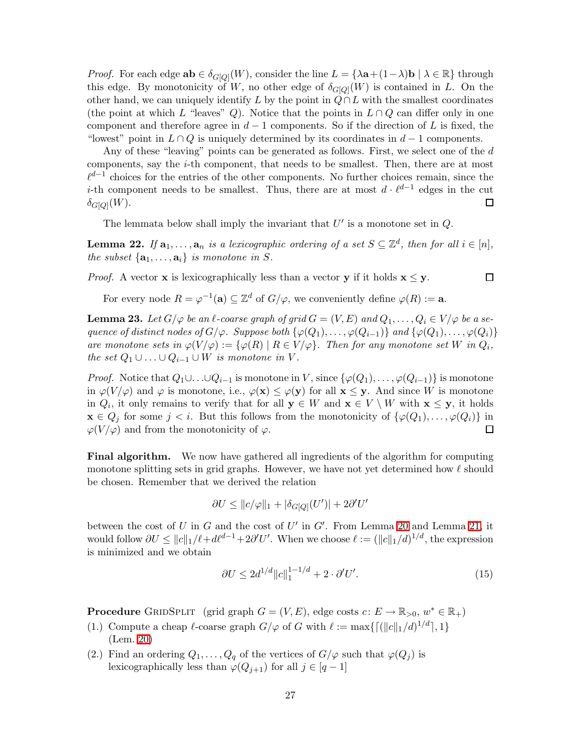*Proof.* For each edge $\mathbf{ab} \in \delta_{G[Q]}(W)$, consider the line $L = \{\lambda\mathbf{a} + (1-\lambda)\mathbf{b} \mid \lambda \in \mathbb{R}\}$ through this edge. By monotonicity of $W$, no other edge of $\delta_{G[Q]}(W)$ is contained in $L$. On the other hand, we can uniquely identify $L$ by the point in $Q \cap L$ with the smallest coordinates (the point at which $L$ "leaves" $Q$). Notice that the points in $L \cap Q$ can differ only in one component and therefore agree in $d-1$ components. So if the direction of $L$ is fixed, the "lowest" point in $L \cap Q$ is uniquely determined by its coordinates in $d-1$ components.

Any of these "leaving" points can be generated as follows. First, we select one of the $d$ components, say the $i$-th component, that needs to be smallest. Then, there are at most $\ell^{d-1}$ choices for the entries of the other components. No further choices remain, since the $i$-th component needs to be smallest. Thus, there are at most $d \cdot \ell^{d-1}$ edges in the cut $\delta_{G[Q]}(W)$. ◻

The lemmata below shall imply the invariant that $U'$ is a monotone set in $Q$.

**Lemma 22.** *If $\mathbf{a}_1, \ldots, \mathbf{a}_n$ is a lexicographic ordering of a set $S \subseteq \mathbb{Z}^d$, then for all $i \in [n]$, the subset $\{\mathbf{a}_1, \ldots, \mathbf{a}_i\}$ is monotone in $S$.*

*Proof.* A vector $\mathbf{x}$ is lexicographically less than a vector $\mathbf{y}$ if it holds $\mathbf{x} \leq \mathbf{y}$. ◻

For every node $R = \varphi^{-1}(\mathbf{a}) \subseteq \mathbb{Z}^d$ of $G/\varphi$, we conveniently define $\varphi(R) := \mathbf{a}$.

**Lemma 23.** *Let $G/\varphi$ be an $\ell$-coarse graph of grid $G = (V, E)$ and $Q_1, \ldots, Q_i \in V/\varphi$ be a sequence of distinct nodes of $G/\varphi$. Suppose both $\{\varphi(Q_1), \ldots, \varphi(Q_{i-1})\}$ and $\{\varphi(Q_1), \ldots, \varphi(Q_i)\}$ are monotone sets in $\varphi(V/\varphi) := \{\varphi(R) \mid R \in V/\varphi\}$. Then for any monotone set $W$ in $Q_i$, the set $Q_1 \cup \ldots \cup Q_{i-1} \cup W$ is monotone in $V$.*

*Proof.* Notice that $Q_1 \cup \ldots \cup Q_{i-1}$ is monotone in $V$, since $\{\varphi(Q_1), \ldots, \varphi(Q_{i-1})\}$ is monotone in $\varphi(V/\varphi)$ and $\varphi$ is monotone, i.e., $\varphi(\mathbf{x}) \leq \varphi(\mathbf{y})$ for all $\mathbf{x} \leq \mathbf{y}$. And since $W$ is monotone in $Q_i$, it only remains to verify that for all $\mathbf{y} \in W$ and $\mathbf{x} \in V \setminus W$ with $\mathbf{x} \leq \mathbf{y}$, it holds $\mathbf{x} \in Q_j$ for some $j < i$. But this follows from the monotonicity of $\{\varphi(Q_1), \ldots, \varphi(Q_i)\}$ in $\varphi(V/\varphi)$ and from the monotonicity of $\varphi$. ◻

**Final algorithm.** We now have gathered all ingredients of the algorithm for computing monotone splitting sets in grid graphs. However, we have not yet determined how $\ell$ should be chosen. Remember that we derived the relation

$$\partial U \leq \|c/\varphi\|_1 + |\delta_{G[Q]}(U')| + 2\partial' U'$$

between the cost of $U$ in $G$ and the cost of $U'$ in $G'$. From Lemma 20 and Lemma 21, it would follow $\partial U \leq \|c\|_1/\ell + d\ell^{d-1} + 2\partial' U'$. When we choose $\ell := (\|c\|_1/d)^{1/d}$, the expression is minimized and we obtain

$$\partial U \leq 2d^{1/d}\|c\|_1^{1-1/d} + 2 \cdot \partial' U'. \tag{15}$$

**Procedure** GridSplit (grid graph $G = (V, E)$, edge costs $c\colon E \to \mathbb{R}_{>0}$, $w^* \in \mathbb{R}_+$)

(1.) Compute a cheap $\ell$-coarse graph $G/\varphi$ of $G$ with $\ell := \max\{\lceil (\|c\|_1/d)^{1/d} \rceil, 1\}$ (Lem. 20)

(2.) Find an ordering $Q_1, \ldots, Q_q$ of the vertices of $G/\varphi$ such that $\varphi(Q_j)$ is lexicographically less than $\varphi(Q_{j+1})$ for all $j \in [q-1]$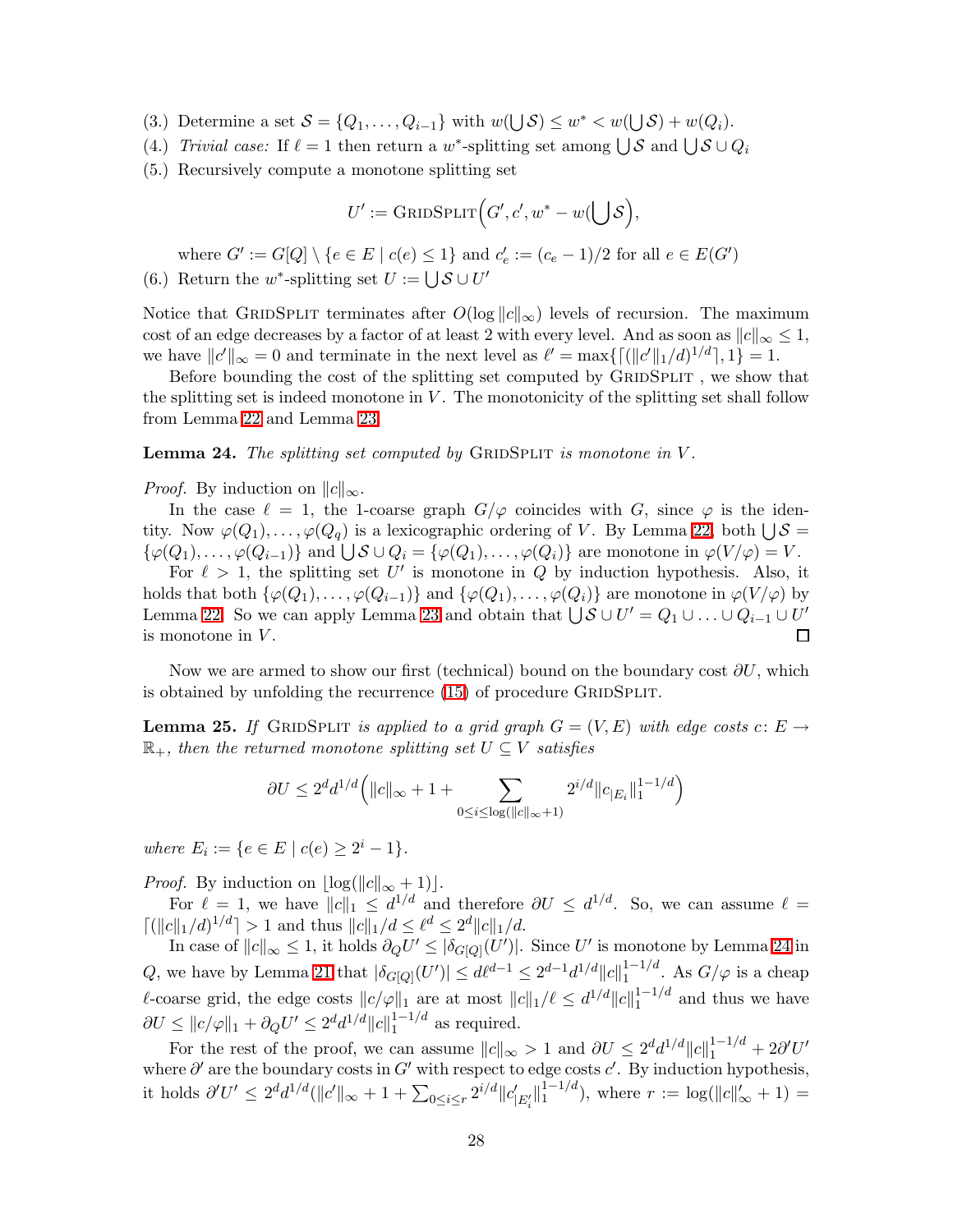(3.) Determine a set $\mathcal{S} = \{Q_1, \ldots, Q_{i-1}\}$ with $w(\bigcup \mathcal{S}) \le w^* < w(\bigcup \mathcal{S}) + w(Q_i)$.

(4.) *Trivial case:* If $\ell = 1$ then return a $w^*$-splitting set among $\bigcup \mathcal{S}$ and $\bigcup \mathcal{S} \cup Q_i$

(5.) Recursively compute a monotone splitting set

$$U' := \textsc{GridSplit}\Big(G', c', w^* - w(\bigcup \mathcal{S}\Big),$$

where $G' := G[Q] \setminus \{e \in E \mid c(e) \le 1\}$ and $c'_e := (c_e - 1)/2$ for all $e \in E(G')$

(6.) Return the $w^*$-splitting set $U := \bigcup \mathcal{S} \cup U'$

Notice that GridSplit terminates after $O(\log \|c\|_\infty)$ levels of recursion. The maximum cost of an edge decreases by a factor of at least 2 with every level. And as soon as $\|c\|_\infty \le 1$, we have $\|c'\|_\infty = 0$ and terminate in the next level as $\ell' = \max\{\lceil (\|c'\|_1/d)^{1/d} \rceil, 1\} = 1$.

Before bounding the cost of the splitting set computed by GridSplit , we show that the splitting set is indeed monotone in $V$. The monotonicity of the splitting set shall follow from Lemma 22 and Lemma 23.

**Lemma 24.** *The splitting set computed by* GridSplit *is monotone in* $V$.

*Proof.* By induction on $\|c\|_\infty$.

In the case $\ell = 1$, the 1-coarse graph $G/\varphi$ coincides with $G$, since $\varphi$ is the identity. Now $\varphi(Q_1), \ldots, \varphi(Q_q)$ is a lexicographic ordering of $V$. By Lemma 22, both $\bigcup \mathcal{S} = \{\varphi(Q_1), \ldots, \varphi(Q_{i-1})\}$ and $\bigcup \mathcal{S} \cup Q_i = \{\varphi(Q_1), \ldots, \varphi(Q_i)\}$ are monotone in $\varphi(V/\varphi) = V$.

For $\ell > 1$, the splitting set $U'$ is monotone in $Q$ by induction hypothesis. Also, it holds that both $\{\varphi(Q_1), \ldots, \varphi(Q_{i-1})\}$ and $\{\varphi(Q_1), \ldots, \varphi(Q_i)\}$ are monotone in $\varphi(V/\varphi)$ by Lemma 22. So we can apply Lemma 23 and obtain that $\bigcup \mathcal{S} \cup U' = Q_1 \cup \ldots \cup Q_{i-1} \cup U'$ is monotone in $V$. $\square$

Now we are armed to show our first (technical) bound on the boundary cost $\partial U$, which is obtained by unfolding the recurrence (15) of procedure GridSplit.

**Lemma 25.** *If* GridSplit *is applied to a grid graph $G = (V, E)$ with edge costs $c \colon E \to \mathbb{R}_+$, then the returned monotone splitting set $U \subseteq V$ satisfies*

$$\partial U \le 2^d d^{1/d} \Big( \|c\|_\infty + 1 + \sum_{0 \le i \le \log(\|c\|_\infty + 1)} 2^{i/d} \|c_{|E_i}\|_1^{1-1/d} \Big)$$

*where* $E_i := \{e \in E \mid c(e) \ge 2^i - 1\}$.

*Proof.* By induction on $\lfloor \log(\|c\|_\infty + 1) \rfloor$.

For $\ell = 1$, we have $\|c\|_1 \le d^{1/d}$ and therefore $\partial U \le d^{1/d}$. So, we can assume $\ell = \lceil (\|c\|_1/d)^{1/d} \rceil > 1$ and thus $\|c\|_1/d \le \ell^d \le 2^d \|c\|_1/d$.

In case of $\|c\|_\infty \le 1$, it holds $\partial_Q U' \le |\delta_{G[Q]}(U')|$. Since $U'$ is monotone by Lemma 24 in $Q$, we have by Lemma 21 that $|\delta_{G[Q]}(U')| \le d\ell^{d-1} \le 2^{d-1} d^{1/d} \|c\|_1^{1-1/d}$. As $G/\varphi$ is a cheap $\ell$-coarse grid, the edge costs $\|c/\varphi\|_1$ are at most $\|c\|_1/\ell \le d^{1/d} \|c\|_1^{1-1/d}$ and thus we have $\partial U \le \|c/\varphi\|_1 + \partial_Q U' \le 2^d d^{1/d} \|c\|_1^{1-1/d}$ as required.

For the rest of the proof, we can assume $\|c\|_\infty > 1$ and $\partial U \le 2^d d^{1/d} \|c\|_1^{1-1/d} + 2\partial' U'$ where $\partial'$ are the boundary costs in $G'$ with respect to edge costs $c'$. By induction hypothesis, it holds $\partial' U' \le 2^d d^{1/d} (\|c'\|_\infty + 1 + \sum_{0 \le i \le r} 2^{i/d} \|c'_{|E'_i}\|_1^{1-1/d})$, where $r := \log(\|c\|'_\infty + 1) =$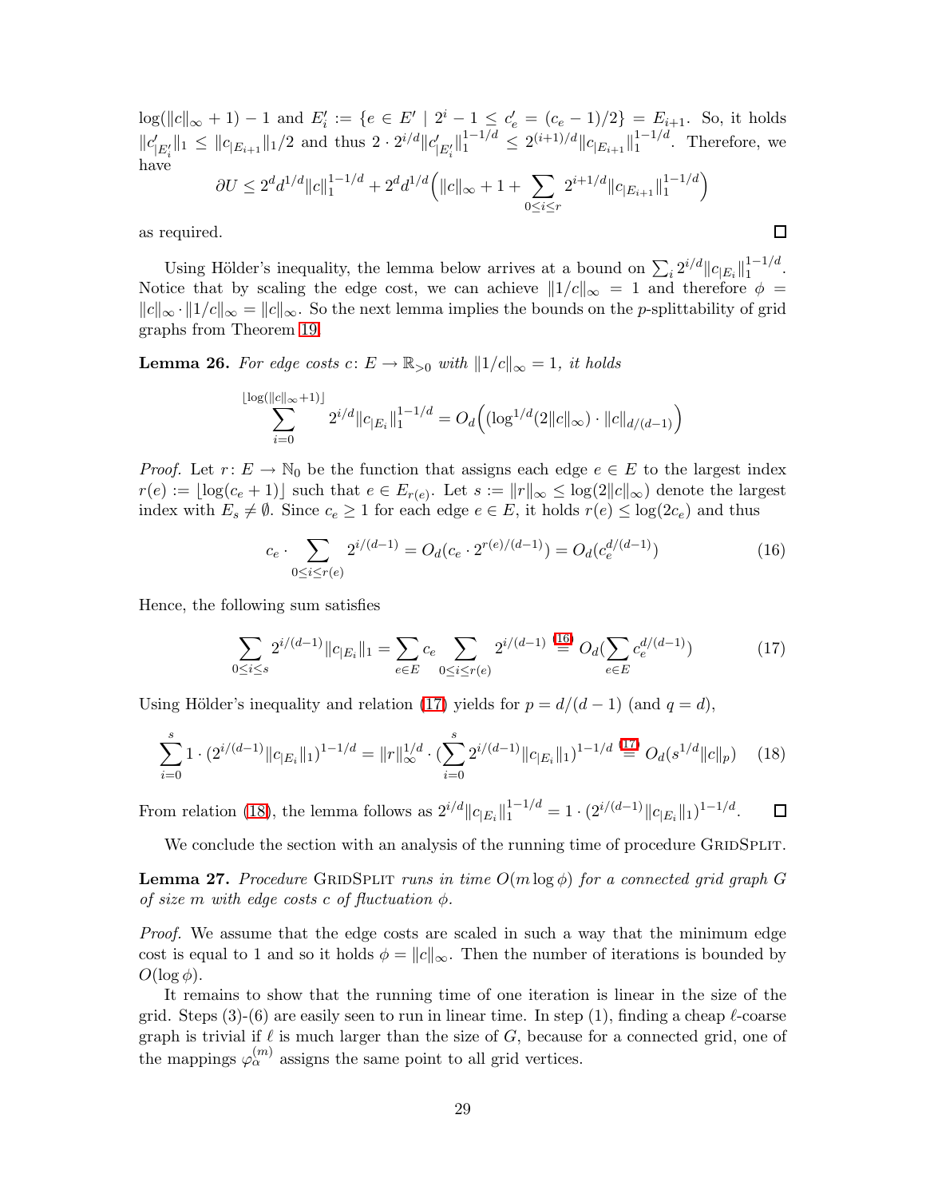$\log(\|c\|_\infty + 1) - 1$ and $E'_i := \{e \in E' \mid 2^i - 1 \le c'_e = (c_e - 1)/2\} = E_{i+1}$. So, it holds $\|c'_{|E'_i}\|_1 \le \|c_{|E_{i+1}}\|_1/2$ and thus $2 \cdot 2^{i/d}\|c'_{|E'_i}\|_1^{1-1/d} \le 2^{(i+1)/d}\|c_{|E_{i+1}}\|_1^{1-1/d}$. Therefore, we have

$$\partial U \le 2^d d^{1/d}\|c\|_1^{1-1/d} + 2^d d^{1/d}\Big(\|c\|_\infty + 1 + \sum_{0 \le i \le r} 2^{i+1/d}\|c_{|E_{i+1}}\|_1^{1-1/d}\Big)$$

as required. ◻

Using Hölder's inequality, the lemma below arrives at a bound on $\sum_i 2^{i/d}\|c_{|E_i}\|_1^{1-1/d}$. Notice that by scaling the edge cost, we can achieve $\|1/c\|_\infty = 1$ and therefore $\phi = \|c\|_\infty \cdot \|1/c\|_\infty = \|c\|_\infty$. So the next lemma implies the bounds on the $p$-splittability of grid graphs from Theorem 19.

**Lemma 26.** *For edge costs $c\colon E \to \mathbb{R}_{>0}$ with $\|1/c\|_\infty = 1$, it holds*

$$\sum_{i=0}^{\lfloor \log(\|c\|_\infty + 1)\rfloor} 2^{i/d}\|c_{|E_i}\|_1^{1-1/d} = O_d\Big((\log^{1/d}(2\|c\|_\infty) \cdot \|c\|_{d/(d-1)}\Big)$$

*Proof.* Let $r\colon E \to \mathbb{N}_0$ be the function that assigns each edge $e \in E$ to the largest index $r(e) := \lfloor \log(c_e + 1)\rfloor$ such that $e \in E_{r(e)}$. Let $s := \|r\|_\infty \le \log(2\|c\|_\infty)$ denote the largest index with $E_s \neq \emptyset$. Since $c_e \ge 1$ for each edge $e \in E$, it holds $r(e) \le \log(2c_e)$ and thus

$$c_e \cdot \sum_{0 \le i \le r(e)} 2^{i/(d-1)} = O_d(c_e \cdot 2^{r(e)/(d-1)}) = O_d(c_e^{d/(d-1)}) \tag{16}$$

Hence, the following sum satisfies

$$\sum_{0 \le i \le s} 2^{i/(d-1)}\|c_{|E_i}\|_1 = \sum_{e \in E} c_e \sum_{0 \le i \le r(e)} 2^{i/(d-1)} \overset{(16)}{=} O_d(\sum_{e \in E} c_e^{d/(d-1)}) \tag{17}$$

Using Hölder's inequality and relation (17) yields for $p = d/(d-1)$ (and $q = d$),

$$\sum_{i=0}^{s} 1 \cdot (2^{i/(d-1)}\|c_{|E_i}\|_1)^{1-1/d} = \|r\|_\infty^{1/d} \cdot (\sum_{i=0}^{s} 2^{i/(d-1)}\|c_{|E_i}\|_1)^{1-1/d} \overset{(17)}{=} O_d(s^{1/d}\|c\|_p) \tag{18}$$

From relation (18), the lemma follows as $2^{i/d}\|c_{|E_i}\|_1^{1-1/d} = 1 \cdot (2^{i/(d-1)}\|c_{|E_i}\|_1)^{1-1/d}$. ◻

We conclude the section with an analysis of the running time of procedure GridSplit.

**Lemma 27.** *Procedure* GridSplit *runs in time $O(m \log \phi)$ for a connected grid graph $G$ of size $m$ with edge costs $c$ of fluctuation $\phi$.*

*Proof.* We assume that the edge costs are scaled in such a way that the minimum edge cost is equal to 1 and so it holds $\phi = \|c\|_\infty$. Then the number of iterations is bounded by $O(\log \phi)$.

It remains to show that the running time of one iteration is linear in the size of the grid. Steps (3)-(6) are easily seen to run in linear time. In step (1), finding a cheap $\ell$-coarse graph is trivial if $\ell$ is much larger than the size of $G$, because for a connected grid, one of the mappings $\varphi_\alpha^{(m)}$ assigns the same point to all grid vertices.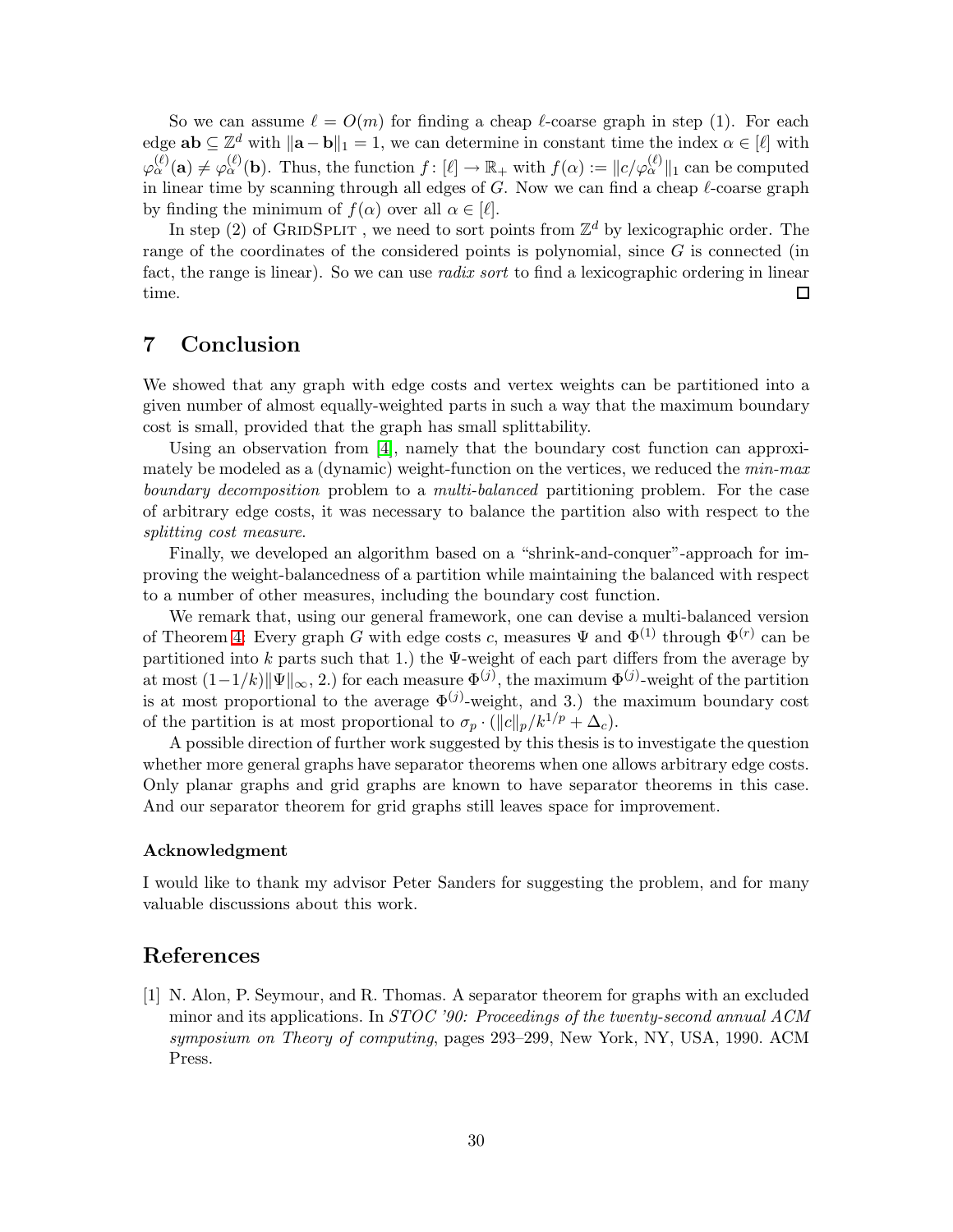So we can assume $\ell = O(m)$ for finding a cheap $\ell$-coarse graph in step (1). For each edge $\mathbf{ab} \subseteq \mathbb{Z}^d$ with $\|\mathbf{a} - \mathbf{b}\|_1 = 1$, we can determine in constant time the index $\alpha \in [\ell]$ with $\varphi_\alpha^{(\ell)}(\mathbf{a}) \neq \varphi_\alpha^{(\ell)}(\mathbf{b})$. Thus, the function $f \colon [\ell] \to \mathbb{R}_+$ with $f(\alpha) := \|c/\varphi_\alpha^{(\ell)}\|_1$ can be computed in linear time by scanning through all edges of $G$. Now we can find a cheap $\ell$-coarse graph by finding the minimum of $f(\alpha)$ over all $\alpha \in [\ell]$.

In step (2) of GridSplit , we need to sort points from $\mathbb{Z}^d$ by lexicographic order. The range of the coordinates of the considered points is polynomial, since $G$ is connected (in fact, the range is linear). So we can use *radix sort* to find a lexicographic ordering in linear time. □

# 7 Conclusion

We showed that any graph with edge costs and vertex weights can be partitioned into a given number of almost equally-weighted parts in such a way that the maximum boundary cost is small, provided that the graph has small splittability.

Using an observation from [4], namely that the boundary cost function can approximately be modeled as a (dynamic) weight-function on the vertices, we reduced the *min-max boundary decomposition* problem to a *multi-balanced* partitioning problem. For the case of arbitrary edge costs, it was necessary to balance the partition also with respect to the *splitting cost measure*.

Finally, we developed an algorithm based on a "shrink-and-conquer"-approach for improving the weight-balancedness of a partition while maintaining the balanced with respect to a number of other measures, including the boundary cost function.

We remark that, using our general framework, one can devise a multi-balanced version of Theorem 4: Every graph $G$ with edge costs $c$, measures $\Psi$ and $\Phi^{(1)}$ through $\Phi^{(r)}$ can be partitioned into $k$ parts such that 1.) the $\Psi$-weight of each part differs from the average by at most $(1-1/k)\|\Psi\|_\infty$, 2.) for each measure $\Phi^{(j)}$, the maximum $\Phi^{(j)}$-weight of the partition is at most proportional to the average $\Phi^{(j)}$-weight, and 3.) the maximum boundary cost of the partition is at most proportional to $\sigma_p \cdot (\|c\|_p / k^{1/p} + \Delta_c)$.

A possible direction of further work suggested by this thesis is to investigate the question whether more general graphs have separator theorems when one allows arbitrary edge costs. Only planar graphs and grid graphs are known to have separator theorems in this case. And our separator theorem for grid graphs still leaves space for improvement.

### Acknowledgment

I would like to thank my advisor Peter Sanders for suggesting the problem, and for many valuable discussions about this work.

# References

[1] N. Alon, P. Seymour, and R. Thomas. A separator theorem for graphs with an excluded minor and its applications. In *STOC '90: Proceedings of the twenty-second annual ACM symposium on Theory of computing*, pages 293–299, New York, NY, USA, 1990. ACM Press.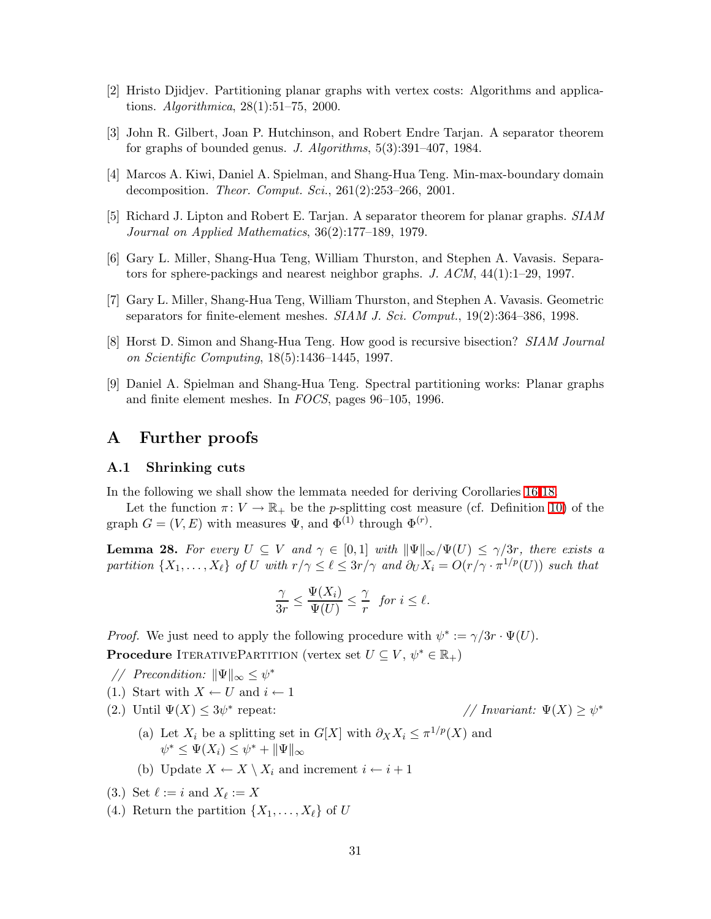[2] Hristo Djidjev. Partitioning planar graphs with vertex costs: Algorithms and applications. *Algorithmica*, 28(1):51–75, 2000.

[3] John R. Gilbert, Joan P. Hutchinson, and Robert Endre Tarjan. A separator theorem for graphs of bounded genus. *J. Algorithms*, 5(3):391–407, 1984.

[4] Marcos A. Kiwi, Daniel A. Spielman, and Shang-Hua Teng. Min-max-boundary domain decomposition. *Theor. Comput. Sci.*, 261(2):253–266, 2001.

[5] Richard J. Lipton and Robert E. Tarjan. A separator theorem for planar graphs. *SIAM Journal on Applied Mathematics*, 36(2):177–189, 1979.

[6] Gary L. Miller, Shang-Hua Teng, William Thurston, and Stephen A. Vavasis. Separators for sphere-packings and nearest neighbor graphs. *J. ACM*, 44(1):1–29, 1997.

[7] Gary L. Miller, Shang-Hua Teng, William Thurston, and Stephen A. Vavasis. Geometric separators for finite-element meshes. *SIAM J. Sci. Comput.*, 19(2):364–386, 1998.

[8] Horst D. Simon and Shang-Hua Teng. How good is recursive bisection? *SIAM Journal on Scientific Computing*, 18(5):1436–1445, 1997.

[9] Daniel A. Spielman and Shang-Hua Teng. Spectral partitioning works: Planar graphs and finite element meshes. In *FOCS*, pages 96–105, 1996.

# A Further proofs

## A.1 Shrinking cuts

In the following we shall show the lemmata needed for deriving Corollaries 16/18.

Let the function $\pi\colon V \to \mathbb{R}_+$ be the $p$-splitting cost measure (cf. Definition 10) of the graph $G = (V, E)$ with measures $\Psi$, and $\Phi^{(1)}$ through $\Phi^{(r)}$.

**Lemma 28.** *For every $U \subseteq V$ and $\gamma \in [0, 1]$ with $\|\Psi\|_\infty/\Psi(U) \leq \gamma/3r$, there exists a partition $\{X_1, \ldots, X_\ell\}$ of $U$ with $r/\gamma \leq \ell \leq 3r/\gamma$ and $\partial_U X_i = O(r/\gamma \cdot \pi^{1/p}(U))$ such that*

$$\frac{\gamma}{3r} \leq \frac{\Psi(X_i)}{\Psi(U)} \leq \frac{\gamma}{r} \quad \text{for } i \leq \ell.$$

*Proof.* We just need to apply the following procedure with $\psi^* := \gamma/3r \cdot \Psi(U)$.

**Procedure** IterativePartition (vertex set $U \subseteq V$, $\psi^* \in \mathbb{R}_+$)

*// Precondition:* $\|\Psi\|_\infty \leq \psi^*$

(1.) Start with $X \leftarrow U$ and $i \leftarrow 1$

(2.) Until $\Psi(X) \leq 3\psi^*$ repeat: *// Invariant:* $\Psi(X) \geq \psi^*$

- (a) Let $X_i$ be a splitting set in $G[X]$ with $\partial_X X_i \leq \pi^{1/p}(X)$ and $\psi^* \leq \Psi(X_i) \leq \psi^* + \|\Psi\|_\infty$
- (b) Update $X \leftarrow X \setminus X_i$ and increment $i \leftarrow i + 1$

(3.) Set $\ell := i$ and $X_\ell := X$

(4.) Return the partition $\{X_1, \ldots, X_\ell\}$ of $U$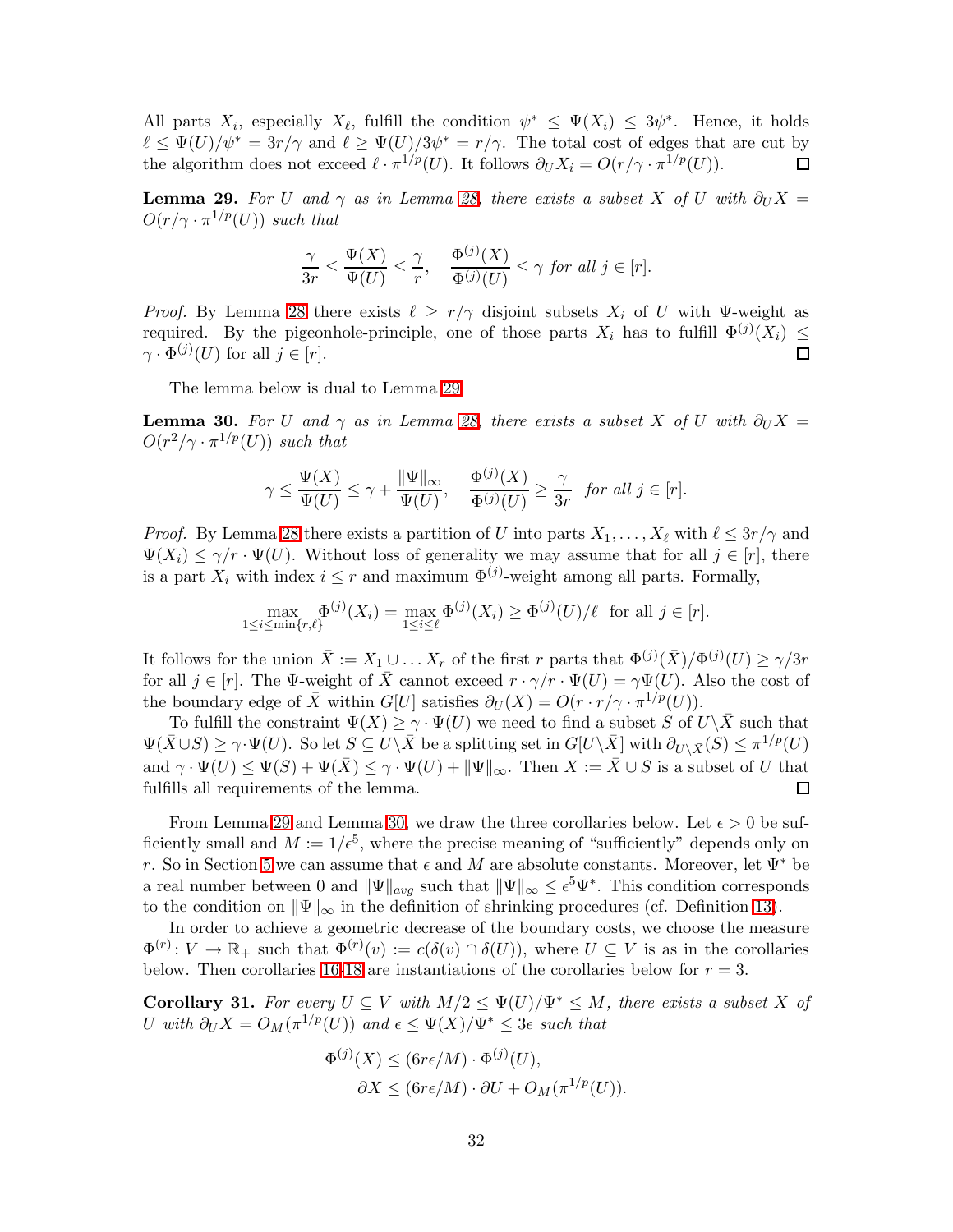All parts $X_i$, especially $X_\ell$, fulfill the condition $\psi^* \le \Psi(X_i) \le 3\psi^*$. Hence, it holds $\ell \le \Psi(U)/\psi^* = 3r/\gamma$ and $\ell \ge \Psi(U)/3\psi^* = r/\gamma$. The total cost of edges that are cut by the algorithm does not exceed $\ell \cdot \pi^{1/p}(U)$. It follows $\partial_U X_i = O(r/\gamma \cdot \pi^{1/p}(U))$. ☐

**Lemma 29.** *For $U$ and $\gamma$ as in Lemma 28, there exists a subset $X$ of $U$ with $\partial_U X = O(r/\gamma \cdot \pi^{1/p}(U))$ such that*

$$\frac{\gamma}{3r} \le \frac{\Psi(X)}{\Psi(U)} \le \frac{\gamma}{r}, \quad \frac{\Phi^{(j)}(X)}{\Phi^{(j)}(U)} \le \gamma \text{ for all } j \in [r].$$

*Proof.* By Lemma 28 there exists $\ell \ge r/\gamma$ disjoint subsets $X_i$ of $U$ with $\Psi$-weight as required. By the pigeonhole-principle, one of those parts $X_i$ has to fulfill $\Phi^{(j)}(X_i) \le \gamma \cdot \Phi^{(j)}(U)$ for all $j \in [r]$. ☐

The lemma below is dual to Lemma 29.

**Lemma 30.** *For $U$ and $\gamma$ as in Lemma 28, there exists a subset $X$ of $U$ with $\partial_U X = O(r^2/\gamma \cdot \pi^{1/p}(U))$ such that*

$$\gamma \le \frac{\Psi(X)}{\Psi(U)} \le \gamma + \frac{\|\Psi\|_\infty}{\Psi(U)}, \quad \frac{\Phi^{(j)}(X)}{\Phi^{(j)}(U)} \ge \frac{\gamma}{3r} \quad \text{for all } j \in [r].$$

*Proof.* By Lemma 28 there exists a partition of $U$ into parts $X_1, \ldots, X_\ell$ with $\ell \le 3r/\gamma$ and $\Psi(X_i) \le \gamma/r \cdot \Psi(U)$. Without loss of generality we may assume that for all $j \in [r]$, there is a part $X_i$ with index $i \le r$ and maximum $\Phi^{(j)}$-weight among all parts. Formally,

$$\max_{1 \le i \le \min\{r,\ell\}} \Phi^{(j)}(X_i) = \max_{1 \le i \le \ell} \Phi^{(j)}(X_i) \ge \Phi^{(j)}(U)/\ell \ \text{ for all } j \in [r].$$

It follows for the union $\bar{X} := X_1 \cup \ldots X_r$ of the first $r$ parts that $\Phi^{(j)}(\bar{X})/\Phi^{(j)}(U) \ge \gamma/3r$ for all $j \in [r]$. The $\Psi$-weight of $\bar{X}$ cannot exceed $r \cdot \gamma/r \cdot \Psi(U) = \gamma\Psi(U)$. Also the cost of the boundary edge of $\bar{X}$ within $G[U]$ satisfies $\partial_U(X) = O(r \cdot r/\gamma \cdot \pi^{1/p}(U))$.

To fulfill the constraint $\Psi(X) \ge \gamma \cdot \Psi(U)$ we need to find a subset $S$ of $U \backslash \bar{X}$ such that $\Psi(\bar{X} \cup S) \ge \gamma \cdot \Psi(U)$. So let $S \subseteq U \backslash \bar{X}$ be a splitting set in $G[U \backslash \bar{X}]$ with $\partial_{U \backslash \bar{X}}(S) \le \pi^{1/p}(U)$ and $\gamma \cdot \Psi(U) \le \Psi(S) + \Psi(\bar{X}) \le \gamma \cdot \Psi(U) + \|\Psi\|_\infty$. Then $X := \bar{X} \cup S$ is a subset of $U$ that fulfills all requirements of the lemma. ☐

From Lemma 29 and Lemma 30, we draw the three corollaries below. Let $\epsilon > 0$ be sufficiently small and $M := 1/\epsilon^5$, where the precise meaning of "sufficiently" depends only on $r$. So in Section 5 we can assume that $\epsilon$ and $M$ are absolute constants. Moreover, let $\Psi^*$ be a real number between 0 and $\|\Psi\|_{avg}$ such that $\|\Psi\|_\infty \le \epsilon^5 \Psi^*$. This condition corresponds to the condition on $\|\Psi\|_\infty$ in the definition of shrinking procedures (cf. Definition 13).

In order to achieve a geometric decrease of the boundary costs, we choose the measure $\Phi^{(r)}\colon V \to \mathbb{R}_+$ such that $\Phi^{(r)}(v) := c(\delta(v) \cap \delta(U))$, where $U \subseteq V$ is as in the corollaries below. Then corollaries 16-18 are instantiations of the corollaries below for $r = 3$.

**Corollary 31.** *For every $U \subseteq V$ with $M/2 \le \Psi(U)/\Psi^* \le M$, there exists a subset $X$ of $U$ with $\partial_U X = O_M(\pi^{1/p}(U))$ and $\epsilon \le \Psi(X)/\Psi^* \le 3\epsilon$ such that*

$$\begin{aligned} \Phi^{(j)}(X) &\le (6r\epsilon/M) \cdot \Phi^{(j)}(U), \\ \partial X &\le (6r\epsilon/M) \cdot \partial U + O_M(\pi^{1/p}(U)). \end{aligned}$$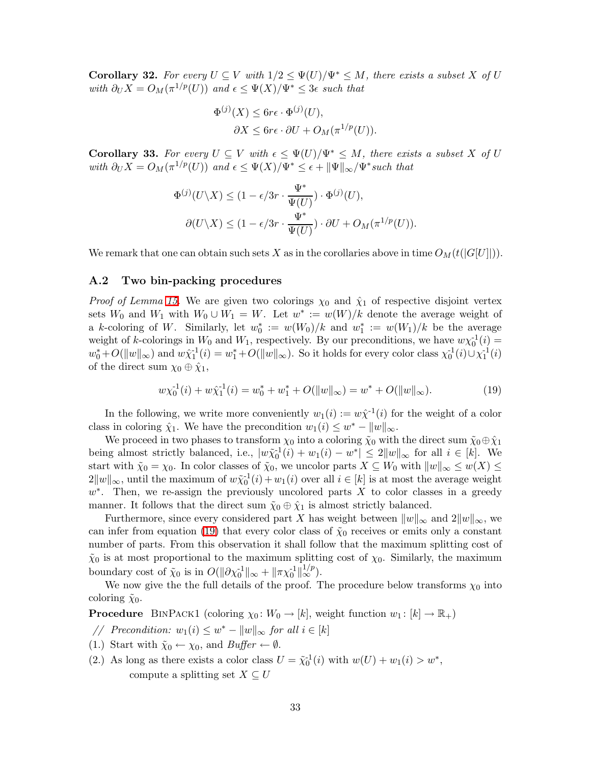**Corollary 32.** *For every $U \subseteq V$ with $1/2 \leq \Psi(U)/\Psi^* \leq M$, there exists a subset $X$ of $U$ with $\partial_U X = O_M(\pi^{1/p}(U))$ and $\epsilon \leq \Psi(X)/\Psi^* \leq 3\epsilon$ such that*

$$
\begin{aligned}
\Phi^{(j)}(X) &\leq 6r\epsilon \cdot \Phi^{(j)}(U), \\
\partial X &\leq 6r\epsilon \cdot \partial U + O_M(\pi^{1/p}(U)).
\end{aligned}
$$

**Corollary 33.** *For every $U \subseteq V$ with $\epsilon \leq \Psi(U)/\Psi^* \leq M$, there exists a subset $X$ of $U$ with $\partial_U X = O_M(\pi^{1/p}(U))$ and $\epsilon \leq \Psi(X)/\Psi^* \leq \epsilon + \|\Psi\|_\infty/\Psi^*$ such that*

$$
\begin{aligned}
\Phi^{(j)}(U \backslash X) &\leq (1 - \epsilon/3r \cdot \frac{\Psi^*}{\Psi(U)}) \cdot \Phi^{(j)}(U), \\
\partial(U \backslash X) &\leq (1 - \epsilon/3r \cdot \frac{\Psi^*}{\Psi(U)}) \cdot \partial U + O_M(\pi^{1/p}(U)).
\end{aligned}
$$

We remark that one can obtain such sets $X$ as in the corollaries above in time $O_M(t(|G[U]|))$.

### A.2 Two bin-packing procedures

*Proof of Lemma 15.* We are given two colorings $\chi_0$ and $\hat{\chi}_1$ of respective disjoint vertex sets $W_0$ and $W_1$ with $W_0 \cup W_1 = W$. Let $w^* := w(W)/k$ denote the average weight of a $k$-coloring of $W$. Similarly, let $w_0^* := w(W_0)/k$ and $w_1^* := w(W_1)/k$ be the average weight of $k$-colorings in $W_0$ and $W_1$, respectively. By our preconditions, we have $w\chi_0^{-1}(i) = w_0^* + O(\|w\|_\infty)$ and $w\hat{\chi}_1^{-1}(i) = w_1^* + O(\|w\|_\infty)$. So it holds for every color class $\chi_0^{-1}(i) \cup \chi_1^{-1}(i)$ of the direct sum $\chi_0 \oplus \hat{\chi}_1$,

$$
w\chi_0^{-1}(i) + w\hat{\chi}_1^{-1}(i) = w_0^* + w_1^* + O(\|w\|_\infty) = w^* + O(\|w\|_\infty). \tag{19}
$$

In the following, we write more conveniently $w_1(i) := w\hat{\chi}^{-1}(i)$ for the weight of a color class in coloring $\hat{\chi}_1$. We have the precondition $w_1(i) \leq w^* - \|w\|_\infty$.

We proceed in two phases to transform $\chi_0$ into a coloring $\tilde{\chi}_0$ with the direct sum $\tilde{\chi}_0 \oplus \hat{\chi}_1$ being almost strictly balanced, i.e., $|w\tilde{\chi}_0^{-1}(i) + w_1(i) - w^*| \leq 2\|w\|_\infty$ for all $i \in [k]$. We start with $\tilde{\chi}_0 = \chi_0$. In color classes of $\tilde{\chi}_0$, we uncolor parts $X \subseteq W_0$ with $\|w\|_\infty \leq w(X) \leq 2\|w\|_\infty$, until the maximum of $w\tilde{\chi}_0^{-1}(i) + w_1(i)$ over all $i \in [k]$ is at most the average weight $w^*$. Then, we re-assign the previously uncolored parts $X$ to color classes in a greedy manner. It follows that the direct sum $\tilde{\chi}_0 \oplus \hat{\chi}_1$ is almost strictly balanced.

Furthermore, since every considered part $X$ has weight between $\|w\|_\infty$ and $2\|w\|_\infty$, we can infer from equation (19) that every color class of $\tilde{\chi}_0$ receives or emits only a constant number of parts. From this observation it shall follow that the maximum splitting cost of $\tilde{\chi}_0$ is at most proportional to the maximum splitting cost of $\chi_0$. Similarly, the maximum boundary cost of $\tilde{\chi}_0$ is in $O(\|\partial\chi_0^{-1}\|_\infty + \|\pi\chi_0^{-1}\|_\infty^{1/p})$.

We now give the the full details of the proof. The procedure below transforms $\chi_0$ into coloring $\tilde{\chi}_0$.

**Procedure** BinPack1 (coloring $\chi_0 \colon W_0 \to [k]$, weight function $w_1 \colon [k] \to \mathbb{R}_+$)

// *Precondition:* $w_1(i) \leq w^* - \|w\|_\infty$ *for all* $i \in [k]$

(1.) Start with $\tilde{\chi}_0 \leftarrow \chi_0$, and *Buffer* $\leftarrow \emptyset$.

(2.) As long as there exists a color class $U = \tilde{\chi}_0^{-1}(i)$ with $w(U) + w_1(i) > w^*$, compute a splitting set $X \subseteq U$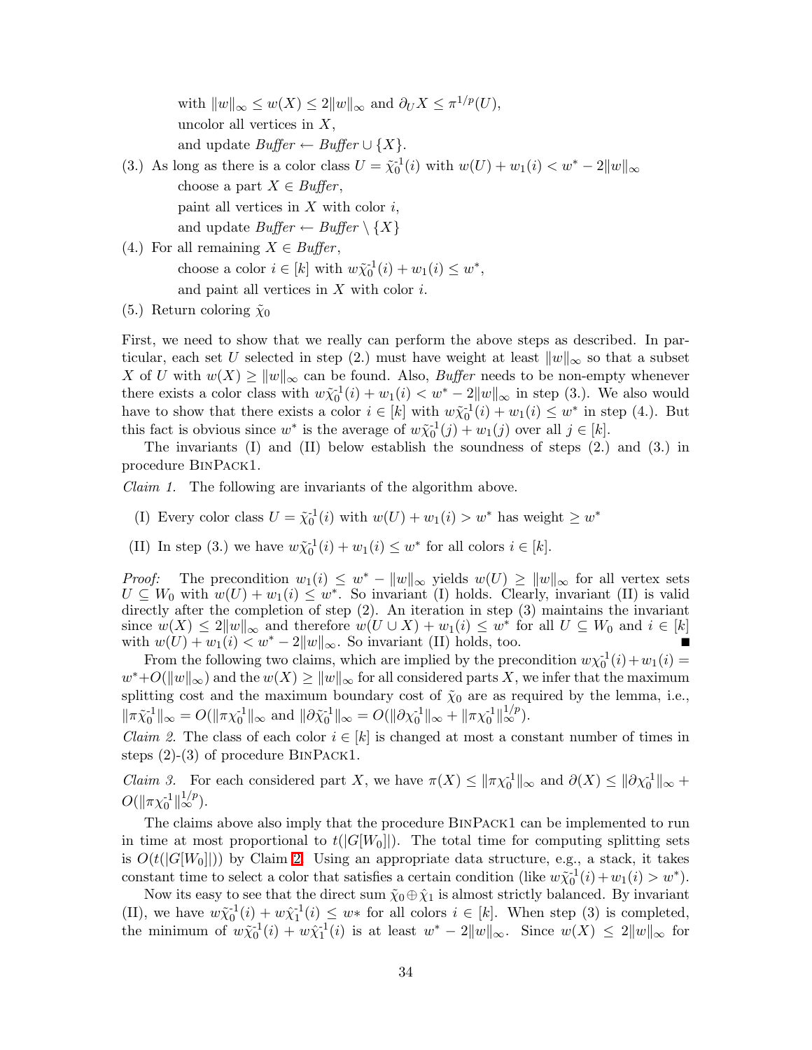with $\|w\|_\infty \le w(X) \le 2\|w\|_\infty$ and $\partial_U X \le \pi^{1/p}(U)$,
uncolor all vertices in $X$,
and update *Buffer* $\leftarrow$ *Buffer* $\cup \{X\}$.

(3.) As long as there is a color class $U = \tilde{\chi}_0^{-1}(i)$ with $w(U) + w_1(i) < w^* - 2\|w\|_\infty$
choose a part $X \in$ *Buffer*,
paint all vertices in $X$ with color $i$,
and update *Buffer* $\leftarrow$ *Buffer* $\setminus \{X\}$

(4.) For all remaining $X \in$ *Buffer*,
choose a color $i \in [k]$ with $w\tilde{\chi}_0^{-1}(i) + w_1(i) \le w^*$,
and paint all vertices in $X$ with color $i$.

(5.) Return coloring $\tilde{\chi}_0$

First, we need to show that we really can perform the above steps as described. In particular, each set $U$ selected in step (2.) must have weight at least $\|w\|_\infty$ so that a subset $X$ of $U$ with $w(X) \ge \|w\|_\infty$ can be found. Also, *Buffer* needs to be non-empty whenever there exists a color class with $w\tilde{\chi}_0^{-1}(i) + w_1(i) < w^* - 2\|w\|_\infty$ in step (3.). We also would have to show that there exists a color $i \in [k]$ with $w\tilde{\chi}_0^{-1}(i) + w_1(i) \le w^*$ in step (4.). But this fact is obvious since $w^*$ is the average of $w\tilde{\chi}_0^{-1}(j) + w_1(j)$ over all $j \in [k]$.

The invariants (I) and (II) below establish the soundness of steps (2.) and (3.) in procedure BinPack1.

*Claim 1.* The following are invariants of the algorithm above.

(I) Every color class $U = \tilde{\chi}_0^{-1}(i)$ with $w(U) + w_1(i) > w^*$ has weight $\ge w^*$

(II) In step (3.) we have $w\tilde{\chi}_0^{-1}(i) + w_1(i) \le w^*$ for all colors $i \in [k]$.

*Proof:* The precondition $w_1(i) \le w^* - \|w\|_\infty$ yields $w(U) \ge \|w\|_\infty$ for all vertex sets $U \subseteq W_0$ with $w(U) + w_1(i) \le w^*$. So invariant (I) holds. Clearly, invariant (II) is valid directly after the completion of step (2). An iteration in step (3) maintains the invariant since $w(X) \le 2\|w\|_\infty$ and therefore $w(U \cup X) + w_1(i) \le w^*$ for all $U \subseteq W_0$ and $i \in [k]$ with $w(U) + w_1(i) < w^* - 2\|w\|_\infty$. So invariant (II) holds, too. ∎

From the following two claims, which are implied by the precondition $w\chi_0^{-1}(i) + w_1(i) = w^* + O(\|w\|_\infty)$ and the $w(X) \ge \|w\|_\infty$ for all considered parts $X$, we infer that the maximum splitting cost and the maximum boundary cost of $\tilde{\chi}_0$ are as required by the lemma, i.e., $\|\pi\tilde{\chi}_0^{-1}\|_\infty = O(\|\pi\chi_0^{-1}\|_\infty$ and $\|\partial\tilde{\chi}_0^{-1}\|_\infty = O(\|\partial\chi_0^{-1}\|_\infty + \|\pi\chi_0^{-1}\|_\infty^{1/p})$.

*Claim 2.* The class of each color $i \in [k]$ is changed at most a constant number of times in steps (2)-(3) of procedure BinPack1.

*Claim 3.* For each considered part $X$, we have $\pi(X) \le \|\pi\chi_0^{-1}\|_\infty$ and $\partial(X) \le \|\partial\chi_0^{-1}\|_\infty + O(\|\pi\chi_0^{-1}\|_\infty^{1/p})$.

The claims above also imply that the procedure BinPack1 can be implemented to run in time at most proportional to $t(|G[W_0]|)$. The total time for computing splitting sets is $O(t(|G[W_0]|))$ by Claim 2. Using an appropriate data structure, e.g., a stack, it takes constant time to select a color that satisfies a certain condition (like $w\tilde{\chi}_0^{-1}(i) + w_1(i) > w^*$).

Now its easy to see that the direct sum $\tilde{\chi}_0 \oplus \hat{\chi}_1$ is almost strictly balanced. By invariant (II), we have $w\tilde{\chi}_0^{-1}(i) + w\hat{\chi}_1^{-1}(i) \le w*$ for all colors $i \in [k]$. When step (3) is completed, the minimum of $w\tilde{\chi}_0^{-1}(i) + w\hat{\chi}_1^{-1}(i)$ is at least $w^* - 2\|w\|_\infty$. Since $w(X) \le 2\|w\|_\infty$ for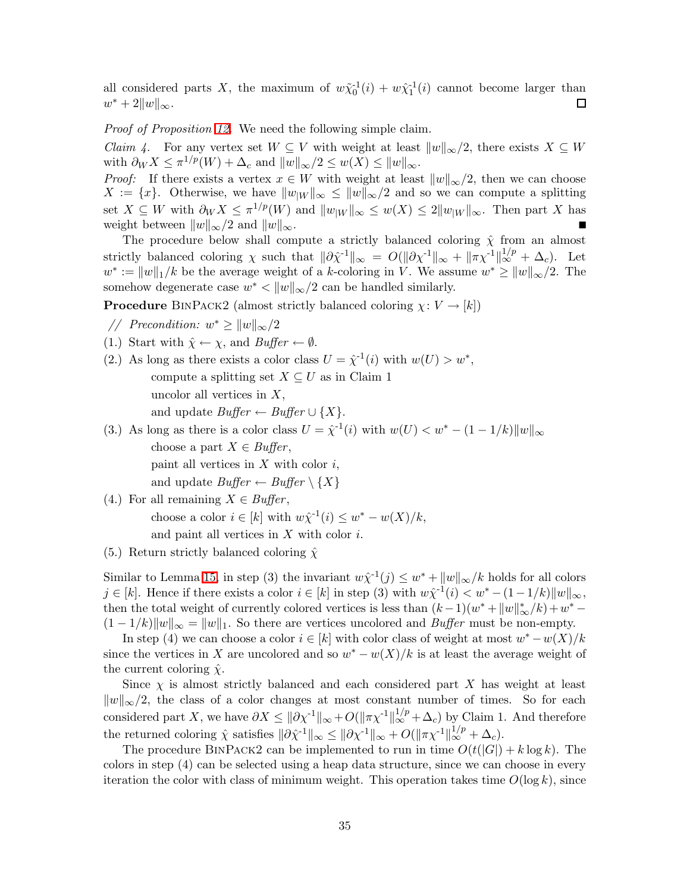all considered parts $X$, the maximum of $w\tilde{\chi}_0^{-1}(i) + w\hat{\chi}_1^{-1}(i)$ cannot become larger than $w^* + 2\|w\|_\infty$. □

*Proof of Proposition 12.* We need the following simple claim.

*Claim 4.* For any vertex set $W \subseteq V$ with weight at least $\|w\|_\infty/2$, there exists $X \subseteq W$ with $\partial_W X \leq \pi^{1/p}(W) + \Delta_c$ and $\|w\|_\infty/2 \leq w(X) \leq \|w\|_\infty$.

*Proof:* If there exists a vertex $x \in W$ with weight at least $\|w\|_\infty/2$, then we can choose $X := \{x\}$. Otherwise, we have $\|w_{|W}\|_\infty \leq \|w\|_\infty/2$ and so we can compute a splitting set $X \subseteq W$ with $\partial_W X \leq \pi^{1/p}(W)$ and $\|w_{|W}\|_\infty \leq w(X) \leq 2\|w_{|W}\|_\infty$. Then part $X$ has weight between $\|w\|_\infty/2$ and $\|w\|_\infty$. ■

The procedure below shall compute a strictly balanced coloring $\hat{\chi}$ from an almost strictly balanced coloring $\chi$ such that $\|\partial\hat{\chi}^{-1}\|_\infty = O(\|\partial\chi^{-1}\|_\infty + \|\pi\chi^{-1}\|_\infty^{1/p} + \Delta_c)$. Let $w^* := \|w\|_1/k$ be the average weight of a $k$-coloring in $V$. We assume $w^* \geq \|w\|_\infty/2$. The somehow degenerate case $w^* < \|w\|_\infty/2$ can be handled similarly.

**Procedure** BinPack2 (almost strictly balanced coloring $\chi\colon V \to [k]$)

// *Precondition:* $w^* \geq \|w\|_\infty/2$

(1.) Start with $\hat{\chi} \leftarrow \chi$, and *Buffer* $\leftarrow \emptyset$.

(2.) As long as there exists a color class $U = \hat{\chi}^{-1}(i)$ with $w(U) > w^*$,
  compute a splitting set $X \subseteq U$ as in Claim 1
  uncolor all vertices in $X$,
  and update *Buffer* $\leftarrow$ *Buffer* $\cup \{X\}$.

(3.) As long as there is a color class $U = \hat{\chi}^{-1}(i)$ with $w(U) < w^* - (1 - 1/k)\|w\|_\infty$
  choose a part $X \in$ *Buffer*,
  paint all vertices in $X$ with color $i$,
  and update *Buffer* $\leftarrow$ *Buffer* $\setminus \{X\}$

(4.) For all remaining $X \in$ *Buffer*,
  choose a color $i \in [k]$ with $w\hat{\chi}^{-1}(i) \leq w^* - w(X)/k$,
  and paint all vertices in $X$ with color $i$.

(5.) Return strictly balanced coloring $\hat{\chi}$

Similar to Lemma 15, in step (3) the invariant $w\hat{\chi}^{-1}(j) \leq w^* + \|w\|_\infty/k$ holds for all colors $j \in [k]$. Hence if there exists a color $i \in [k]$ in step (3) with $w\hat{\chi}^{-1}(i) < w^* - (1 - 1/k)\|w\|_\infty$, then the total weight of currently colored vertices is less than $(k-1)(w^* + \|w\|_\infty^*/k) + w^* - (1 - 1/k)\|w\|_\infty = \|w\|_1$. So there are vertices uncolored and *Buffer* must be non-empty.

In step (4) we can choose a color $i \in [k]$ with color class of weight at most $w^* - w(X)/k$ since the vertices in $X$ are uncolored and so $w^* - w(X)/k$ is at least the average weight of the current coloring $\hat{\chi}$.

Since $\chi$ is almost strictly balanced and each considered part $X$ has weight at least $\|w\|_\infty/2$, the class of a color changes at most constant number of times. So for each considered part $X$, we have $\partial X \leq \|\partial\chi^{-1}\|_\infty + O(\|\pi\chi^{-1}\|_\infty^{1/p} + \Delta_c)$ by Claim 1. And therefore the returned coloring $\hat{\chi}$ satisfies $\|\partial\hat{\chi}^{-1}\|_\infty \leq \|\partial\chi^{-1}\|_\infty + O(\|\pi\chi^{-1}\|_\infty^{1/p} + \Delta_c)$.

The procedure BinPack2 can be implemented to run in time $O(t(|G|) + k\log k)$. The colors in step (4) can be selected using a heap data structure, since we can choose in every iteration the color with class of minimum weight. This operation takes time $O(\log k)$, since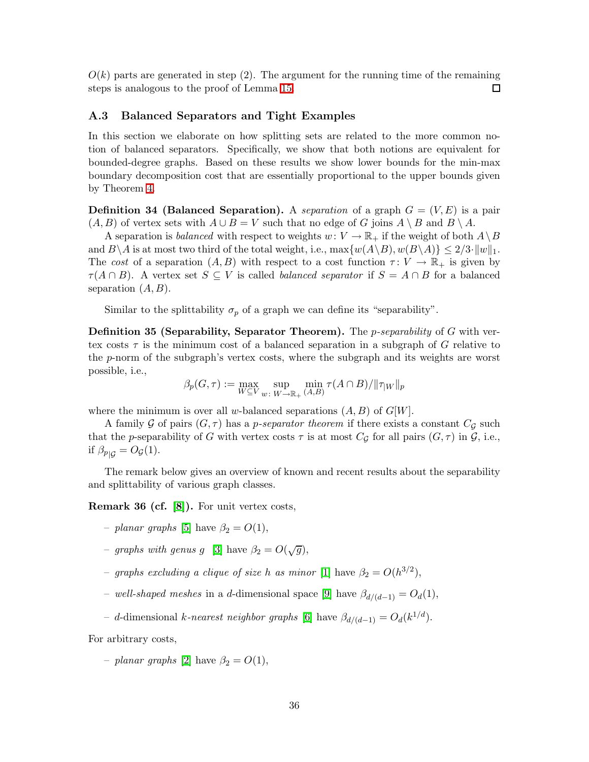$O(k)$ parts are generated in step (2). The argument for the running time of the remaining steps is analogous to the proof of Lemma 15. □

### A.3 Balanced Separators and Tight Examples

In this section we elaborate on how splitting sets are related to the more common notion of balanced separators. Specifically, we show that both notions are equivalent for bounded-degree graphs. Based on these results we show lower bounds for the min-max boundary decomposition cost that are essentially proportional to the upper bounds given by Theorem 4.

**Definition 34 (Balanced Separation).** A *separation* of a graph $G = (V, E)$ is a pair $(A, B)$ of vertex sets with $A \cup B = V$ such that no edge of $G$ joins $A \setminus B$ and $B \setminus A$.

A separation is *balanced* with respect to weights $w\colon V \to \mathbb{R}_+$ if the weight of both $A \setminus B$ and $B \setminus A$ is at most two third of the total weight, i.e., $\max\{w(A \setminus B), w(B \setminus A)\} \leq 2/3 \cdot \|w\|_1$. The *cost* of a separation $(A, B)$ with respect to a cost function $\tau\colon V \to \mathbb{R}_+$ is given by $\tau(A \cap B)$. A vertex set $S \subseteq V$ is called *balanced separator* if $S = A \cap B$ for a balanced separation $(A, B)$.

Similar to the splittability $\sigma_p$ of a graph we can define its "separability".

**Definition 35 (Separability, Separator Theorem).** The *p-separability* of $G$ with vertex costs $\tau$ is the minimum cost of a balanced separation in a subgraph of $G$ relative to the $p$-norm of the subgraph's vertex costs, where the subgraph and its weights are worst possible, i.e.,

$$\beta_p(G, \tau) := \max_{W \subseteq V} \sup_{w\colon W \to \mathbb{R}_+} \min_{(A,B)} \tau(A \cap B)/\|\tau_{|W}\|_p$$

where the minimum is over all $w$-balanced separations $(A, B)$ of $G[W]$.

A family $\mathcal{G}$ of pairs $(G, \tau)$ has a *p-separator theorem* if there exists a constant $C_{\mathcal{G}}$ such that the $p$-separability of $G$ with vertex costs $\tau$ is at most $C_{\mathcal{G}}$ for all pairs $(G, \tau)$ in $\mathcal{G}$, i.e., if $\beta_{p|\mathcal{G}} = O_{\mathcal{G}}(1)$.

The remark below gives an overview of known and recent results about the separability and splittability of various graph classes.

**Remark 36 (cf. [8]).** For unit vertex costs,

- *planar graphs* [5] have $\beta_2 = O(1)$,
- *graphs with genus g* [3] have $\beta_2 = O(\sqrt{g})$,
- *graphs excluding a clique of size h as minor* [1] have $\beta_2 = O(h^{3/2})$,
- *well-shaped meshes* in a $d$-dimensional space [9] have $\beta_{d/(d-1)} = O_d(1)$,
- $d$-dimensional *k-nearest neighbor graphs* [6] have $\beta_{d/(d-1)} = O_d(k^{1/d})$.

For arbitrary costs,

- *planar graphs* [2] have $\beta_2 = O(1)$,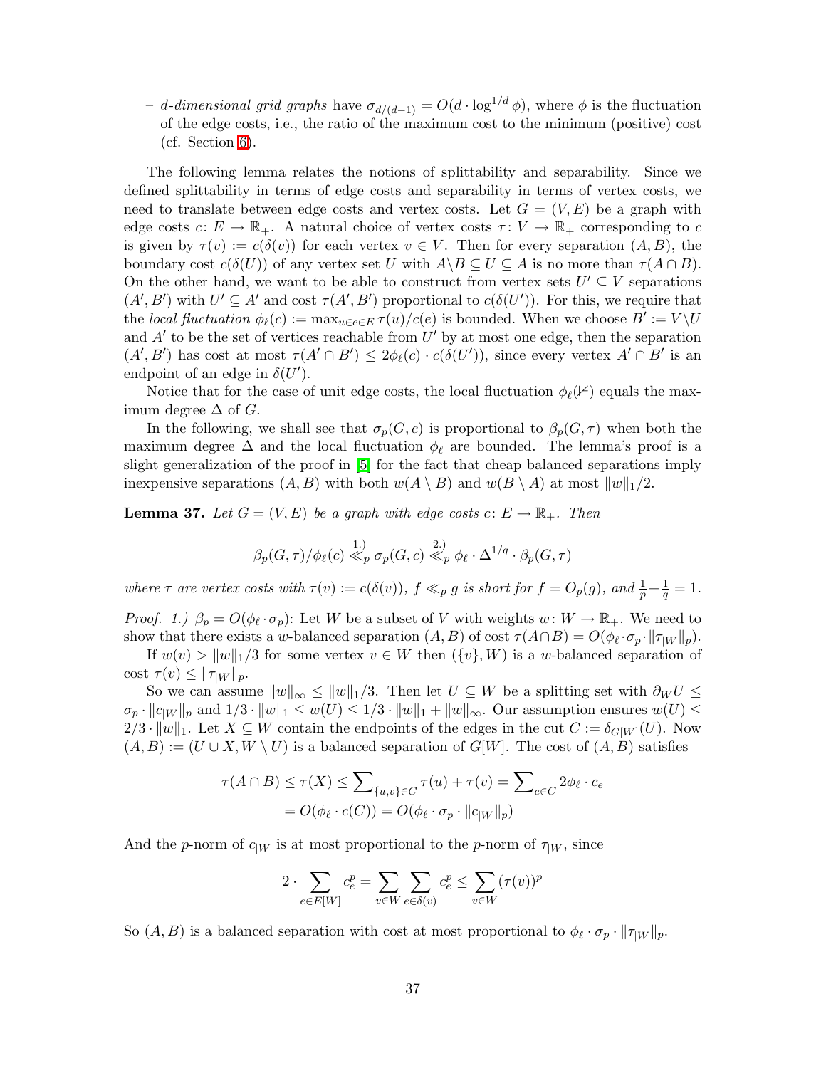– *d-dimensional grid graphs* have $\sigma_{d/(d-1)} = O(d \cdot \log^{1/d} \phi)$, where $\phi$ is the fluctuation of the edge costs, i.e., the ratio of the maximum cost to the minimum (positive) cost (cf. Section 6).

The following lemma relates the notions of splittability and separability. Since we defined splittability in terms of edge costs and separability in terms of vertex costs, we need to translate between edge costs and vertex costs. Let $G = (V, E)$ be a graph with edge costs $c\colon E \to \mathbb{R}_+$. A natural choice of vertex costs $\tau\colon V \to \mathbb{R}_+$ corresponding to $c$ is given by $\tau(v) := c(\delta(v))$ for each vertex $v \in V$. Then for every separation $(A, B)$, the boundary cost $c(\delta(U))$ of any vertex set $U$ with $A \backslash B \subseteq U \subseteq A$ is no more than $\tau(A \cap B)$. On the other hand, we want to be able to construct from vertex sets $U' \subseteq V$ separations $(A', B')$ with $U' \subseteq A'$ and cost $\tau(A', B')$ proportional to $c(\delta(U'))$. For this, we require that the *local fluctuation* $\phi_\ell(c) := \max_{u \in e \in E} \tau(u)/c(e)$ is bounded. When we choose $B' := V \backslash U$ and $A'$ to be the set of vertices reachable from $U'$ by at most one edge, then the separation $(A', B')$ has cost at most $\tau(A' \cap B') \leq 2\phi_\ell(c) \cdot c(\delta(U'))$, since every vertex $A' \cap B'$ is an endpoint of an edge in $\delta(U')$.

Notice that for the case of unit edge costs, the local fluctuation $\phi_\ell(\mathbb{1})$ equals the maximum degree $\Delta$ of $G$.

In the following, we shall see that $\sigma_p(G, c)$ is proportional to $\beta_p(G, \tau)$ when both the maximum degree $\Delta$ and the local fluctuation $\phi_\ell$ are bounded. The lemma's proof is a slight generalization of the proof in [5] for the fact that cheap balanced separations imply inexpensive separations $(A, B)$ with both $w(A \setminus B)$ and $w(B \setminus A)$ at most $\|w\|_1/2$.

**Lemma 37.** *Let $G = (V, E)$ be a graph with edge costs $c\colon E \to \mathbb{R}_+$. Then*

$$\beta_p(G, \tau)/\phi_\ell(c) \overset{1.)}{\ll_p} \sigma_p(G, c) \overset{2.)}{\ll_p} \phi_\ell \cdot \Delta^{1/q} \cdot \beta_p(G, \tau)$$

*where $\tau$ are vertex costs with $\tau(v) := c(\delta(v))$, $f \ll_p g$ is short for $f = O_p(g)$, and $\frac{1}{p} + \frac{1}{q} = 1$.*

*Proof.* *1.)* $\beta_p = O(\phi_\ell \cdot \sigma_p)$: Let $W$ be a subset of $V$ with weights $w\colon W \to \mathbb{R}_+$. We need to show that there exists a $w$-balanced separation $(A, B)$ of cost $\tau(A \cap B) = O(\phi_\ell \cdot \sigma_p \cdot \|\tau_{|W}\|_p)$.

If $w(v) > \|w\|_1/3$ for some vertex $v \in W$ then $(\{v\}, W)$ is a $w$-balanced separation of cost $\tau(v) \leq \|\tau_{|W}\|_p$.

So we can assume $\|w\|_\infty \leq \|w\|_1/3$. Then let $U \subseteq W$ be a splitting set with $\partial_W U \leq \sigma_p \cdot \|c_{|W}\|_p$ and $1/3 \cdot \|w\|_1 \leq w(U) \leq 1/3 \cdot \|w\|_1 + \|w\|_\infty$. Our assumption ensures $w(U) \leq 2/3 \cdot \|w\|_1$. Let $X \subseteq W$ contain the endpoints of the edges in the cut $C := \delta_{G[W]}(U)$. Now $(A, B) := (U \cup X, W \setminus U)$ is a balanced separation of $G[W]$. The cost of $(A, B)$ satisfies

$$\begin{aligned}\tau(A \cap B) \leq \tau(X) &\leq \sum\nolimits_{\{u,v\} \in C} \tau(u) + \tau(v) = \sum\nolimits_{e \in C} 2\phi_\ell \cdot c_e \\ &= O(\phi_\ell \cdot c(C)) = O(\phi_\ell \cdot \sigma_p \cdot \|c_{|W}\|_p)\end{aligned}$$

And the $p$-norm of $c_{|W}$ is at most proportional to the $p$-norm of $\tau_{|W}$, since

$$2 \cdot \sum_{e \in E[W]} c_e^p = \sum_{v \in W} \sum_{e \in \delta(v)} c_e^p \leq \sum_{v \in W} (\tau(v))^p$$

So $(A, B)$ is a balanced separation with cost at most proportional to $\phi_\ell \cdot \sigma_p \cdot \|\tau_{|W}\|_p$.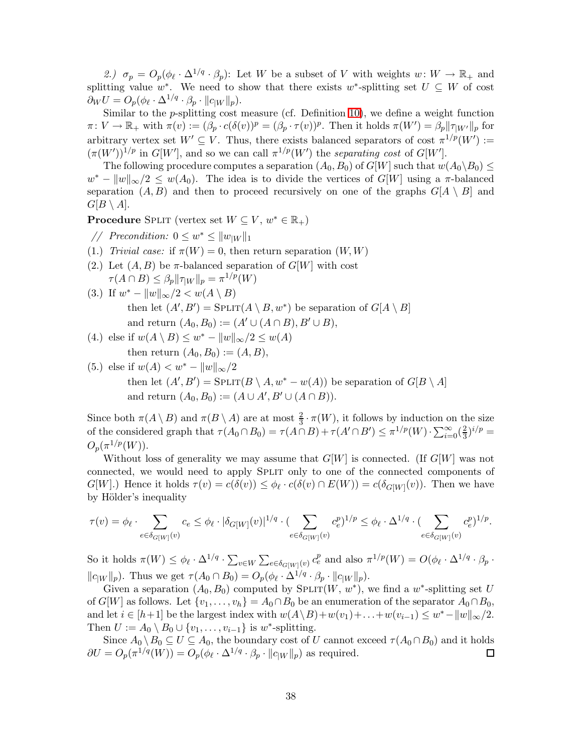*2.)* $\sigma_p = O_p(\phi_\ell \cdot \Delta^{1/q} \cdot \beta_p)$: Let $W$ be a subset of $V$ with weights $w\colon W \to \mathbb{R}_+$ and splitting value $w^*$. We need to show that there exists $w^*$-splitting set $U \subseteq W$ of cost $\partial_W U = O_p(\phi_\ell \cdot \Delta^{1/q} \cdot \beta_p \cdot \|c_{|W}\|_p)$.

Similar to the $p$-splitting cost measure (cf. Definition 10), we define a weight function $\pi\colon V \to \mathbb{R}_+$ with $\pi(v) := (\beta_p \cdot c(\delta(v))^p = (\beta_p \cdot \tau(v))^p$. Then it holds $\pi(W') = \beta_p \|\tau_{|W'}\|_p$ for arbitrary vertex set $W' \subseteq V$. Thus, there exists balanced separators of cost $\pi^{1/p}(W') := (\pi(W'))^{1/p}$ in $G[W']$, and so we can call $\pi^{1/p}(W')$ the *separating cost* of $G[W']$.

The following procedure computes a separation $(A_0, B_0)$ of $G[W]$ such that $w(A_0 \setminus B_0) \leq w^* - \|w\|_\infty/2 \leq w(A_0)$. The idea is to divide the vertices of $G[W]$ using a $\pi$-balanced separation $(A, B)$ and then to proceed recursively on one of the graphs $G[A \setminus B]$ and $G[B \setminus A]$.

**Procedure** Split (vertex set $W \subseteq V$, $w^* \in \mathbb{R}_+$)

// *Precondition:* $0 \leq w^* \leq \|w_{|W}\|_1$

(1.) *Trivial case:* if $\pi(W) = 0$, then return separation $(W, W)$

(2.) Let $(A, B)$ be $\pi$-balanced separation of $G[W]$ with cost $\tau(A \cap B) \leq \beta_p \|\tau_{|W}\|_p = \pi^{1/p}(W)$

(3.) If $w^* - \|w\|_\infty/2 < w(A \setminus B)$
then let $(A', B') = \text{Split}(A \setminus B, w^*)$ be separation of $G[A \setminus B]$
and return $(A_0, B_0) := (A' \cup (A \cap B), B' \cup B)$,

(4.) else if $w(A \setminus B) \leq w^* - \|w\|_\infty/2 \leq w(A)$
then return $(A_0, B_0) := (A, B)$,

(5.) else if $w(A) < w^* - \|w\|_\infty/2$
then let $(A', B') = \text{Split}(B \setminus A, w^* - w(A))$ be separation of $G[B \setminus A]$
and return $(A_0, B_0) := (A \cup A', B' \cup (A \cap B))$.

Since both $\pi(A \setminus B)$ and $\pi(B \setminus A)$ are at most $\frac{2}{3} \cdot \pi(W)$, it follows by induction on the size of the considered graph that $\tau(A_0 \cap B_0) = \tau(A \cap B) + \tau(A' \cap B') \leq \pi^{1/p}(W) \cdot \sum_{i=0}^{\infty} (\frac{2}{3})^{i/p} = O_p(\pi^{1/p}(W))$.

Without loss of generality we may assume that $G[W]$ is connected. (If $G[W]$ was not connected, we would need to apply Split only to one of the connected components of $G[W]$.) Hence it holds $\tau(v) = c(\delta(v)) \leq \phi_\ell \cdot c(\delta(v) \cap E(W)) = c(\delta_{G[W]}(v))$. Then we have by Hölder's inequality

$$\tau(v) = \phi_\ell \cdot \sum_{e \in \delta_{G[W]}(v)} c_e \leq \phi_\ell \cdot |\delta_{G[W]}(v)|^{1/q} \cdot (\sum_{e \in \delta_{G[W]}(v)} c_e^p)^{1/p} \leq \phi_\ell \cdot \Delta^{1/q} \cdot (\sum_{e \in \delta_{G[W]}(v)} c_e^p)^{1/p}.$$

So it holds $\pi(W) \leq \phi_\ell \cdot \Delta^{1/q} \cdot \sum_{v \in W} \sum_{e \in \delta_{G[W]}(v)} c_e^p$ and also $\pi^{1/p}(W) = O(\phi_\ell \cdot \Delta^{1/q} \cdot \beta_p \cdot \|c_{|W}\|_p)$. Thus we get $\tau(A_0 \cap B_0) = O_p(\phi_\ell \cdot \Delta^{1/q} \cdot \beta_p \cdot \|c_{|W}\|_p)$.

Given a separation $(A_0, B_0)$ computed by Split$(W, w^*)$, we find a $w^*$-splitting set $U$ of $G[W]$ as follows. Let $\{v_1, \ldots, v_h\} = A_0 \cap B_0$ be an enumeration of the separator $A_0 \cap B_0$, and let $i \in [h+1]$ be the largest index with $w(A \setminus B) + w(v_1) + \ldots + w(v_{i-1}) \leq w^* - \|w\|_\infty/2$. Then $U := A_0 \setminus B_0 \cup \{v_1, \ldots, v_{i-1}\}$ is $w^*$-splitting.

Since $A_0 \setminus B_0 \subseteq U \subseteq A_0$, the boundary cost of $U$ cannot exceed $\tau(A_0 \cap B_0)$ and it holds $\partial U = O_p(\pi^{1/q}(W)) = O_p(\phi_\ell \cdot \Delta^{1/q} \cdot \beta_p \cdot \|c_{|W}\|_p)$ as required. □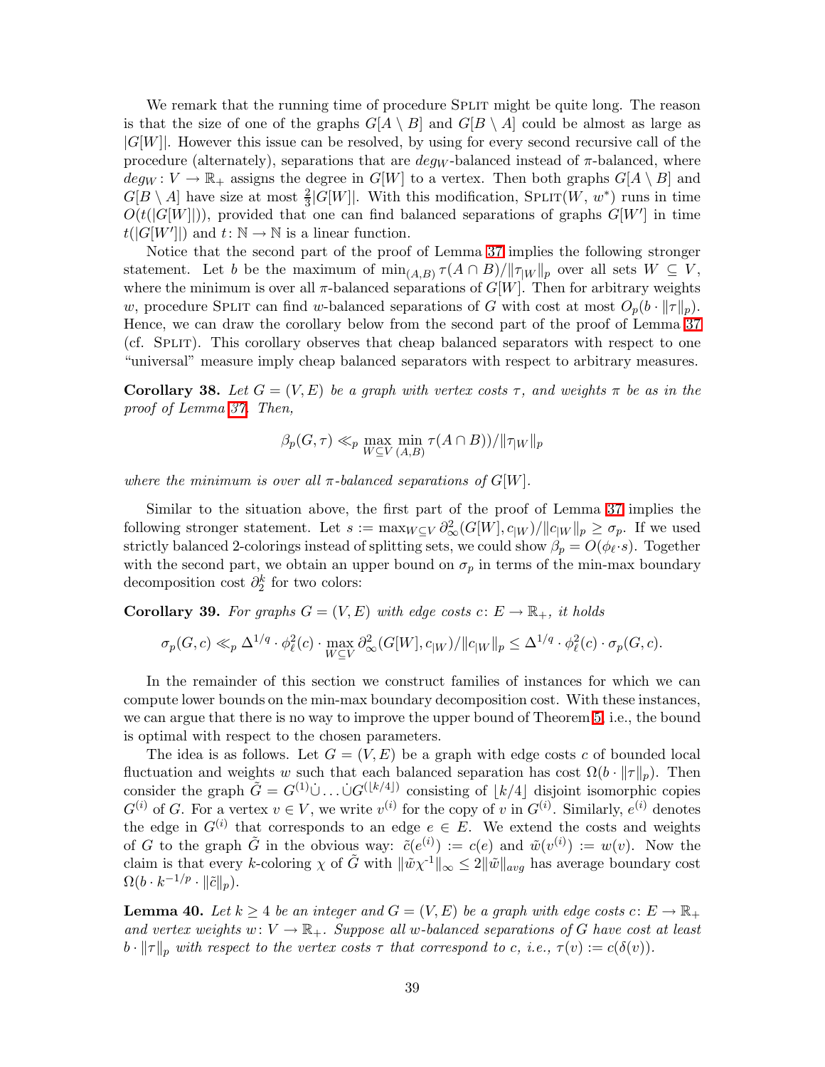We remark that the running time of procedure Split might be quite long. The reason is that the size of one of the graphs $G[A \setminus B]$ and $G[B \setminus A]$ could be almost as large as $|G[W]|$. However this issue can be resolved, by using for every second recursive call of the procedure (alternately), separations that are $deg_W$-balanced instead of $\pi$-balanced, where $deg_W : V \to \mathbb{R}_+$ assigns the degree in $G[W]$ to a vertex. Then both graphs $G[A \setminus B]$ and $G[B \setminus A]$ have size at most $\frac{2}{3}|G[W]|$. With this modification, Split$(W, w^*)$ runs in time $O(t(|G[W]|))$, provided that one can find balanced separations of graphs $G[W']$ in time $t(|G[W']|)$ and $t : \mathbb{N} \to \mathbb{N}$ is a linear function.

Notice that the second part of the proof of Lemma 37 implies the following stronger statement. Let $b$ be the maximum of $\min_{(A,B)} \tau(A \cap B)/\|\tau_{|W}\|_p$ over all sets $W \subseteq V$, where the minimum is over all $\pi$-balanced separations of $G[W]$. Then for arbitrary weights $w$, procedure Split can find $w$-balanced separations of $G$ with cost at most $O_p(b \cdot \|\tau\|_p)$. Hence, we can draw the corollary below from the second part of the proof of Lemma 37 (cf. Split). This corollary observes that cheap balanced separators with respect to one "universal" measure imply cheap balanced separators with respect to arbitrary measures.

**Corollary 38.** *Let $G = (V, E)$ be a graph with vertex costs $\tau$, and weights $\pi$ be as in the proof of Lemma 37. Then,*

$$\beta_p(G, \tau) \ll_p \max_{W \subseteq V} \min_{(A,B)} \tau(A \cap B))/\|\tau_{|W}\|_p$$

*where the minimum is over all $\pi$-balanced separations of $G[W]$.*

Similar to the situation above, the first part of the proof of Lemma 37 implies the following stronger statement. Let $s := \max_{W \subseteq V} \partial^2_\infty(G[W], c_{|W})/\|c_{|W}\|_p \geq \sigma_p$. If we used strictly balanced 2-colorings instead of splitting sets, we could show $\beta_p = O(\phi_\ell \cdot s)$. Together with the second part, we obtain an upper bound on $\sigma_p$ in terms of the min-max boundary decomposition cost $\partial^k_2$ for two colors:

**Corollary 39.** *For graphs $G = (V, E)$ with edge costs $c : E \to \mathbb{R}_+$, it holds*

$$\sigma_p(G, c) \ll_p \Delta^{1/q} \cdot \phi^2_\ell(c) \cdot \max_{W \subseteq V} \partial^2_\infty(G[W], c_{|W})/\|c_{|W}\|_p \leq \Delta^{1/q} \cdot \phi^2_\ell(c) \cdot \sigma_p(G, c).$$

In the remainder of this section we construct families of instances for which we can compute lower bounds on the min-max boundary decomposition cost. With these instances, we can argue that there is no way to improve the upper bound of Theorem 5, i.e., the bound is optimal with respect to the chosen parameters.

The idea is as follows. Let $G = (V, E)$ be a graph with edge costs $c$ of bounded local fluctuation and weights $w$ such that each balanced separation has cost $\Omega(b \cdot \|\tau\|_p)$. Then consider the graph $\tilde{G} = G^{(1)} \dot\cup \ldots \dot\cup G^{(\lfloor k/4 \rfloor)}$ consisting of $\lfloor k/4 \rfloor$ disjoint isomorphic copies $G^{(i)}$ of $G$. For a vertex $v \in V$, we write $v^{(i)}$ for the copy of $v$ in $G^{(i)}$. Similarly, $e^{(i)}$ denotes the edge in $G^{(i)}$ that corresponds to an edge $e \in E$. We extend the costs and weights of $G$ to the graph $\tilde{G}$ in the obvious way: $\tilde{c}(e^{(i)}) := c(e)$ and $\tilde{w}(v^{(i)}) := w(v)$. Now the claim is that every $k$-coloring $\chi$ of $\tilde{G}$ with $\|\tilde{w}\chi^{-1}\|_\infty \leq 2\|\tilde{w}\|_{avg}$ has average boundary cost $\Omega(b \cdot k^{-1/p} \cdot \|\tilde{c}\|_p)$.

**Lemma 40.** *Let $k \geq 4$ be an integer and $G = (V, E)$ be a graph with edge costs $c : E \to \mathbb{R}_+$ and vertex weights $w : V \to \mathbb{R}_+$. Suppose all $w$-balanced separations of $G$ have cost at least $b \cdot \|\tau\|_p$ with respect to the vertex costs $\tau$ that correspond to $c$, i.e., $\tau(v) := c(\delta(v))$.*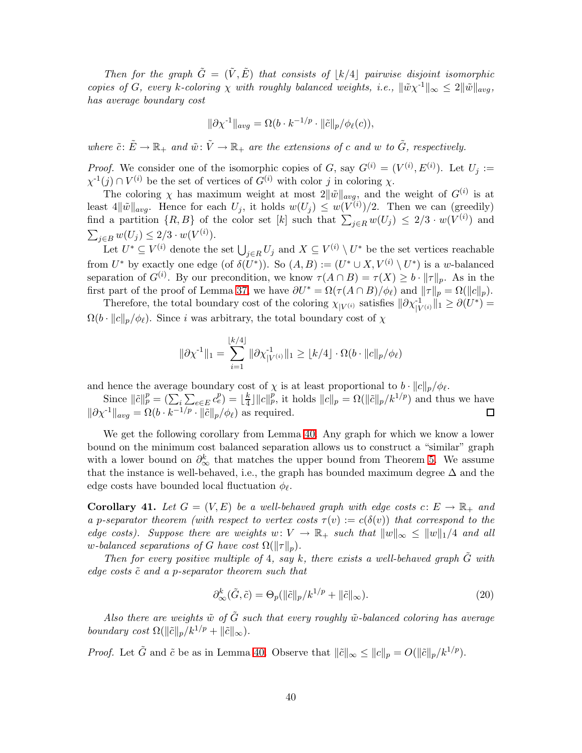*Then for the graph $\tilde{G} = (\tilde{V}, \tilde{E})$ that consists of $\lfloor k/4 \rfloor$ pairwise disjoint isomorphic copies of $G$, every $k$-coloring $\chi$ with roughly balanced weights, i.e., $\|\tilde{w}\chi^{-1}\|_\infty \leq 2\|\tilde{w}\|_{avg}$, has average boundary cost*

$$\|\partial\chi^{-1}\|_{avg} = \Omega(b \cdot k^{-1/p} \cdot \|\tilde{c}\|_p / \phi_\ell(c)),$$

*where $\tilde{c}\colon \tilde{E} \to \mathbb{R}_+$ and $\tilde{w}\colon \tilde{V} \to \mathbb{R}_+$ are the extensions of $c$ and $w$ to $\tilde{G}$, respectively.*

*Proof.* We consider one of the isomorphic copies of $G$, say $G^{(i)} = (V^{(i)}, E^{(i)})$. Let $U_j := \chi^{-1}(j) \cap V^{(i)}$ be the set of vertices of $G^{(i)}$ with color $j$ in coloring $\chi$.

The coloring $\chi$ has maximum weight at most $2\|\tilde{w}\|_{avg}$, and the weight of $G^{(i)}$ is at least $4\|\tilde{w}\|_{avg}$. Hence for each $U_j$, it holds $w(U_j) \leq w(V^{(i)})/2$. Then we can (greedily) find a partition $\{R, B\}$ of the color set $[k]$ such that $\sum_{j \in R} w(U_j) \leq 2/3 \cdot w(V^{(i)})$ and $\sum_{j \in B} w(U_j) \leq 2/3 \cdot w(V^{(i)})$.

Let $U^* \subseteq V^{(i)}$ denote the set $\bigcup_{j \in R} U_j$ and $X \subseteq V^{(i)} \setminus U^*$ be the set vertices reachable from $U^*$ by exactly one edge (of $\delta(U^*)$). So $(A, B) := (U^* \cup X, V^{(i)} \setminus U^*)$ is a $w$-balanced separation of $G^{(i)}$. By our precondition, we know $\tau(A \cap B) = \tau(X) \geq b \cdot \|\tau\|_p$. As in the first part of the proof of Lemma 37, we have $\partial U^* = \Omega(\tau(A \cap B)/\phi_\ell)$ and $\|\tau\|_p = \Omega(\|c\|_p)$.

Therefore, the total boundary cost of the coloring $\chi_{|V^{(i)}}$ satisfies $\|\partial\chi^{-1}_{|V^{(i)}}\|_1 \geq \partial(U^*) = \Omega(b \cdot \|c\|_p/\phi_\ell)$. Since $i$ was arbitrary, the total boundary cost of $\chi$

$$\|\partial\chi^{-1}\|_1 = \sum_{i=1}^{\lfloor k/4 \rfloor} \|\partial\chi^{-1}_{|V^{(i)}}\|_1 \geq \lfloor k/4 \rfloor \cdot \Omega(b \cdot \|c\|_p/\phi_\ell)$$

and hence the average boundary cost of $\chi$ is at least proportional to $b \cdot \|c\|_p/\phi_\ell$.

Since $\|\tilde{c}\|_p^p = (\sum_i \sum_{e \in E} c_e^p) = \lfloor \frac{k}{4} \rfloor \|c\|_p^p$, it holds $\|c\|_p = \Omega(\|\tilde{c}\|_p/k^{1/p})$ and thus we have $\|\partial\chi^{-1}\|_{avg} = \Omega(b \cdot k^{-1/p} \cdot \|\tilde{c}\|_p/\phi_\ell)$ as required. ◻

We get the following corollary from Lemma 40. Any graph for which we know a lower bound on the minimum cost balanced separation allows us to construct a "similar" graph with a lower bound on $\partial^k_\infty$ that matches the upper bound from Theorem 5. We assume that the instance is well-behaved, i.e., the graph has bounded maximum degree $\Delta$ and the edge costs have bounded local fluctuation $\phi_\ell$.

**Corollary 41.** *Let $G = (V, E)$ be a well-behaved graph with edge costs $c\colon E \to \mathbb{R}_+$ and a $p$-separator theorem (with respect to vertex costs $\tau(v) := c(\delta(v))$ that correspond to the edge costs). Suppose there are weights $w\colon V \to \mathbb{R}_+$ such that $\|w\|_\infty \leq \|w\|_1/4$ and all $w$-balanced separations of $G$ have cost $\Omega(\|\tau\|_p)$.*

*Then for every positive multiple of 4, say $k$, there exists a well-behaved graph $\tilde{G}$ with edge costs $\tilde{c}$ and a $p$-separator theorem such that*

$$\partial^k_\infty(\tilde{G}, \tilde{c}) = \Theta_p(\|\tilde{c}\|_p/k^{1/p} + \|\tilde{c}\|_\infty). \tag{20}$$

*Also there are weights $\tilde{w}$ of $\tilde{G}$ such that every roughly $\tilde{w}$-balanced coloring has average boundary cost $\Omega(\|\tilde{c}\|_p/k^{1/p} + \|\tilde{c}\|_\infty)$.*

*Proof.* Let $\tilde{G}$ and $\tilde{c}$ be as in Lemma 40. Observe that $\|\tilde{c}\|_\infty \leq \|c\|_p = O(\|\tilde{c}\|_p/k^{1/p})$.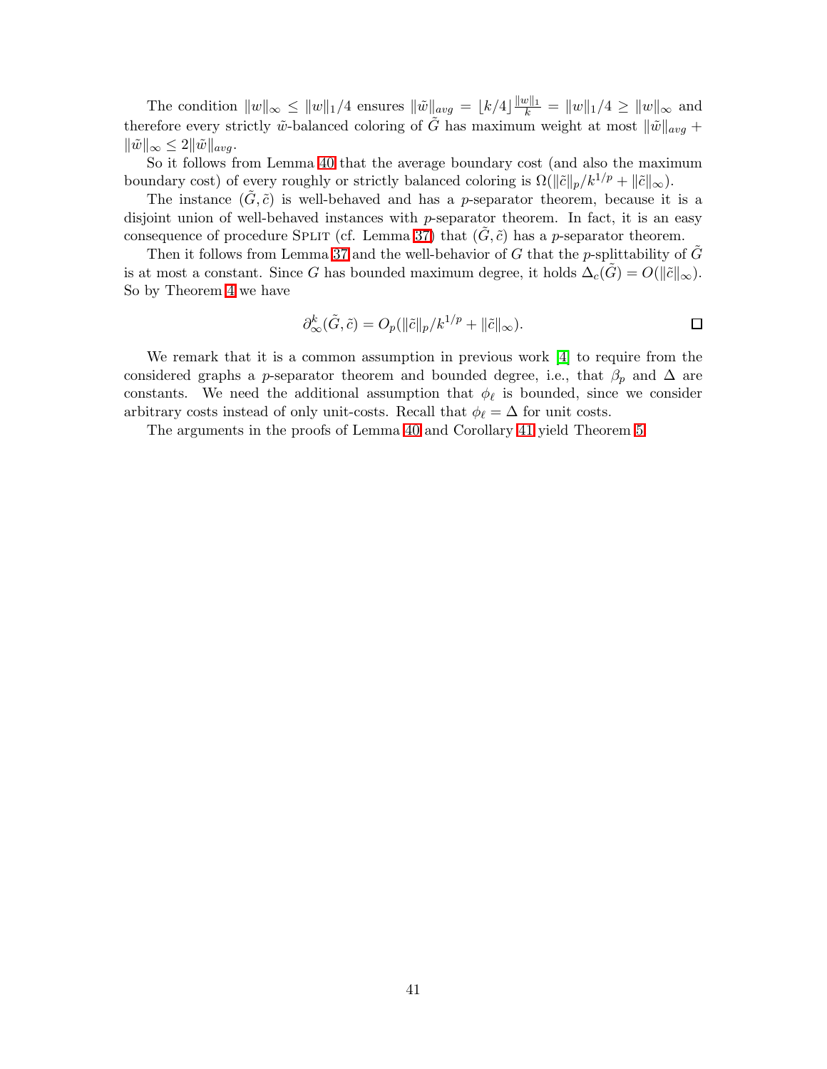The condition $\|w\|_\infty \leq \|w\|_1/4$ ensures $\|\tilde{w}\|_{avg} = \lfloor k/4 \rfloor \frac{\|w\|_1}{k} = \|w\|_1/4 \geq \|w\|_\infty$ and therefore every strictly $\tilde{w}$-balanced coloring of $\tilde{G}$ has maximum weight at most $\|\tilde{w}\|_{avg} + \|\tilde{w}\|_\infty \leq 2\|\tilde{w}\|_{avg}$.

So it follows from Lemma 40 that the average boundary cost (and also the maximum boundary cost) of every roughly or strictly balanced coloring is $\Omega(\|\tilde{c}\|_p/k^{1/p} + \|\tilde{c}\|_\infty)$.

The instance $(\tilde{G}, \tilde{c})$ is well-behaved and has a $p$-separator theorem, because it is a disjoint union of well-behaved instances with $p$-separator theorem. In fact, it is an easy consequence of procedure Split (cf. Lemma 37) that $(\tilde{G}, \tilde{c})$ has a $p$-separator theorem.

Then it follows from Lemma 37 and the well-behavior of $G$ that the $p$-splittability of $\tilde{G}$ is at most a constant. Since $G$ has bounded maximum degree, it holds $\Delta_c(\tilde{G}) = O(\|\tilde{c}\|_\infty)$. So by Theorem 4 we have

$$\partial^k_\infty(\tilde{G}, \tilde{c}) = O_p(\|\tilde{c}\|_p/k^{1/p} + \|\tilde{c}\|_\infty). \qquad \square$$

We remark that it is a common assumption in previous work [4] to require from the considered graphs a $p$-separator theorem and bounded degree, i.e., that $\beta_p$ and $\Delta$ are constants. We need the additional assumption that $\phi_\ell$ is bounded, since we consider arbitrary costs instead of only unit-costs. Recall that $\phi_\ell = \Delta$ for unit costs.

The arguments in the proofs of Lemma 40 and Corollary 41 yield Theorem 5.